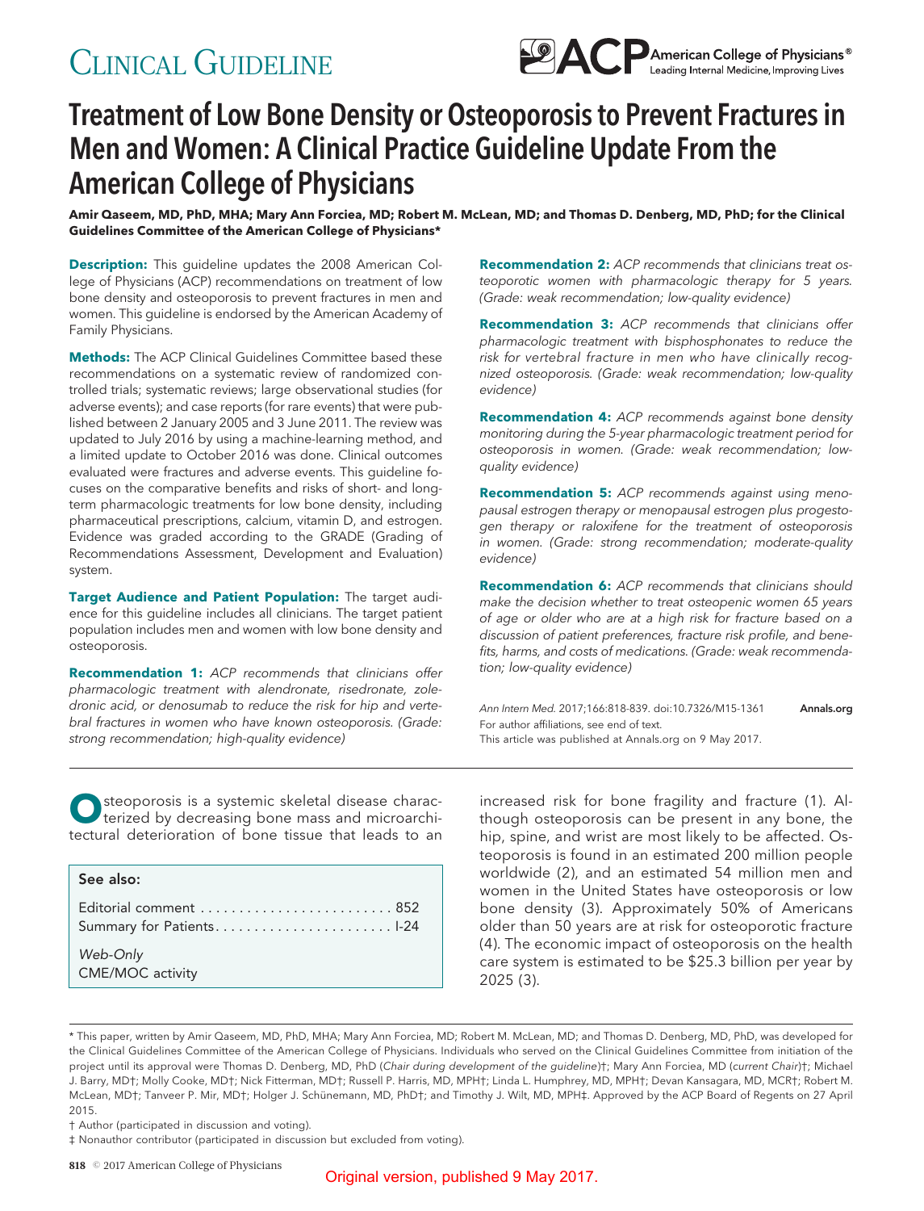# Clinical Guideline

# Treatment of Low Bone Density or Osteoporosis to Prevent Fractures in Men and Women: A Clinical Practice Guideline Update From the American College of Physicians

**Amir Qaseem, MD, PhD, MHA; Mary Ann Forciea, MD; Robert M. McLean, MD; and Thomas D. Denberg, MD, PhD; for the Clinical Guidelines Committee of the American College of Physicians***

**Description:** This guideline updates the 2008 American College of Physicians (ACP) recommendations on treatment of low bone density and osteoporosis to prevent fractures in men and women. This guideline is endorsed by the American Academy of Family Physicians.

**Methods:** The ACP Clinical Guidelines Committee based these recommendations on a systematic review of randomized controlled trials; systematic reviews; large observational studies (for adverse events); and case reports (for rare events) that were published between 2 January 2005 and 3 June 2011. The review was updated to July 2016 by using a machine-learning method, and a limited update to October 2016 was done. Clinical outcomes evaluated were fractures and adverse events. This guideline focuses on the comparative benefits and risks of short- and long-term pharmacologic treatments for low bone density, including pharmaceutical prescriptions, calcium, vitamin D, and estrogen. Evidence was graded according to the GRADE (Grading of Recommendations Assessment, Development and Evaluation) system.

**Target Audience and Patient Population:** The target audience for this guideline includes all clinicians. The target patient population includes men and women with low bone density and osteoporosis.

**Recommendation 1:** *ACP recommends that clinicians offer pharmacologic treatment with alendronate, risedronate, zoledronic acid, or denosumab to reduce the risk for hip and vertebral fractures in women who have known osteoporosis. (Grade: strong recommendation; high-quality evidence)*

**Recommendation 2:** *ACP recommends that clinicians treat osteoporotic women with pharmacologic therapy for 5 years. (Grade: weak recommendation; low-quality evidence)*

**Recommendation 3:** *ACP recommends that clinicians offer pharmacologic treatment with bisphosphonates to reduce the risk for vertebral fracture in men who have clinically recognized osteoporosis. (Grade: weak recommendation; low-quality evidence)*

**Recommendation 4:** *ACP recommends against bone density monitoring during the 5-year pharmacologic treatment period for osteoporosis in women. (Grade: weak recommendation; low-quality evidence)*

**Recommendation 5:** *ACP recommends against using menopausal estrogen therapy or menopausal estrogen plus progestogen therapy or raloxifene for the treatment of osteoporosis in women. (Grade: strong recommendation; moderate-quality evidence)*

**Recommendation 6:** *ACP recommends that clinicians should make the decision whether to treat osteopenic women 65 years of age or older who are at a high risk for fracture based on a discussion of patient preferences, fracture risk profile, and benefits, harms, and costs of medications. (Grade: weak recommendation; low-quality evidence)*

*Ann Intern Med.* 2017;166:818-839. doi:10.7326/M15-1361 **Annals.org**
For author affiliations, see end of text.
This article was published at Annals.org on 9 May 2017.

Osteoporosis is a systemic skeletal disease characterized by decreasing bone mass and microarchitectural deterioration of bone tissue that leads to an increased risk for bone fragility and fracture (1). Although osteoporosis can be present in any bone, the hip, spine, and wrist are most likely to be affected. Osteoporosis is found in an estimated 200 million people worldwide (2), and an estimated 54 million men and women in the United States have osteoporosis or low bone density (3). Approximately 50% of Americans older than 50 years are at risk for osteoporotic fracture (4). The economic impact of osteoporosis on the health care system is estimated to be $25.3 billion per year by 2025 (3).

**See also:**

Editorial comment . . . . . . . . . . . . . . . . . . . . . . . . . 852
Summary for Patients. . . . . . . . . . . . . . . . . . . . . . . I-24

*Web-Only*
CME/MOC activity

* This paper, written by Amir Qaseem, MD, PhD, MHA; Mary Ann Forciea, MD; Robert M. McLean, MD; and Thomas D. Denberg, MD, PhD, was developed for the Clinical Guidelines Committee of the American College of Physicians. Individuals who served on the Clinical Guidelines Committee from initiation of the project until its approval were Thomas D. Denberg, MD, PhD (*Chair during development of the guideline*)†; Mary Ann Forciea, MD (*current Chair*)†; Michael J. Barry, MD†; Molly Cooke, MD†; Nick Fitterman, MD†; Russell P. Harris, MD, MPH†; Linda L. Humphrey, MD, MPH†; Devan Kansagara, MD, MCR†; Robert M. McLean, MD†; Tanveer P. Mir, MD†; Holger J. Schünemann, MD, PhD†; and Timothy J. Wilt, MD, MPH‡. Approved by the ACP Board of Regents on 27 April 2015.

† Author (participated in discussion and voting).

‡ Nonauthor contributor (participated in discussion but excluded from voting).

© 2017 American College of Physicians

Original version, published 9 May 2017.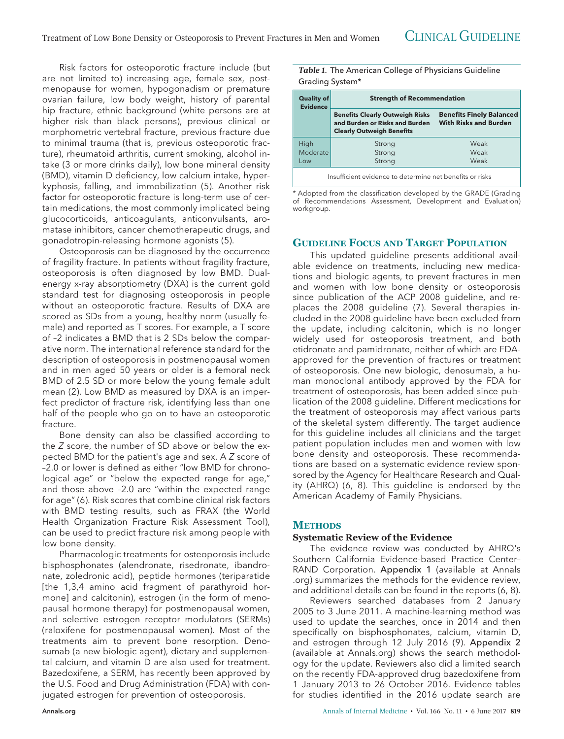Risk factors for osteoporotic fracture include (but are not limited to) increasing age, female sex, postmenopause for women, hypogonadism or premature ovarian failure, low body weight, history of parental hip fracture, ethnic background (white persons are at higher risk than black persons), previous clinical or morphometric vertebral fracture, previous fracture due to minimal trauma (that is, previous osteoporotic fracture), rheumatoid arthritis, current smoking, alcohol intake (3 or more drinks daily), low bone mineral density (BMD), vitamin D deficiency, low calcium intake, hyperkyphosis, falling, and immobilization (5). Another risk factor for osteoporotic fracture is long-term use of certain medications, the most commonly implicated being glucocorticoids, anticoagulants, anticonvulsants, aromatase inhibitors, cancer chemotherapeutic drugs, and gonadotropin-releasing hormone agonists (5).

Osteoporosis can be diagnosed by the occurrence of fragility fracture. In patients without fragility fracture, osteoporosis is often diagnosed by low BMD. Dual-energy x-ray absorptiometry (DXA) is the current gold standard test for diagnosing osteoporosis in people without an osteoporotic fracture. Results of DXA are scored as SDs from a young, healthy norm (usually female) and reported as T scores. For example, a T score of –2 indicates a BMD that is 2 SDs below the comparative norm. The international reference standard for the description of osteoporosis in postmenopausal women and in men aged 50 years or older is a femoral neck BMD of 2.5 SD or more below the young female adult mean (2). Low BMD as measured by DXA is an imperfect predictor of fracture risk, identifying less than one half of the people who go on to have an osteoporotic fracture.

Bone density can also be classified according to the *Z* score, the number of SD above or below the expected BMD for the patient's age and sex. A *Z* score of –2.0 or lower is defined as either "low BMD for chronological age" or "below the expected range for age," and those above –2.0 are "within the expected range for age" (6). Risk scores that combine clinical risk factors with BMD testing results, such as FRAX (the World Health Organization Fracture Risk Assessment Tool), can be used to predict fracture risk among people with low bone density.

Pharmacologic treatments for osteoporosis include bisphosphonates (alendronate, risedronate, ibandronate, zoledronic acid), peptide hormones (teriparatide [the 1,3,4 amino acid fragment of parathyroid hormone] and calcitonin), estrogen (in the form of menopausal hormone therapy) for postmenopausal women, and selective estrogen receptor modulators (SERMs) (raloxifene for postmenopausal women). Most of the treatments aim to prevent bone resorption. Denosumab (a new biologic agent), dietary and supplemental calcium, and vitamin D are also used for treatment. Bazedoxifene, a SERM, has recently been approved by the U.S. Food and Drug Administration (FDA) with conjugated estrogen for prevention of osteoporosis.

***Table 1.*** The American College of Physicians Guideline Grading System*

| Quality of Evidence | Strength of Recommendation | |
|---|---|---|
| | **Benefits Clearly Outweigh Risks and Burden or Risks and Burden Clearly Outweigh Benefits** | **Benefits Finely Balanced With Risks and Burden** |
| High | Strong | Weak |
| Moderate | Strong | Weak |
| Low | Strong | Weak |
| Insufficient evidence to determine net benefits or risks | | |

\* Adopted from the classification developed by the GRADE (Grading of Recommendations Assessment, Development and Evaluation) workgroup.

## Guideline Focus and Target Population

This updated guideline presents additional available evidence on treatments, including new medications and biologic agents, to prevent fractures in men and women with low bone density or osteoporosis since publication of the ACP 2008 guideline, and replaces the 2008 guideline (7). Several therapies included in the 2008 guideline have been excluded from the update, including calcitonin, which is no longer widely used for osteoporosis treatment, and both etidronate and pamidronate, neither of which are FDA-approved for the prevention of fractures or treatment of osteoporosis. One new biologic, denosumab, a human monoclonal antibody approved by the FDA for treatment of osteoporosis, has been added since publication of the 2008 guideline. Different medications for the treatment of osteoporosis may affect various parts of the skeletal system differently. The target audience for this guideline includes all clinicians and the target patient population includes men and women with low bone density and osteoporosis. These recommendations are based on a systematic evidence review sponsored by the Agency for Healthcare Research and Quality (AHRQ) (6, 8). This guideline is endorsed by the American Academy of Family Physicians.

## Methods

### Systematic Review of the Evidence

The evidence review was conducted by AHRQ's Southern California Evidence-based Practice Center–RAND Corporation. Appendix 1 (available at Annals.org) summarizes the methods for the evidence review, and additional details can be found in the reports (6, 8).

Reviewers searched databases from 2 January 2005 to 3 June 2011. A machine-learning method was used to update the searches, once in 2014 and then specifically on bisphosphonates, calcium, vitamin D, and estrogen through 12 July 2016 (9). Appendix 2 (available at Annals.org) shows the search methodology for the update. Reviewers also did a limited search on the recently FDA-approved drug bazedoxifene from 1 January 2013 to 26 October 2016. Evidence tables for studies identified in the 2016 update search are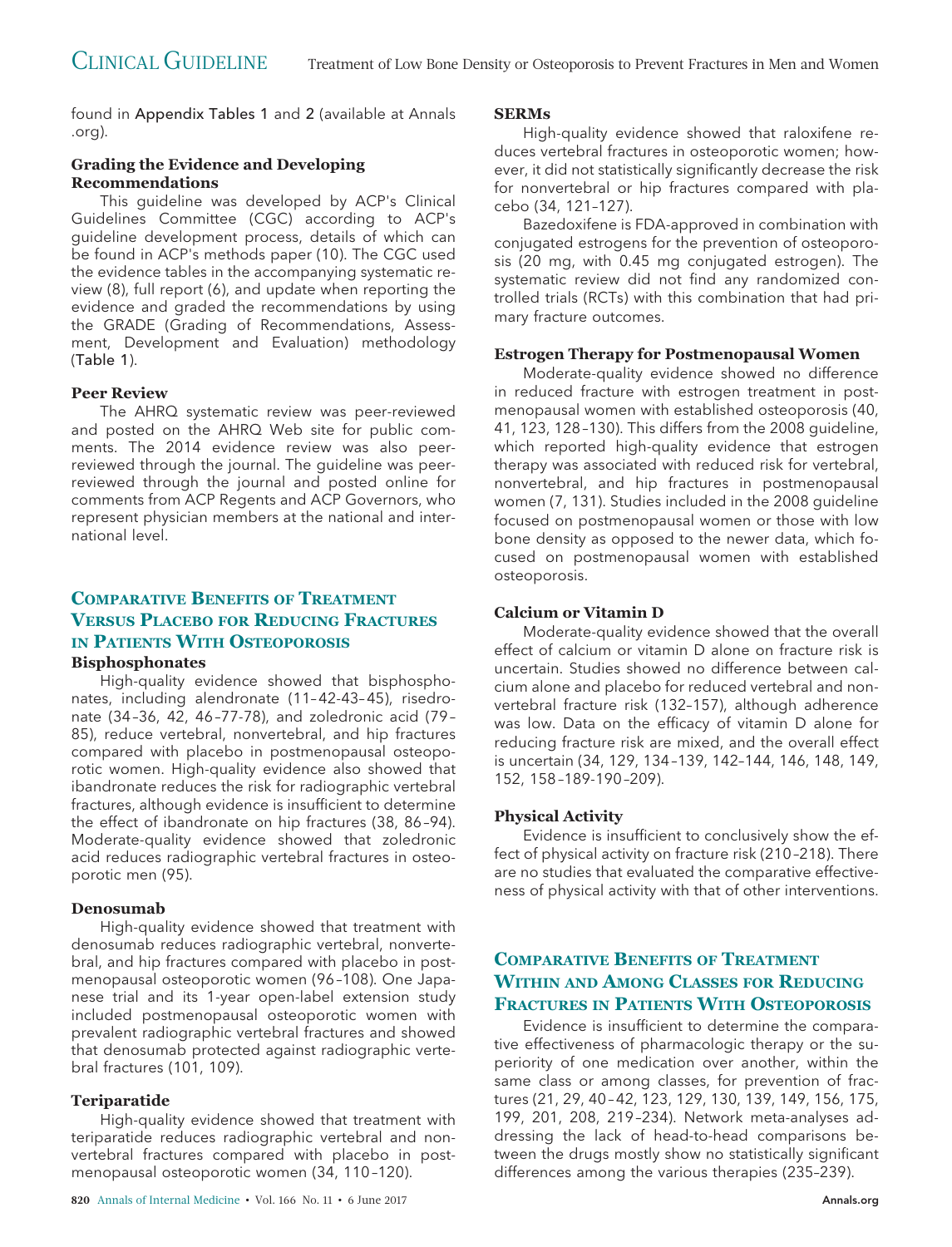found in Appendix Tables 1 and 2 (available at Annals.org).

### Grading the Evidence and Developing Recommendations

This guideline was developed by ACP's Clinical Guidelines Committee (CGC) according to ACP's guideline development process, details of which can be found in ACP's methods paper (10). The CGC used the evidence tables in the accompanying systematic review (8), full report (6), and update when reporting the evidence and graded the recommendations by using the GRADE (Grading of Recommendations, Assessment, Development and Evaluation) methodology (Table 1).

### Peer Review

The AHRQ systematic review was peer-reviewed and posted on the AHRQ Web site for public comments. The 2014 evidence review was also peer-reviewed through the journal. The guideline was peer-reviewed through the journal and posted online for comments from ACP Regents and ACP Governors, who represent physician members at the national and international level.

## Comparative Benefits of Treatment Versus Placebo for Reducing Fractures in Patients With Osteoporosis

### Bisphosphonates

High-quality evidence showed that bisphosphonates, including alendronate (11–42-43–45), risedronate (34–36, 42, 46–77-78), and zoledronic acid (79–85), reduce vertebral, nonvertebral, and hip fractures compared with placebo in postmenopausal osteoporotic women. High-quality evidence also showed that ibandronate reduces the risk for radiographic vertebral fractures, although evidence is insufficient to determine the effect of ibandronate on hip fractures (38, 86–94). Moderate-quality evidence showed that zoledronic acid reduces radiographic vertebral fractures in osteoporotic men (95).

### Denosumab

High-quality evidence showed that treatment with denosumab reduces radiographic vertebral, nonvertebral, and hip fractures compared with placebo in postmenopausal osteoporotic women (96–108). One Japanese trial and its 1-year open-label extension study included postmenopausal osteoporotic women with prevalent radiographic vertebral fractures and showed that denosumab protected against radiographic vertebral fractures (101, 109).

### Teriparatide

High-quality evidence showed that treatment with teriparatide reduces radiographic vertebral and nonvertebral fractures compared with placebo in postmenopausal osteoporotic women (34, 110–120).

### SERMs

High-quality evidence showed that raloxifene reduces vertebral fractures in osteoporotic women; however, it did not statistically significantly decrease the risk for nonvertebral or hip fractures compared with placebo (34, 121–127).

Bazedoxifene is FDA-approved in combination with conjugated estrogens for the prevention of osteoporosis (20 mg, with 0.45 mg conjugated estrogen). The systematic review did not find any randomized controlled trials (RCTs) with this combination that had primary fracture outcomes.

### Estrogen Therapy for Postmenopausal Women

Moderate-quality evidence showed no difference in reduced fracture with estrogen treatment in postmenopausal women with established osteoporosis (40, 41, 123, 128–130). This differs from the 2008 guideline, which reported high-quality evidence that estrogen therapy was associated with reduced risk for vertebral, nonvertebral, and hip fractures in postmenopausal women (7, 131). Studies included in the 2008 guideline focused on postmenopausal women or those with low bone density as opposed to the newer data, which focused on postmenopausal women with established osteoporosis.

### Calcium or Vitamin D

Moderate-quality evidence showed that the overall effect of calcium or vitamin D alone on fracture risk is uncertain. Studies showed no difference between calcium alone and placebo for reduced vertebral and nonvertebral fracture risk (132–157), although adherence was low. Data on the efficacy of vitamin D alone for reducing fracture risk are mixed, and the overall effect is uncertain (34, 129, 134–139, 142–144, 146, 148, 149, 152, 158–189-190–209).

### Physical Activity

Evidence is insufficient to conclusively show the effect of physical activity on fracture risk (210–218). There are no studies that evaluated the comparative effectiveness of physical activity with that of other interventions.

## Comparative Benefits of Treatment Within and Among Classes for Reducing Fractures in Patients With Osteoporosis

Evidence is insufficient to determine the comparative effectiveness of pharmacologic therapy or the superiority of one medication over another, within the same class or among classes, for prevention of fractures (21, 29, 40–42, 123, 129, 130, 139, 149, 156, 175, 199, 201, 208, 219–234). Network meta-analyses addressing the lack of head-to-head comparisons between the drugs mostly show no statistically significant differences among the various therapies (235–239).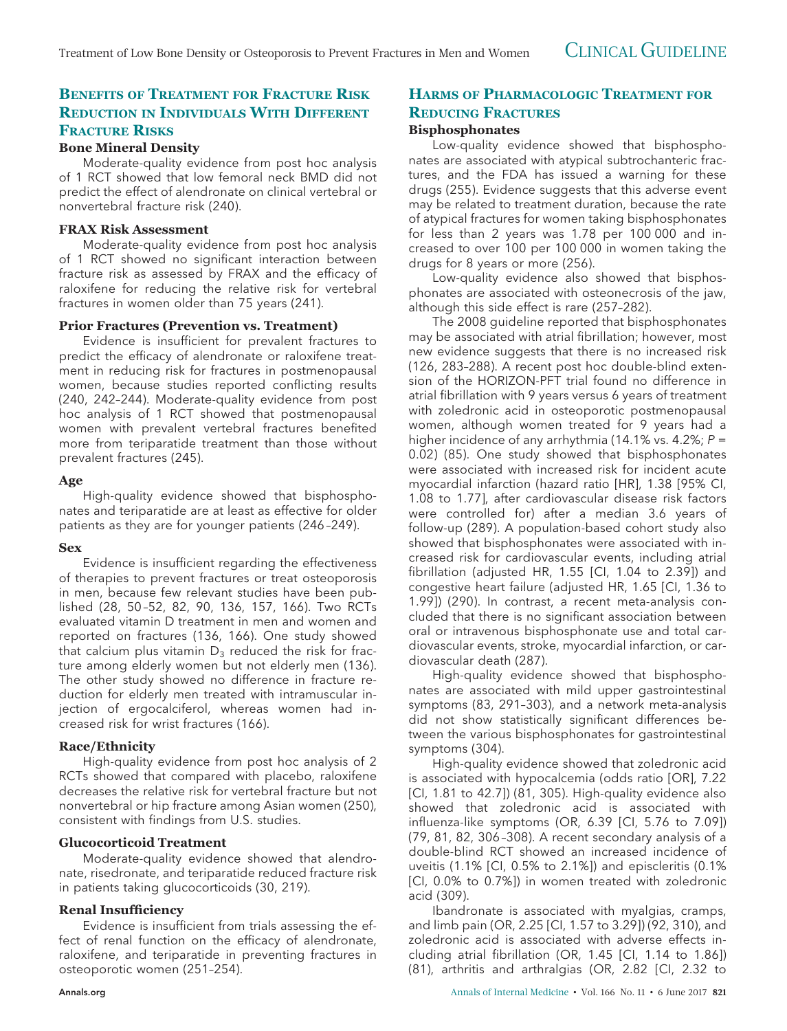## Benefits of Treatment for Fracture Risk Reduction in Individuals With Different Fracture Risks

### Bone Mineral Density

Moderate-quality evidence from post hoc analysis of 1 RCT showed that low femoral neck BMD did not predict the effect of alendronate on clinical vertebral or nonvertebral fracture risk (240).

### FRAX Risk Assessment

Moderate-quality evidence from post hoc analysis of 1 RCT showed no significant interaction between fracture risk as assessed by FRAX and the efficacy of raloxifene for reducing the relative risk for vertebral fractures in women older than 75 years (241).

### Prior Fractures (Prevention vs. Treatment)

Evidence is insufficient for prevalent fractures to predict the efficacy of alendronate or raloxifene treatment in reducing risk for fractures in postmenopausal women, because studies reported conflicting results (240, 242–244). Moderate-quality evidence from post hoc analysis of 1 RCT showed that postmenopausal women with prevalent vertebral fractures benefited more from teriparatide treatment than those without prevalent fractures (245).

### Age

High-quality evidence showed that bisphosphonates and teriparatide are at least as effective for older patients as they are for younger patients (246–249).

### Sex

Evidence is insufficient regarding the effectiveness of therapies to prevent fractures or treat osteoporosis in men, because few relevant studies have been published (28, 50–52, 82, 90, 136, 157, 166). Two RCTs evaluated vitamin D treatment in men and women and reported on fractures (136, 166). One study showed that calcium plus vitamin $D_3$ reduced the risk for fracture among elderly women but not elderly men (136). The other study showed no difference in fracture reduction for elderly men treated with intramuscular injection of ergocalciferol, whereas women had increased risk for wrist fractures (166).

### Race/Ethnicity

High-quality evidence from post hoc analysis of 2 RCTs showed that compared with placebo, raloxifene decreases the relative risk for vertebral fracture but not nonvertebral or hip fracture among Asian women (250), consistent with findings from U.S. studies.

### Glucocorticoid Treatment

Moderate-quality evidence showed that alendronate, risedronate, and teriparatide reduced fracture risk in patients taking glucocorticoids (30, 219).

### Renal Insufficiency

Evidence is insufficient from trials assessing the effect of renal function on the efficacy of alendronate, raloxifene, and teriparatide in preventing fractures in osteoporotic women (251–254).

## Harms of Pharmacologic Treatment for Reducing Fractures

### Bisphosphonates

Low-quality evidence showed that bisphosphonates are associated with atypical subtrochanteric fractures, and the FDA has issued a warning for these drugs (255). Evidence suggests that this adverse event may be related to treatment duration, because the rate of atypical fractures for women taking bisphosphonates for less than 2 years was 1.78 per 100 000 and increased to over 100 per 100 000 in women taking the drugs for 8 years or more (256).

Low-quality evidence also showed that bisphosphonates are associated with osteonecrosis of the jaw, although this side effect is rare (257–282).

The 2008 guideline reported that bisphosphonates may be associated with atrial fibrillation; however, most new evidence suggests that there is no increased risk (126, 283–288). A recent post hoc double-blind extension of the HORIZON-PFT trial found no difference in atrial fibrillation with 9 years versus 6 years of treatment with zoledronic acid in osteoporotic postmenopausal women, although women treated for 9 years had a higher incidence of any arrhythmia (14.1% vs. 4.2%; $P$ = 0.02) (85). One study showed that bisphosphonates were associated with increased risk for incident acute myocardial infarction (hazard ratio [HR], 1.38 [95% CI, 1.08 to 1.77], after cardiovascular disease risk factors were controlled for) after a median 3.6 years of follow-up (289). A population-based cohort study also showed that bisphosphonates were associated with increased risk for cardiovascular events, including atrial fibrillation (adjusted HR, 1.55 [CI, 1.04 to 2.39]) and congestive heart failure (adjusted HR, 1.65 [CI, 1.36 to 1.99]) (290). In contrast, a recent meta-analysis concluded that there is no significant association between oral or intravenous bisphosphonate use and total cardiovascular events, stroke, myocardial infarction, or cardiovascular death (287).

High-quality evidence showed that bisphosphonates are associated with mild upper gastrointestinal symptoms (83, 291–303), and a network meta-analysis did not show statistically significant differences between the various bisphosphonates for gastrointestinal symptoms (304).

High-quality evidence showed that zoledronic acid is associated with hypocalcemia (odds ratio [OR], 7.22 [CI, 1.81 to 42.7]) (81, 305). High-quality evidence also showed that zoledronic acid is associated with influenza-like symptoms (OR, 6.39 [CI, 5.76 to 7.09]) (79, 81, 82, 306–308). A recent secondary analysis of a double-blind RCT showed an increased incidence of uveitis (1.1% [CI, 0.5% to 2.1%]) and episcleritis (0.1% [CI, 0.0% to 0.7%]) in women treated with zoledronic acid (309).

Ibandronate is associated with myalgias, cramps, and limb pain (OR, 2.25 [CI, 1.57 to 3.29]) (92, 310), and zoledronic acid is associated with adverse effects including atrial fibrillation (OR, 1.45 [CI, 1.14 to 1.86]) (81), arthritis and arthralgias (OR, 2.82 [CI, 2.32 to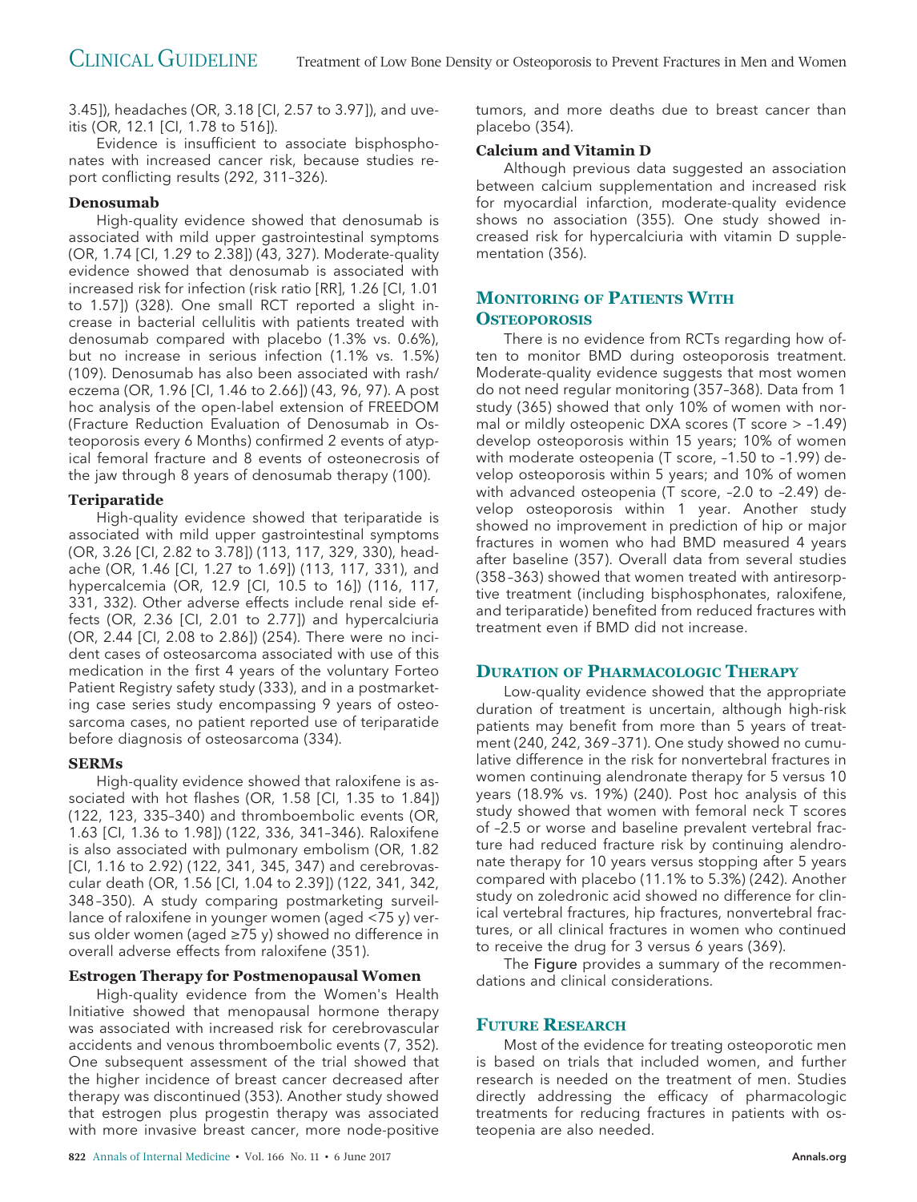3.45]), headaches (OR, 3.18 [CI, 2.57 to 3.97]), and uveitis (OR, 12.1 [CI, 1.78 to 516]).

Evidence is insufficient to associate bisphosphonates with increased cancer risk, because studies report conflicting results (292, 311–326).

### Denosumab

High-quality evidence showed that denosumab is associated with mild upper gastrointestinal symptoms (OR, 1.74 [CI, 1.29 to 2.38]) (43, 327). Moderate-quality evidence showed that denosumab is associated with increased risk for infection (risk ratio [RR], 1.26 [CI, 1.01 to 1.57]) (328). One small RCT reported a slight increase in bacterial cellulitis with patients treated with denosumab compared with placebo (1.3% vs. 0.6%), but no increase in serious infection (1.1% vs. 1.5%) (109). Denosumab has also been associated with rash/eczema (OR, 1.96 [CI, 1.46 to 2.66]) (43, 96, 97). A post hoc analysis of the open-label extension of FREEDOM (Fracture Reduction Evaluation of Denosumab in Osteoporosis every 6 Months) confirmed 2 events of atypical femoral fracture and 8 events of osteonecrosis of the jaw through 8 years of denosumab therapy (100).

### Teriparatide

High-quality evidence showed that teriparatide is associated with mild upper gastrointestinal symptoms (OR, 3.26 [CI, 2.82 to 3.78]) (113, 117, 329, 330), headache (OR, 1.46 [CI, 1.27 to 1.69]) (113, 117, 331), and hypercalcemia (OR, 12.9 [CI, 10.5 to 16]) (116, 117, 331, 332). Other adverse effects include renal side effects (OR, 2.36 [CI, 2.01 to 2.77]) and hypercalciuria (OR, 2.44 [CI, 2.08 to 2.86]) (254). There were no incident cases of osteosarcoma associated with use of this medication in the first 4 years of the voluntary Forteo Patient Registry safety study (333), and in a postmarketing case series study encompassing 9 years of osteosarcoma cases, no patient reported use of teriparatide before diagnosis of osteosarcoma (334).

### SERMs

High-quality evidence showed that raloxifene is associated with hot flashes (OR, 1.58 [CI, 1.35 to 1.84]) (122, 123, 335–340) and thromboembolic events (OR, 1.63 [CI, 1.36 to 1.98]) (122, 336, 341–346). Raloxifene is also associated with pulmonary embolism (OR, 1.82 [CI, 1.16 to 2.92) (122, 341, 345, 347) and cerebrovascular death (OR, 1.56 [CI, 1.04 to 2.39]) (122, 341, 342, 348–350). A study comparing postmarketing surveillance of raloxifene in younger women (aged <75 y) versus older women (aged ≥75 y) showed no difference in overall adverse effects from raloxifene (351).

### Estrogen Therapy for Postmenopausal Women

High-quality evidence from the Women's Health Initiative showed that menopausal hormone therapy was associated with increased risk for cerebrovascular accidents and venous thromboembolic events (7, 352). One subsequent assessment of the trial showed that the higher incidence of breast cancer decreased after therapy was discontinued (353). Another study showed that estrogen plus progestin therapy was associated with more invasive breast cancer, more node-positive tumors, and more deaths due to breast cancer than placebo (354).

### Calcium and Vitamin D

Although previous data suggested an association between calcium supplementation and increased risk for myocardial infarction, moderate-quality evidence shows no association (355). One study showed increased risk for hypercalciuria with vitamin D supplementation (356).

## Monitoring of Patients With Osteoporosis

There is no evidence from RCTs regarding how often to monitor BMD during osteoporosis treatment. Moderate-quality evidence suggests that most women do not need regular monitoring (357–368). Data from 1 study (365) showed that only 10% of women with normal or mildly osteopenic DXA scores (T score > –1.49) develop osteoporosis within 15 years; 10% of women with moderate osteopenia (T score, –1.50 to –1.99) develop osteoporosis within 5 years; and 10% of women with advanced osteopenia (T score, –2.0 to –2.49) develop osteoporosis within 1 year. Another study showed no improvement in prediction of hip or major fractures in women who had BMD measured 4 years after baseline (357). Overall data from several studies (358–363) showed that women treated with antiresorptive treatment (including bisphosphonates, raloxifene, and teriparatide) benefited from reduced fractures with treatment even if BMD did not increase.

## Duration of Pharmacologic Therapy

Low-quality evidence showed that the appropriate duration of treatment is uncertain, although high-risk patients may benefit from more than 5 years of treatment (240, 242, 369–371). One study showed no cumulative difference in the risk for nonvertebral fractures in women continuing alendronate therapy for 5 versus 10 years (18.9% vs. 19%) (240). Post hoc analysis of this study showed that women with femoral neck T scores of –2.5 or worse and baseline prevalent vertebral fracture had reduced fracture risk by continuing alendronate therapy for 10 years versus stopping after 5 years compared with placebo (11.1% to 5.3%) (242). Another study on zoledronic acid showed no difference for clinical vertebral fractures, hip fractures, nonvertebral fractures, or all clinical fractures in women who continued to receive the drug for 3 versus 6 years (369).

The Figure provides a summary of the recommendations and clinical considerations.

## Future Research

Most of the evidence for treating osteoporotic men is based on trials that included women, and further research is needed on the treatment of men. Studies directly addressing the efficacy of pharmacologic treatments for reducing fractures in patients with osteopenia are also needed.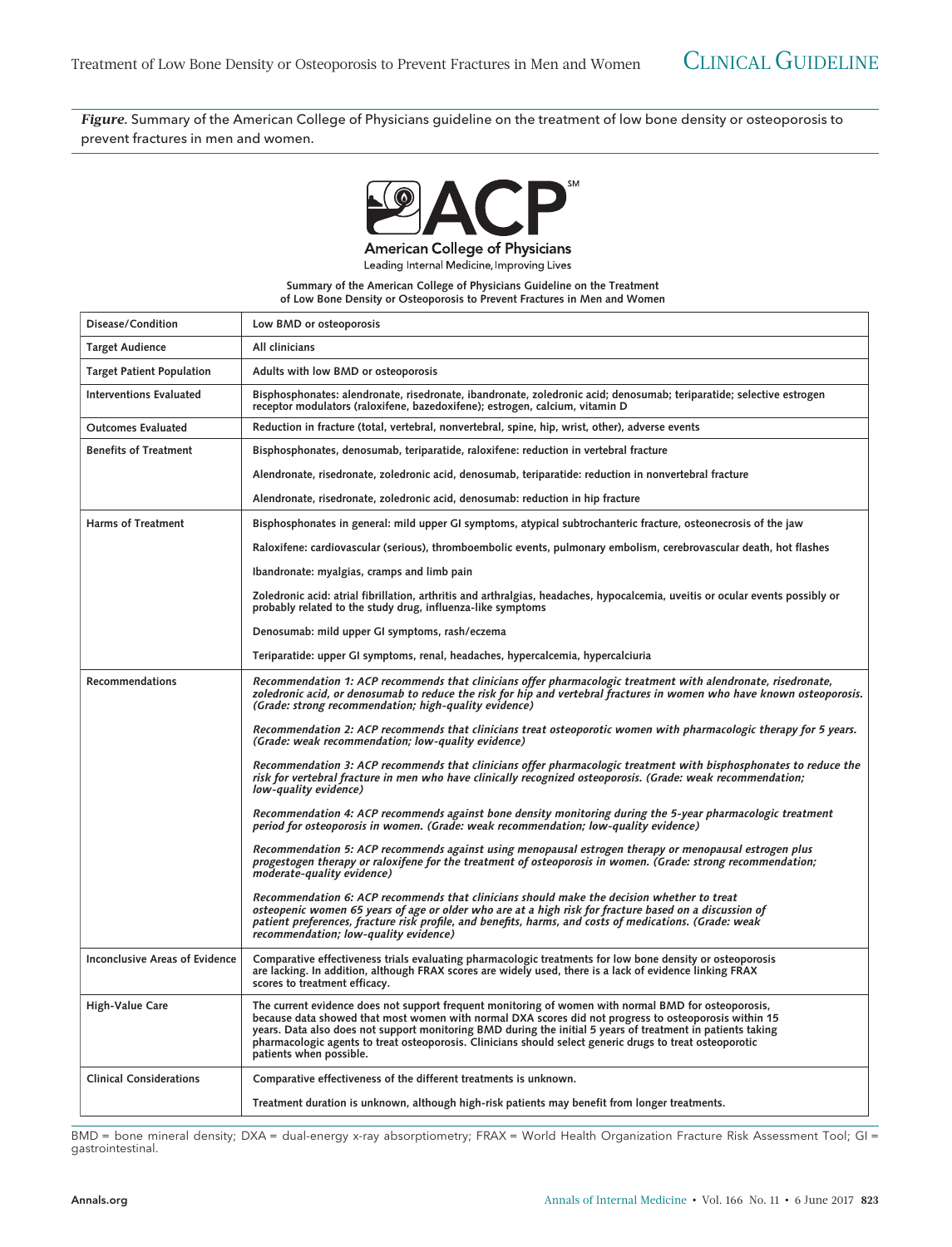*Figure.* Summary of the American College of Physicians guideline on the treatment of low bone density or osteoporosis to prevent fractures in men and women.

American College of Physicians
Leading Internal Medicine, Improving Lives

**Summary of the American College of Physicians Guideline on the Treatment of Low Bone Density or Osteoporosis to Prevent Fractures in Men and Women**

| Disease/Condition | Low BMD or osteoporosis |
|---|---|
| Target Audience | All clinicians |
| Target Patient Population | Adults with low BMD or osteoporosis |
| Interventions Evaluated | Bisphosphonates: alendronate, risedronate, ibandronate, zoledronic acid; denosumab; teriparatide; selective estrogen receptor modulators (raloxifene, bazedoxifene); estrogen, calcium, vitamin D |
| Outcomes Evaluated | Reduction in fracture (total, vertebral, nonvertebral, spine, hip, wrist, other), adverse events |
| Benefits of Treatment | Bisphosphonates, denosumab, teriparatide, raloxifene: reduction in vertebral fracture |
| | Alendronate, risedronate, zoledronic acid, denosumab, teriparatide: reduction in nonvertebral fracture |
| | Alendronate, risedronate, zoledronic acid, denosumab: reduction in hip fracture |
| Harms of Treatment | Bisphosphonates in general: mild upper GI symptoms, atypical subtrochanteric fracture, osteonecrosis of the jaw |
| | Raloxifene: cardiovascular (serious), thromboembolic events, pulmonary embolism, cerebrovascular death, hot flashes |
| | Ibandronate: myalgias, cramps and limb pain |
| | Zoledronic acid: atrial fibrillation, arthritis and arthralgias, headaches, hypocalcemia, uveitis or ocular events possibly or probably related to the study drug, influenza-like symptoms |
| | Denosumab: mild upper GI symptoms, rash/eczema |
| | Teriparatide: upper GI symptoms, renal, headaches, hypercalcemia, hypercalciuria |
| Recommendations | *Recommendation 1: ACP recommends that clinicians offer pharmacologic treatment with alendronate, risedronate, zoledronic acid, or denosumab to reduce the risk for hip and vertebral fractures in women who have known osteoporosis. (Grade: strong recommendation; high-quality evidence)* |
| | *Recommendation 2: ACP recommends that clinicians treat osteoporotic women with pharmacologic therapy for 5 years. (Grade: weak recommendation; low-quality evidence)* |
| | *Recommendation 3: ACP recommends that clinicians offer pharmacologic treatment with bisphosphonates to reduce the risk for vertebral fracture in men who have clinically recognized osteoporosis. (Grade: weak recommendation; low-quality evidence)* |
| | *Recommendation 4: ACP recommends against bone density monitoring during the 5-year pharmacologic treatment period for osteoporosis in women. (Grade: weak recommendation; low-quality evidence)* |
| | *Recommendation 5: ACP recommends against using menopausal estrogen therapy or menopausal estrogen plus progestogen therapy or raloxifene for the treatment of osteoporosis in women. (Grade: strong recommendation; moderate-quality evidence)* |
| | *Recommendation 6: ACP recommends that clinicians should make the decision whether to treat osteopenic women 65 years of age or older who are at a high risk for fracture based on a discussion of patient preferences, fracture risk profile, and benefits, harms, and costs of medications. (Grade: weak recommendation; low-quality evidence)* |
| Inconclusive Areas of Evidence | Comparative effectiveness trials evaluating pharmacologic treatments for low bone density or osteoporosis are lacking. In addition, although FRAX scores are widely used, there is a lack of evidence linking FRAX scores to treatment efficacy. |
| High-Value Care | The current evidence does not support frequent monitoring of women with normal BMD for osteoporosis, because data showed that most women with normal DXA scores did not progress to osteoporosis within 15 years. Data also does not support monitoring BMD during the initial 5 years of treatment in patients taking pharmacologic agents to treat osteoporosis. Clinicians should select generic drugs to treat osteoporotic patients when possible. |
| Clinical Considerations | Comparative effectiveness of the different treatments is unknown. |
| | Treatment duration is unknown, although high-risk patients may benefit from longer treatments. |

BMD = bone mineral density; DXA = dual-energy x-ray absorptiometry; FRAX = World Health Organization Fracture Risk Assessment Tool; GI = gastrointestinal.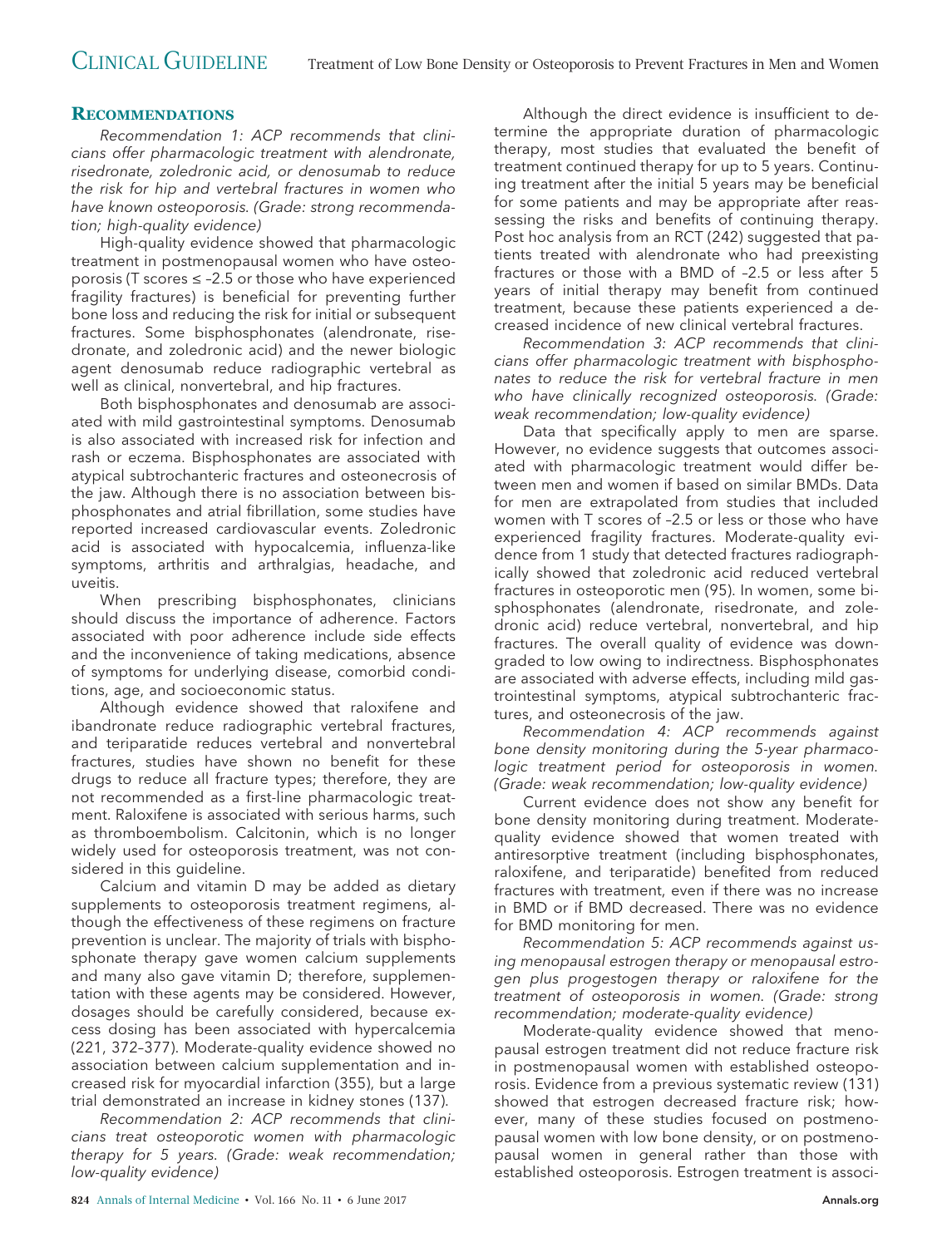## RECOMMENDATIONS

*Recommendation 1: ACP recommends that clinicians offer pharmacologic treatment with alendronate, risedronate, zoledronic acid, or denosumab to reduce the risk for hip and vertebral fractures in women who have known osteoporosis. (Grade: strong recommendation; high-quality evidence)*

High-quality evidence showed that pharmacologic treatment in postmenopausal women who have osteoporosis (T scores ≤ –2.5 or those who have experienced fragility fractures) is beneficial for preventing further bone loss and reducing the risk for initial or subsequent fractures. Some bisphosphonates (alendronate, risedronate, and zoledronic acid) and the newer biologic agent denosumab reduce radiographic vertebral as well as clinical, nonvertebral, and hip fractures.

Both bisphosphonates and denosumab are associated with mild gastrointestinal symptoms. Denosumab is also associated with increased risk for infection and rash or eczema. Bisphosphonates are associated with atypical subtrochanteric fractures and osteonecrosis of the jaw. Although there is no association between bisphosphonates and atrial fibrillation, some studies have reported increased cardiovascular events. Zoledronic acid is associated with hypocalcemia, influenza-like symptoms, arthritis and arthralgias, headache, and uveitis.

When prescribing bisphosphonates, clinicians should discuss the importance of adherence. Factors associated with poor adherence include side effects and the inconvenience of taking medications, absence of symptoms for underlying disease, comorbid conditions, age, and socioeconomic status.

Although evidence showed that raloxifene and ibandronate reduce radiographic vertebral fractures, and teriparatide reduces vertebral and nonvertebral fractures, studies have shown no benefit for these drugs to reduce all fracture types; therefore, they are not recommended as a first-line pharmacologic treatment. Raloxifene is associated with serious harms, such as thromboembolism. Calcitonin, which is no longer widely used for osteoporosis treatment, was not considered in this guideline.

Calcium and vitamin D may be added as dietary supplements to osteoporosis treatment regimens, although the effectiveness of these regimens on fracture prevention is unclear. The majority of trials with bisphosphonate therapy gave women calcium supplements and many also gave vitamin D; therefore, supplementation with these agents may be considered. However, dosages should be carefully considered, because excess dosing has been associated with hypercalcemia (221, 372–377). Moderate-quality evidence showed no association between calcium supplementation and increased risk for myocardial infarction (355), but a large trial demonstrated an increase in kidney stones (137).

*Recommendation 2: ACP recommends that clinicians treat osteoporotic women with pharmacologic therapy for 5 years. (Grade: weak recommendation; low-quality evidence)*

Although the direct evidence is insufficient to determine the appropriate duration of pharmacologic therapy, most studies that evaluated the benefit of treatment continued therapy for up to 5 years. Continuing treatment after the initial 5 years may be beneficial for some patients and may be appropriate after reassessing the risks and benefits of continuing therapy. Post hoc analysis from an RCT (242) suggested that patients treated with alendronate who had preexisting fractures or those with a BMD of –2.5 or less after 5 years of initial therapy may benefit from continued treatment, because these patients experienced a decreased incidence of new clinical vertebral fractures.

*Recommendation 3: ACP recommends that clinicians offer pharmacologic treatment with bisphosphonates to reduce the risk for vertebral fracture in men who have clinically recognized osteoporosis. (Grade: weak recommendation; low-quality evidence)*

Data that specifically apply to men are sparse. However, no evidence suggests that outcomes associated with pharmacologic treatment would differ between men and women if based on similar BMDs. Data for men are extrapolated from studies that included women with T scores of –2.5 or less or those who have experienced fragility fractures. Moderate-quality evidence from 1 study that detected fractures radiographically showed that zoledronic acid reduced vertebral fractures in osteoporotic men (95). In women, some bisphosphonates (alendronate, risedronate, and zoledronic acid) reduce vertebral, nonvertebral, and hip fractures. The overall quality of evidence was downgraded to low owing to indirectness. Bisphosphonates are associated with adverse effects, including mild gastrointestinal symptoms, atypical subtrochanteric fractures, and osteonecrosis of the jaw.

*Recommendation 4: ACP recommends against bone density monitoring during the 5-year pharmacologic treatment period for osteoporosis in women. (Grade: weak recommendation; low-quality evidence)*

Current evidence does not show any benefit for bone density monitoring during treatment. Moderate-quality evidence showed that women treated with antiresorptive treatment (including bisphosphonates, raloxifene, and teriparatide) benefited from reduced fractures with treatment, even if there was no increase in BMD or if BMD decreased. There was no evidence for BMD monitoring for men.

*Recommendation 5: ACP recommends against using menopausal estrogen therapy or menopausal estrogen plus progestogen therapy or raloxifene for the treatment of osteoporosis in women. (Grade: strong recommendation; moderate-quality evidence)*

Moderate-quality evidence showed that menopausal estrogen treatment did not reduce fracture risk in postmenopausal women with established osteoporosis. Evidence from a previous systematic review (131) showed that estrogen decreased fracture risk; however, many of these studies focused on postmenopausal women with low bone density, or on postmenopausal women in general rather than those with established osteoporosis. Estrogen treatment is associ-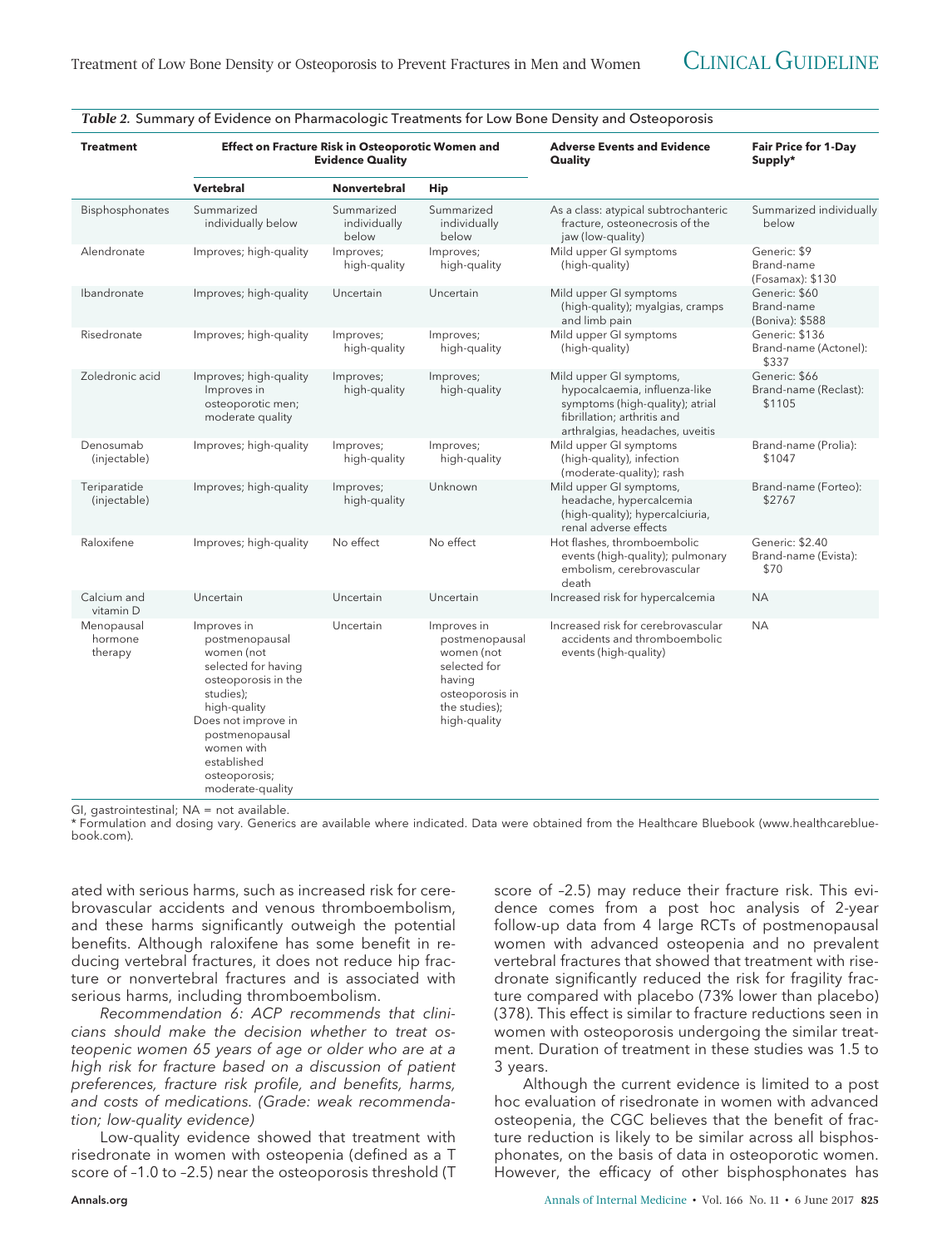*Table 2.* Summary of Evidence on Pharmacologic Treatments for Low Bone Density and Osteoporosis

| Treatment | Effect on Fracture Risk in Osteoporotic Women and Evidence Quality | | | Adverse Events and Evidence Quality | Fair Price for 1-Day Supply* |
|---|---|---|---|---|---|
| | **Vertebral** | **Nonvertebral** | **Hip** | | |
| Bisphosphonates | Summarized individually below | Summarized individually below | Summarized individually below | As a class: atypical subtrochanteric fracture, osteonecrosis of the jaw (low-quality) | Summarized individually below |
| Alendronate | Improves; high-quality | Improves; high-quality | Improves; high-quality | Mild upper GI symptoms (high-quality) | Generic: $9 Brand-name (Fosamax): $130 |
| Ibandronate | Improves; high-quality | Uncertain | Uncertain | Mild upper GI symptoms (high-quality); myalgias, cramps and limb pain | Generic: $60 Brand-name (Boniva): $588 |
| Risedronate | Improves; high-quality | Improves; high-quality | Improves; high-quality | Mild upper GI symptoms (high-quality) | Generic: $136 Brand-name (Actonel): $337 |
| Zoledronic acid | Improves; high-quality Improves in osteoporotic men; moderate quality | Improves; high-quality | Improves; high-quality | Mild upper GI symptoms, hypocalcaemia, influenza-like symptoms (high-quality); atrial fibrillation; arthritis and arthralgias, headaches, uveitis | Generic: $66 Brand-name (Reclast): $1105 |
| Denosumab (injectable) | Improves; high-quality | Improves; high-quality | Improves; high-quality | Mild upper GI symptoms (high-quality), infection (moderate-quality); rash | Brand-name (Prolia): $1047 |
| Teriparatide (injectable) | Improves; high-quality | Improves; high-quality | Unknown | Mild upper GI symptoms, headache, hypercalcemia (high-quality); hypercalciuria, renal adverse effects | Brand-name (Forteo): $2767 |
| Raloxifene | Improves; high-quality | No effect | No effect | Hot flashes, thromboembolic events (high-quality); pulmonary embolism, cerebrovascular death | Generic: $2.40 Brand-name (Evista): $70 |
| Calcium and vitamin D | Uncertain | Uncertain | Uncertain | Increased risk for hypercalcemia | NA |
| Menopausal hormone therapy | Improves in postmenopausal women (not selected for having osteoporosis in the studies); high-quality Does not improve in postmenopausal women with established osteoporosis; moderate-quality | Uncertain | Improves in postmenopausal women (not selected for having osteoporosis in the studies); high-quality | Increased risk for cerebrovascular accidents and thromboembolic events (high-quality) | NA |

GI, gastrointestinal; NA = not available.
* Formulation and dosing vary. Generics are available where indicated. Data were obtained from the Healthcare Bluebook (www.healthcarebluebook.com).

ated with serious harms, such as increased risk for cerebrovascular accidents and venous thromboembolism, and these harms significantly outweigh the potential benefits. Although raloxifene has some benefit in reducing vertebral fractures, it does not reduce hip fracture or nonvertebral fractures and is associated with serious harms, including thromboembolism.

*Recommendation 6: ACP recommends that clinicians should make the decision whether to treat osteopenic women 65 years of age or older who are at a high risk for fracture based on a discussion of patient preferences, fracture risk profile, and benefits, harms, and costs of medications. (Grade: weak recommendation; low-quality evidence)*

Low-quality evidence showed that treatment with risedronate in women with osteopenia (defined as a T score of –1.0 to –2.5) near the osteoporosis threshold (T score of –2.5) may reduce their fracture risk. This evidence comes from a post hoc analysis of 2-year follow-up data from 4 large RCTs of postmenopausal women with advanced osteopenia and no prevalent vertebral fractures that showed that treatment with risedronate significantly reduced the risk for fragility fracture compared with placebo (73% lower than placebo) (378). This effect is similar to fracture reductions seen in women with osteoporosis undergoing the similar treatment. Duration of treatment in these studies was 1.5 to 3 years.

Although the current evidence is limited to a post hoc evaluation of risedronate in women with advanced osteopenia, the CGC believes that the benefit of fracture reduction is likely to be similar across all bisphosphonates, on the basis of data in osteoporotic women. However, the efficacy of other bisphosphonates has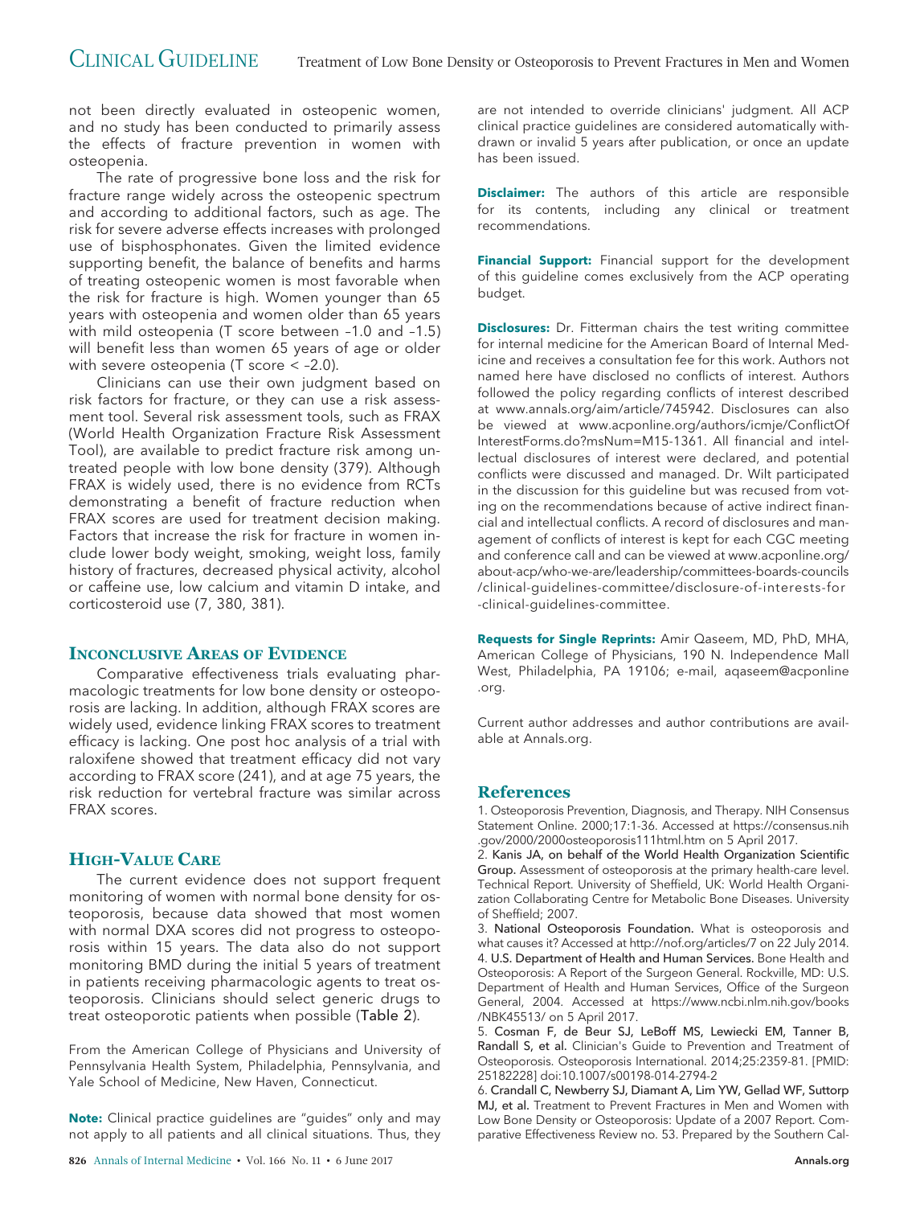not been directly evaluated in osteopenic women, and no study has been conducted to primarily assess the effects of fracture prevention in women with osteopenia.

The rate of progressive bone loss and the risk for fracture range widely across the osteopenic spectrum and according to additional factors, such as age. The risk for severe adverse effects increases with prolonged use of bisphosphonates. Given the limited evidence supporting benefit, the balance of benefits and harms of treating osteopenic women is most favorable when the risk for fracture is high. Women younger than 65 years with osteopenia and women older than 65 years with mild osteopenia (T score between –1.0 and –1.5) will benefit less than women 65 years of age or older with severe osteopenia (T score < –2.0).

Clinicians can use their own judgment based on risk factors for fracture, or they can use a risk assessment tool. Several risk assessment tools, such as FRAX (World Health Organization Fracture Risk Assessment Tool), are available to predict fracture risk among untreated people with low bone density (379). Although FRAX is widely used, there is no evidence from RCTs demonstrating a benefit of fracture reduction when FRAX scores are used for treatment decision making. Factors that increase the risk for fracture in women include lower body weight, smoking, weight loss, family history of fractures, decreased physical activity, alcohol or caffeine use, low calcium and vitamin D intake, and corticosteroid use (7, 380, 381).

## Inconclusive Areas of Evidence

Comparative effectiveness trials evaluating pharmacologic treatments for low bone density or osteoporosis are lacking. In addition, although FRAX scores are widely used, evidence linking FRAX scores to treatment efficacy is lacking. One post hoc analysis of a trial with raloxifene showed that treatment efficacy did not vary according to FRAX score (241), and at age 75 years, the risk reduction for vertebral fracture was similar across FRAX scores.

## High-Value Care

The current evidence does not support frequent monitoring of women with normal bone density for osteoporosis, because data showed that most women with normal DXA scores did not progress to osteoporosis within 15 years. The data also do not support monitoring BMD during the initial 5 years of treatment in patients receiving pharmacologic agents to treat osteoporosis. Clinicians should select generic drugs to treat osteoporotic patients when possible (Table 2).

From the American College of Physicians and University of Pennsylvania Health System, Philadelphia, Pennsylvania, and Yale School of Medicine, New Haven, Connecticut.

**Note:** Clinical practice guidelines are "guides" only and may not apply to all patients and all clinical situations. Thus, they are not intended to override clinicians' judgment. All ACP clinical practice guidelines are considered automatically withdrawn or invalid 5 years after publication, or once an update has been issued.

**Disclaimer:** The authors of this article are responsible for its contents, including any clinical or treatment recommendations.

**Financial Support:** Financial support for the development of this guideline comes exclusively from the ACP operating budget.

**Disclosures:** Dr. Fitterman chairs the test writing committee for internal medicine for the American Board of Internal Medicine and receives a consultation fee for this work. Authors not named here have disclosed no conflicts of interest. Authors followed the policy regarding conflicts of interest described at www.annals.org/aim/article/745942. Disclosures can also be viewed at www.acponline.org/authors/icmje/ConflictOfInterestForms.do?msNum=M15-1361. All financial and intellectual disclosures of interest were declared, and potential conflicts were discussed and managed. Dr. Wilt participated in the discussion for this guideline but was recused from voting on the recommendations because of active indirect financial and intellectual conflicts. A record of disclosures and management of conflicts of interest is kept for each CGC meeting and conference call and can be viewed at www.acponline.org/about-acp/who-we-are/leadership/committees-boards-councils/clinical-guidelines-committee/disclosure-of-interests-for-clinical-guidelines-committee.

**Requests for Single Reprints:** Amir Qaseem, MD, PhD, MHA, American College of Physicians, 190 N. Independence Mall West, Philadelphia, PA 19106; e-mail, aqaseem@acponline.org.

Current author addresses and author contributions are available at Annals.org.

## References

1. Osteoporosis Prevention, Diagnosis, and Therapy. NIH Consensus Statement Online. 2000;17:1-36. Accessed at https://consensus.nih.gov/2000/2000osteoporosis111html.htm on 5 April 2017.
2. **Kanis JA, on behalf of the World Health Organization Scientific Group.** Assessment of osteoporosis at the primary health-care level. Technical Report. University of Sheffield, UK: World Health Organization Collaborating Centre for Metabolic Bone Diseases. University of Sheffield; 2007.
3. **National Osteoporosis Foundation.** What is osteoporosis and what causes it? Accessed at http://nof.org/articles/7 on 22 July 2014.
4. **U.S. Department of Health and Human Services.** Bone Health and Osteoporosis: A Report of the Surgeon General. Rockville, MD: U.S. Department of Health and Human Services, Office of the Surgeon General, 2004. Accessed at https://www.ncbi.nlm.nih.gov/books/NBK45513/ on 5 April 2017.
5. **Cosman F, de Beur SJ, LeBoff MS, Lewiecki EM, Tanner B, Randall S, et al.** Clinician's Guide to Prevention and Treatment of Osteoporosis. Osteoporosis International. 2014;25:2359-81. [PMID: 25182228] doi:10.1007/s00198-014-2794-2
6. **Crandall C, Newberry SJ, Diamant A, Lim YW, Gellad WF, Suttorp MJ, et al.** Treatment to Prevent Fractures in Men and Women with Low Bone Density or Osteoporosis: Update of a 2007 Report. Comparative Effectiveness Review no. 53. Prepared by the Southern Cal-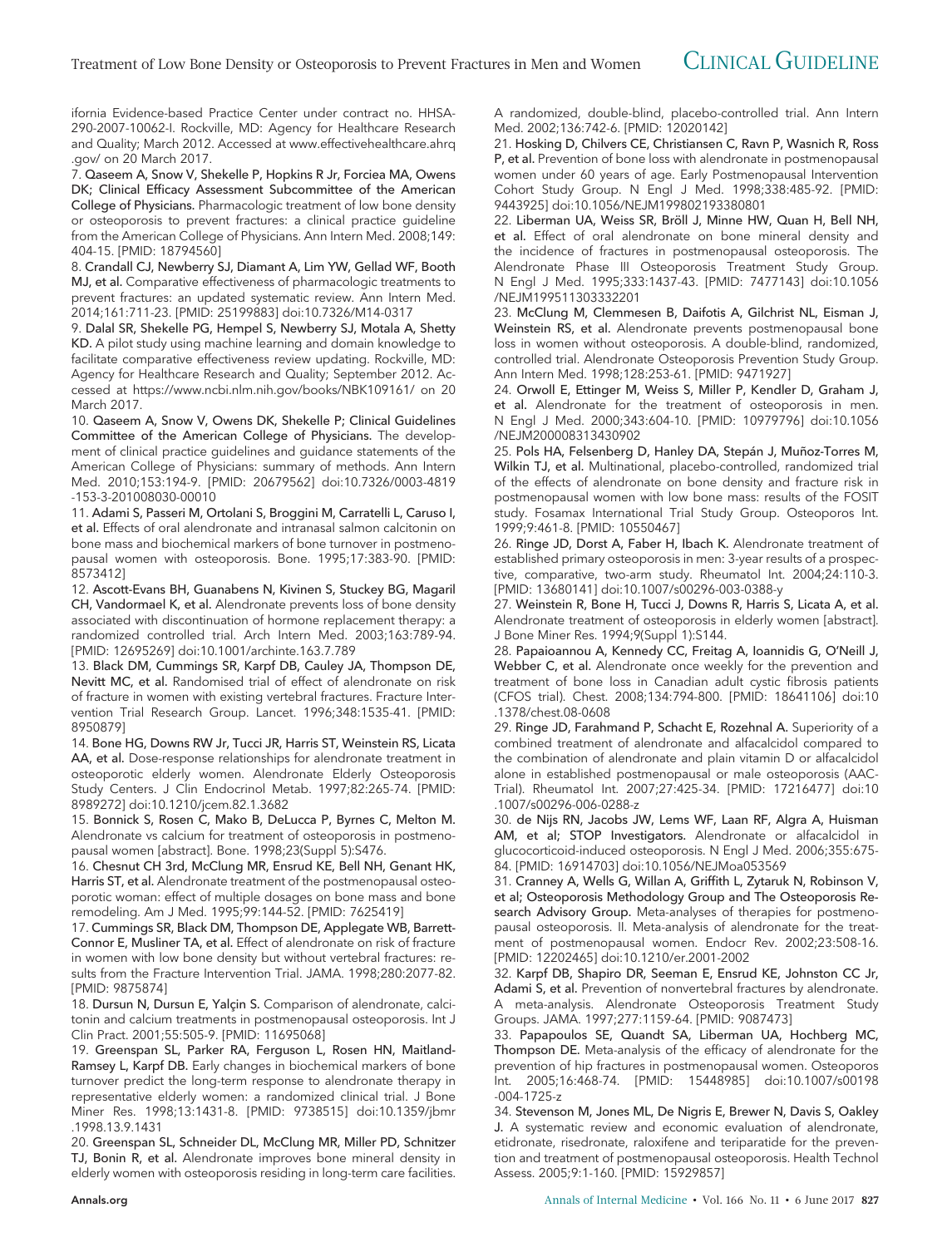ifornia Evidence-based Practice Center under contract no. HHSA-290-2007-10062-I. Rockville, MD: Agency for Healthcare Research and Quality; March 2012. Accessed at www.effectivehealthcare.ahrq.gov/ on 20 March 2017.

7. **Qaseem A, Snow V, Shekelle P, Hopkins R Jr, Forciea MA, Owens DK; Clinical Efficacy Assessment Subcommittee of the American College of Physicians.** Pharmacologic treatment of low bone density or osteoporosis to prevent fractures: a clinical practice guideline from the American College of Physicians. Ann Intern Med. 2008;149:404-15. [PMID: 18794560]

8. **Crandall CJ, Newberry SJ, Diamant A, Lim YW, Gellad WF, Booth MJ, et al.** Comparative effectiveness of pharmacologic treatments to prevent fractures: an updated systematic review. Ann Intern Med. 2014;161:711-23. [PMID: 25199883] doi:10.7326/M14-0317

9. **Dalal SR, Shekelle PG, Hempel S, Newberry SJ, Motala A, Shetty KD.** A pilot study using machine learning and domain knowledge to facilitate comparative effectiveness review updating. Rockville, MD: Agency for Healthcare Research and Quality; September 2012. Accessed at https://www.ncbi.nlm.nih.gov/books/NBK109161/ on 20 March 2017.

10. **Qaseem A, Snow V, Owens DK, Shekelle P; Clinical Guidelines Committee of the American College of Physicians.** The development of clinical practice guidelines and guidance statements of the American College of Physicians: summary of methods. Ann Intern Med. 2010;153:194-9. [PMID: 20679562] doi:10.7326/0003-4819-153-3-201008030-00010

11. **Adami S, Passeri M, Ortolani S, Broggini M, Carratelli L, Caruso I, et al.** Effects of oral alendronate and intranasal salmon calcitonin on bone mass and biochemical markers of bone turnover in postmenopausal women with osteoporosis. Bone. 1995;17:383-90. [PMID: 8573412]

12. **Ascott-Evans BH, Guanabens N, Kivinen S, Stuckey BG, Magaril CH, Vandormael K, et al.** Alendronate prevents loss of bone density associated with discontinuation of hormone replacement therapy: a randomized controlled trial. Arch Intern Med. 2003;163:789-94. [PMID: 12695269] doi:10.1001/archinte.163.7.789

13. **Black DM, Cummings SR, Karpf DB, Cauley JA, Thompson DE, Nevitt MC, et al.** Randomised trial of effect of alendronate on risk of fracture in women with existing vertebral fractures. Fracture Intervention Trial Research Group. Lancet. 1996;348:1535-41. [PMID: 8950879]

14. **Bone HG, Downs RW Jr, Tucci JR, Harris ST, Weinstein RS, Licata AA, et al.** Dose-response relationships for alendronate treatment in osteoporotic elderly women. Alendronate Elderly Osteoporosis Study Centers. J Clin Endocrinol Metab. 1997;82:265-74. [PMID: 8989272] doi:10.1210/jcem.82.1.3682

15. **Bonnick S, Rosen C, Mako B, DeLucca P, Byrnes C, Melton M.** Alendronate vs calcium for treatment of osteoporosis in postmenopausal women [abstract]. Bone. 1998;23(Suppl 5):S476.

16. **Chesnut CH 3rd, McClung MR, Ensrud KE, Bell NH, Genant HK, Harris ST, et al.** Alendronate treatment of the postmenopausal osteoporotic woman: effect of multiple dosages on bone mass and bone remodeling. Am J Med. 1995;99:144-52. [PMID: 7625419]

17. **Cummings SR, Black DM, Thompson DE, Applegate WB, Barrett-Connor E, Musliner TA, et al.** Effect of alendronate on risk of fracture in women with low bone density but without vertebral fractures: results from the Fracture Intervention Trial. JAMA. 1998;280:2077-82. [PMID: 9875874]

18. **Dursun N, Dursun E, Yalçin S.** Comparison of alendronate, calcitonin and calcium treatments in postmenopausal osteoporosis. Int J Clin Pract. 2001;55:505-9. [PMID: 11695068]

19. **Greenspan SL, Parker RA, Ferguson L, Rosen HN, Maitland-Ramsey L, Karpf DB.** Early changes in biochemical markers of bone turnover predict the long-term response to alendronate therapy in representative elderly women: a randomized clinical trial. J Bone Miner Res. 1998;13:1431-8. [PMID: 9738515] doi:10.1359/jbmr.1998.13.9.1431

20. **Greenspan SL, Schneider DL, McClung MR, Miller PD, Schnitzer TJ, Bonin R, et al.** Alendronate improves bone mineral density in elderly women with osteoporosis residing in long-term care facilities. A randomized, double-blind, placebo-controlled trial. Ann Intern Med. 2002;136:742-6. [PMID: 12020142]

21. **Hosking D, Chilvers CE, Christiansen C, Ravn P, Wasnich R, Ross P, et al.** Prevention of bone loss with alendronate in postmenopausal women under 60 years of age. Early Postmenopausal Intervention Cohort Study Group. N Engl J Med. 1998;338:485-92. [PMID: 9443925] doi:10.1056/NEJM199802193380801

22. **Liberman UA, Weiss SR, Bröll J, Minne HW, Quan H, Bell NH, et al.** Effect of oral alendronate on bone mineral density and the incidence of fractures in postmenopausal osteoporosis. The Alendronate Phase III Osteoporosis Treatment Study Group. N Engl J Med. 1995;333:1437-43. [PMID: 7477143] doi:10.1056/NEJM199511303332201

23. **McClung M, Clemmesen B, Daifotis A, Gilchrist NL, Eisman J, Weinstein RS, et al.** Alendronate prevents postmenopausal bone loss in women without osteoporosis. A double-blind, randomized, controlled trial. Alendronate Osteoporosis Prevention Study Group. Ann Intern Med. 1998;128:253-61. [PMID: 9471927]

24. **Orwoll E, Ettinger M, Weiss S, Miller P, Kendler D, Graham J, et al.** Alendronate for the treatment of osteoporosis in men. N Engl J Med. 2000;343:604-10. [PMID: 10979796] doi:10.1056/NEJM200008313430902

25. **Pols HA, Felsenberg D, Hanley DA, Stepán J, Muñoz-Torres M, Wilkin TJ, et al.** Multinational, placebo-controlled, randomized trial of the effects of alendronate on bone density and fracture risk in postmenopausal women with low bone mass: results of the FOSIT study. Fosamax International Trial Study Group. Osteoporos Int. 1999;9:461-8. [PMID: 10550467]

26. **Ringe JD, Dorst A, Faber H, Ibach K.** Alendronate treatment of established primary osteoporosis in men: 3-year results of a prospective, comparative, two-arm study. Rheumatol Int. 2004;24:110-3. [PMID: 13680141] doi:10.1007/s00296-003-0388-y

27. **Weinstein R, Bone H, Tucci J, Downs R, Harris S, Licata A, et al.** Alendronate treatment of osteoporosis in elderly women [abstract]. J Bone Miner Res. 1994;9(Suppl 1):S144.

28. **Papaioannou A, Kennedy CC, Freitag A, Ioannidis G, O'Neill J, Webber C, et al.** Alendronate once weekly for the prevention and treatment of bone loss in Canadian adult cystic fibrosis patients (CFOS trial). Chest. 2008;134:794-800. [PMID: 18641106] doi:10.1378/chest.08-0608

29. **Ringe JD, Farahmand P, Schacht E, Rozehnal A.** Superiority of a combined treatment of alendronate and alfacalcidol compared to the combination of alendronate and plain vitamin D or alfacalcidol alone in established postmenopausal or male osteoporosis (AAC-Trial). Rheumatol Int. 2007;27:425-34. [PMID: 17216477] doi:10.1007/s00296-006-0288-z

30. **de Nijs RN, Jacobs JW, Lems WF, Laan RF, Algra A, Huisman AM, et al; STOP Investigators.** Alendronate or alfacalcidol in glucocorticoid-induced osteoporosis. N Engl J Med. 2006;355:675-84. [PMID: 16914703] doi:10.1056/NEJMoa053569

31. **Cranney A, Wells G, Willan A, Griffith L, Zytaruk N, Robinson V, et al; Osteoporosis Methodology Group and The Osteoporosis Research Advisory Group.** Meta-analyses of therapies for postmenopausal osteoporosis. II. Meta-analysis of alendronate for the treatment of postmenopausal women. Endocr Rev. 2002;23:508-16. [PMID: 12202465] doi:10.1210/er.2001-2002

32. **Karpf DB, Shapiro DR, Seeman E, Ensrud KE, Johnston CC Jr, Adami S, et al.** Prevention of nonvertebral fractures by alendronate. A meta-analysis. Alendronate Osteoporosis Treatment Study Groups. JAMA. 1997;277:1159-64. [PMID: 9087473]

33. **Papapoulos SE, Quandt SA, Liberman UA, Hochberg MC, Thompson DE.** Meta-analysis of the efficacy of alendronate for the prevention of hip fractures in postmenopausal women. Osteoporos Int. 2005;16:468-74. [PMID: 15448985] doi:10.1007/s00198-004-1725-z

34. **Stevenson M, Jones ML, De Nigris E, Brewer N, Davis S, Oakley J.** A systematic review and economic evaluation of alendronate, etidronate, risedronate, raloxifene and teriparatide for the prevention and treatment of postmenopausal osteoporosis. Health Technol Assess. 2005;9:1-160. [PMID: 15929857]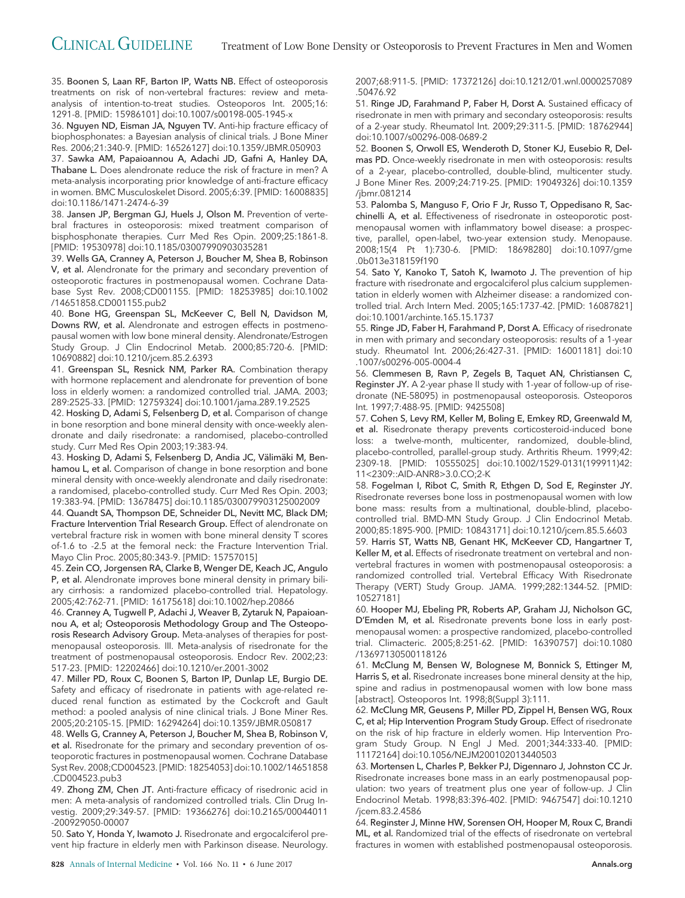35. **Boonen S, Laan RF, Barton IP, Watts NB.** Effect of osteoporosis treatments on risk of non-vertebral fractures: review and meta-analysis of intention-to-treat studies. Osteoporos Int. 2005;16: 1291-8. [PMID: 15986101] doi:10.1007/s00198-005-1945-x

36. **Nguyen ND, Eisman JA, Nguyen TV.** Anti-hip fracture efficacy of biophosphonates: a Bayesian analysis of clinical trials. J Bone Miner Res. 2006;21:340-9. [PMID: 16526127] doi:10.1359/JBMR.050903

37. **Sawka AM, Papaioannou A, Adachi JD, Gafni A, Hanley DA, Thabane L.** Does alendronate reduce the risk of fracture in men? A meta-analysis incorporating prior knowledge of anti-fracture efficacy in women. BMC Musculoskelet Disord. 2005;6:39. [PMID: 16008835] doi:10.1186/1471-2474-6-39

38. **Jansen JP, Bergman GJ, Huels J, Olson M.** Prevention of vertebral fractures in osteoporosis: mixed treatment comparison of bisphosphonate therapies. Curr Med Res Opin. 2009;25:1861-8. [PMID: 19530978] doi:10.1185/03007990903035281

39. **Wells GA, Cranney A, Peterson J, Boucher M, Shea B, Robinson V, et al.** Alendronate for the primary and secondary prevention of osteoporotic fractures in postmenopausal women. Cochrane Database Syst Rev. 2008;CD001155. [PMID: 18253985] doi:10.1002/14651858.CD001155.pub2

40. **Bone HG, Greenspan SL, McKeever C, Bell N, Davidson M, Downs RW, et al.** Alendronate and estrogen effects in postmenopausal women with low bone mineral density. Alendronate/Estrogen Study Group. J Clin Endocrinol Metab. 2000;85:720-6. [PMID: 10690882] doi:10.1210/jcem.85.2.6393

41. **Greenspan SL, Resnick NM, Parker RA.** Combination therapy with hormone replacement and alendronate for prevention of bone loss in elderly women: a randomized controlled trial. JAMA. 2003; 289:2525-33. [PMID: 12759324] doi:10.1001/jama.289.19.2525

42. **Hosking D, Adami S, Felsenberg D, et al.** Comparison of change in bone resorption and bone mineral density with once-weekly alendronate and daily risedronate: a randomised, placebo-controlled study. Curr Med Res Opin 2003;19:383-94.

43. **Hosking D, Adami S, Felsenberg D, Andia JC, Välimäki M, Benhamou L, et al.** Comparison of change in bone resorption and bone mineral density with once-weekly alendronate and daily risedronate: a randomised, placebo-controlled study. Curr Med Res Opin. 2003; 19:383-94. [PMID: 13678475] doi:10.1185/030079903125002009

44. **Quandt SA, Thompson DE, Schneider DL, Nevitt MC, Black DM; Fracture Intervention Trial Research Group.** Effect of alendronate on vertebral fracture risk in women with bone mineral density T scores of-1.6 to -2.5 at the femoral neck: the Fracture Intervention Trial. Mayo Clin Proc. 2005;80:343-9. [PMID: 15757015]

45. **Zein CO, Jorgensen RA, Clarke B, Wenger DE, Keach JC, Angulo P, et al.** Alendronate improves bone mineral density in primary biliary cirrhosis: a randomized placebo-controlled trial. Hepatology. 2005;42:762-71. [PMID: 16175618] doi:10.1002/hep.20866

46. **Cranney A, Tugwell P, Adachi J, Weaver B, Zytaruk N, Papaioannou A, et al; Osteoporosis Methodology Group and The Osteoporosis Research Advisory Group.** Meta-analyses of therapies for postmenopausal osteoporosis. III. Meta-analysis of risedronate for the treatment of postmenopausal osteoporosis. Endocr Rev. 2002;23: 517-23. [PMID: 12202466] doi:10.1210/er.2001-3002

47. **Miller PD, Roux C, Boonen S, Barton IP, Dunlap LE, Burgio DE.** Safety and efficacy of risedronate in patients with age-related reduced renal function as estimated by the Cockcroft and Gault method: a pooled analysis of nine clinical trials. J Bone Miner Res. 2005;20:2105-15. [PMID: 16294264] doi:10.1359/JBMR.050817

48. **Wells G, Cranney A, Peterson J, Boucher M, Shea B, Robinson V, et al.** Risedronate for the primary and secondary prevention of osteoporotic fractures in postmenopausal women. Cochrane Database Syst Rev. 2008;CD004523. [PMID: 18254053] doi:10.1002/14651858.CD004523.pub3

49. **Zhong ZM, Chen JT.** Anti-fracture efficacy of risedronic acid in men: A meta-analysis of randomized controlled trials. Clin Drug Investig. 2009;29:349-57. [PMID: 19366276] doi:10.2165/00044011-200929050-00007

50. **Sato Y, Honda Y, Iwamoto J.** Risedronate and ergocalciferol prevent hip fracture in elderly men with Parkinson disease. Neurology. 2007;68:911-5. [PMID: 17372126] doi:10.1212/01.wnl.0000257089.50476.92

51. **Ringe JD, Farahmand P, Faber H, Dorst A.** Sustained efficacy of risedronate in men with primary and secondary osteoporosis: results of a 2-year study. Rheumatol Int. 2009;29:311-5. [PMID: 18762944] doi:10.1007/s00296-008-0689-2

52. **Boonen S, Orwoll ES, Wenderoth D, Stoner KJ, Eusebio R, Delmas PD.** Once-weekly risedronate in men with osteoporosis: results of a 2-year, placebo-controlled, double-blind, multicenter study. J Bone Miner Res. 2009;24:719-25. [PMID: 19049326] doi:10.1359/jbmr.081214

53. **Palomba S, Manguso F, Orio F Jr, Russo T, Oppedisano R, Sacchinelli A, et al.** Effectiveness of risedronate in osteoporotic postmenopausal women with inflammatory bowel disease: a prospective, parallel, open-label, two-year extension study. Menopause. 2008;15(4 Pt 1):730-6. [PMID: 18698280] doi:10.1097/gme.0b013e318159f190

54. **Sato Y, Kanoko T, Satoh K, Iwamoto J.** The prevention of hip fracture with risedronate and ergocalciferol plus calcium supplementation in elderly women with Alzheimer disease: a randomized controlled trial. Arch Intern Med. 2005;165:1737-42. [PMID: 16087821] doi:10.1001/archinte.165.15.1737

55. **Ringe JD, Faber H, Farahmand P, Dorst A.** Efficacy of risedronate in men with primary and secondary osteoporosis: results of a 1-year study. Rheumatol Int. 2006;26:427-31. [PMID: 16001181] doi:10.1007/s00296-005-0004-4

56. **Clemmesen B, Ravn P, Zegels B, Taquet AN, Christiansen C, Reginster JY.** A 2-year phase II study with 1-year of follow-up of risedronate (NE-58095) in postmenopausal osteoporosis. Osteoporos Int. 1997;7:488-95. [PMID: 9425508]

57. **Cohen S, Levy RM, Keller M, Boling E, Emkey RD, Greenwald M, et al.** Risedronate therapy prevents corticosteroid-induced bone loss: a twelve-month, multicenter, randomized, double-blind, placebo-controlled, parallel-group study. Arthritis Rheum. 1999;42: 2309-18. [PMID: 10555025] doi:10.1002/1529-0131(199911)42:11<2309::AID-ANR8>3.0.CO;2-K

58. **Fogelman I, Ribot C, Smith R, Ethgen D, Sod E, Reginster JY.** Risedronate reverses bone loss in postmenopausal women with low bone mass: results from a multinational, double-blind, placebo-controlled trial. BMD-MN Study Group. J Clin Endocrinol Metab. 2000;85:1895-900. [PMID: 10843171] doi:10.1210/jcem.85.5.6603

59. **Harris ST, Watts NB, Genant HK, McKeever CD, Hangartner T, Keller M, et al.** Effects of risedronate treatment on vertebral and nonvertebral fractures in women with postmenopausal osteoporosis: a randomized controlled trial. Vertebral Efficacy With Risedronate Therapy (VERT) Study Group. JAMA. 1999;282:1344-52. [PMID: 10527181]

60. **Hooper MJ, Ebeling PR, Roberts AP, Graham JJ, Nicholson GC, D'Emden M, et al.** Risedronate prevents bone loss in early postmenopausal women: a prospective randomized, placebo-controlled trial. Climacteric. 2005;8:251-62. [PMID: 16390757] doi:10.1080/13697130500118126

61. **McClung M, Bensen W, Bolognese M, Bonnick S, Ettinger M, Harris S, et al.** Risedronate increases bone mineral density at the hip, spine and radius in postmenopausal women with low bone mass [abstract]. Osteoporos Int. 1998;8(Suppl 3):111.

62. **McClung MR, Geusens P, Miller PD, Zippel H, Bensen WG, Roux C, et al; Hip Intervention Program Study Group.** Effect of risedronate on the risk of hip fracture in elderly women. Hip Intervention Program Study Group. N Engl J Med. 2001;344:333-40. [PMID: 11172164] doi:10.1056/NEJM200102013440503

63. **Mortensen L, Charles P, Bekker PJ, Digennaro J, Johnston CC Jr.** Risedronate increases bone mass in an early postmenopausal population: two years of treatment plus one year of follow-up. J Clin Endocrinol Metab. 1998;83:396-402. [PMID: 9467547] doi:10.1210/jcem.83.2.4586

64. **Reginster J, Minne HW, Sorensen OH, Hooper M, Roux C, Brandi ML, et al.** Randomized trial of the effects of risedronate on vertebral fractures in women with established postmenopausal osteoporosis.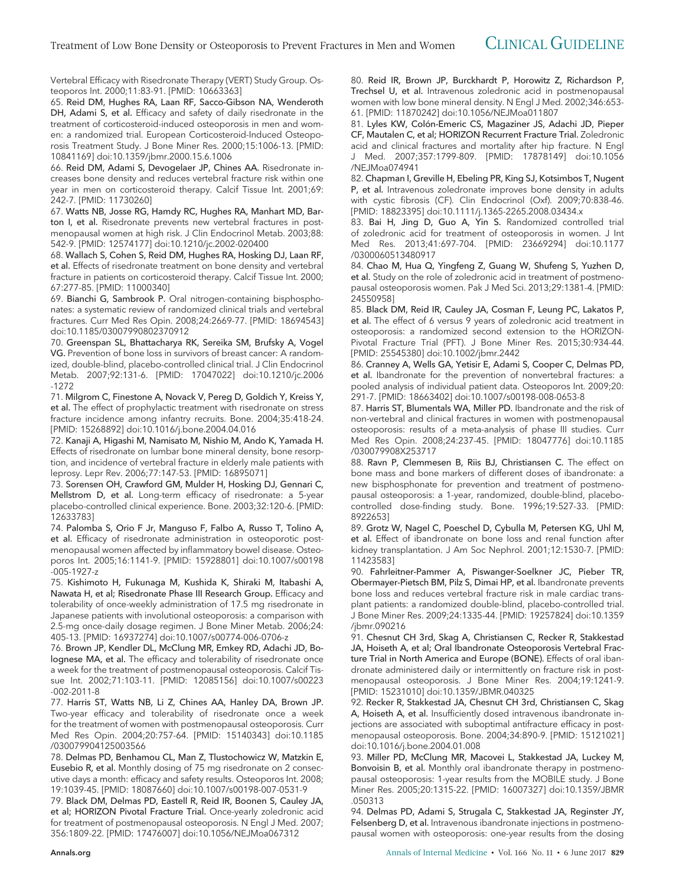Vertebral Efficacy with Risedronate Therapy (VERT) Study Group. Osteoporos Int. 2000;11:83-91. [PMID: 10663363]

65. **Reid DM, Hughes RA, Laan RF, Sacco-Gibson NA, Wenderoth DH, Adami S, et al.** Efficacy and safety of daily risedronate in the treatment of corticosteroid-induced osteoporosis in men and women: a randomized trial. European Corticosteroid-Induced Osteoporosis Treatment Study. J Bone Miner Res. 2000;15:1006-13. [PMID: 10841169] doi:10.1359/jbmr.2000.15.6.1006

66. **Reid DM, Adami S, Devogelaer JP, Chines AA.** Risedronate increases bone density and reduces vertebral fracture risk within one year in men on corticosteroid therapy. Calcif Tissue Int. 2001;69: 242-7. [PMID: 11730260]

67. **Watts NB, Josse RG, Hamdy RC, Hughes RA, Manhart MD, Barton I, et al.** Risedronate prevents new vertebral fractures in postmenopausal women at high risk. J Clin Endocrinol Metab. 2003;88: 542-9. [PMID: 12574177] doi:10.1210/jc.2002-020400

68. **Wallach S, Cohen S, Reid DM, Hughes RA, Hosking DJ, Laan RF, et al.** Effects of risedronate treatment on bone density and vertebral fracture in patients on corticosteroid therapy. Calcif Tissue Int. 2000; 67:277-85. [PMID: 11000340]

69. **Bianchi G, Sambrook P.** Oral nitrogen-containing bisphosphonates: a systematic review of randomized clinical trials and vertebral fractures. Curr Med Res Opin. 2008;24:2669-77. [PMID: 18694543] doi:10.1185/03007990802370912

70. **Greenspan SL, Bhattacharya RK, Sereika SM, Brufsky A, Vogel VG.** Prevention of bone loss in survivors of breast cancer: A randomized, double-blind, placebo-controlled clinical trial. J Clin Endocrinol Metab. 2007;92:131-6. [PMID: 17047022] doi:10.1210/jc.2006-1272

71. **Milgrom C, Finestone A, Novack V, Pereg D, Goldich Y, Kreiss Y, et al.** The effect of prophylactic treatment with risedronate on stress fracture incidence among infantry recruits. Bone. 2004;35:418-24. [PMID: 15268892] doi:10.1016/j.bone.2004.04.016

72. **Kanaji A, Higashi M, Namisato M, Nishio M, Ando K, Yamada H.** Effects of risedronate on lumbar bone mineral density, bone resorption, and incidence of vertebral fracture in elderly male patients with leprosy. Lepr Rev. 2006;77:147-53. [PMID: 16895071]

73. **Sorensen OH, Crawford GM, Mulder H, Hosking DJ, Gennari C, Mellstrom D, et al.** Long-term efficacy of risedronate: a 5-year placebo-controlled clinical experience. Bone. 2003;32:120-6. [PMID: 12633783]

74. **Palomba S, Orio F Jr, Manguso F, Falbo A, Russo T, Tolino A, et al.** Efficacy of risedronate administration in osteoporotic postmenopausal women affected by inflammatory bowel disease. Osteoporos Int. 2005;16:1141-9. [PMID: 15928801] doi:10.1007/s00198-005-1927-z

75. **Kishimoto H, Fukunaga M, Kushida K, Shiraki M, Itabashi A, Nawata H, et al; Risedronate Phase III Research Group.** Efficacy and tolerability of once-weekly administration of 17.5 mg risedronate in Japanese patients with involutional osteoporosis: a comparison with 2.5-mg once-daily dosage regimen. J Bone Miner Metab. 2006;24: 405-13. [PMID: 16937274] doi:10.1007/s00774-006-0706-z

76. **Brown JP, Kendler DL, McClung MR, Emkey RD, Adachi JD, Bolognese MA, et al.** The efficacy and tolerability of risedronate once a week for the treatment of postmenopausal osteoporosis. Calcif Tissue Int. 2002;71:103-11. [PMID: 12085156] doi:10.1007/s00223-002-2011-8

77. **Harris ST, Watts NB, Li Z, Chines AA, Hanley DA, Brown JP.** Two-year efficacy and tolerability of risedronate once a week for the treatment of women with postmenopausal osteoporosis. Curr Med Res Opin. 2004;20:757-64. [PMID: 15140343] doi:10.1185/030079904125003566

78. **Delmas PD, Benhamou CL, Man Z, Tlustochowicz W, Matzkin E, Eusebio R, et al.** Monthly dosing of 75 mg risedronate on 2 consecutive days a month: efficacy and safety results. Osteoporos Int. 2008; 19:1039-45. [PMID: 18087660] doi:10.1007/s00198-007-0531-9

79. **Black DM, Delmas PD, Eastell R, Reid IR, Boonen S, Cauley JA, et al; HORIZON Pivotal Fracture Trial.** Once-yearly zoledronic acid for treatment of postmenopausal osteoporosis. N Engl J Med. 2007; 356:1809-22. [PMID: 17476007] doi:10.1056/NEJMoa067312

80. **Reid IR, Brown JP, Burckhardt P, Horowitz Z, Richardson P, Trechsel U, et al.** Intravenous zoledronic acid in postmenopausal women with low bone mineral density. N Engl J Med. 2002;346:653-61. [PMID: 11870242] doi:10.1056/NEJMoa011807

81. **Lyles KW, Colón-Emeric CS, Magaziner JS, Adachi JD, Pieper CF, Mautalen C, et al; HORIZON Recurrent Fracture Trial.** Zoledronic acid and clinical fractures and mortality after hip fracture. N Engl J Med. 2007;357:1799-809. [PMID: 17878149] doi:10.1056/NEJMoa074941

82. **Chapman I, Greville H, Ebeling PR, King SJ, Kotsimbos T, Nugent P, et al.** Intravenous zoledronate improves bone density in adults with cystic fibrosis (CF). Clin Endocrinol (Oxf). 2009;70:838-46. [PMID: 18823395] doi:10.1111/j.1365-2265.2008.03434.x

83. **Bai H, Jing D, Guo A, Yin S.** Randomized controlled trial of zoledronic acid for treatment of osteoporosis in women. J Int Med Res. 2013;41:697-704. [PMID: 23669294] doi:10.1177/0300060513480917

84. **Chao M, Hua Q, Yingfeng Z, Guang W, Shufeng S, Yuzhen D, et al.** Study on the role of zoledronic acid in treatment of postmenopausal osteoporosis women. Pak J Med Sci. 2013;29:1381-4. [PMID: 24550958]

85. **Black DM, Reid IR, Cauley JA, Cosman F, Leung PC, Lakatos P, et al.** The effect of 6 versus 9 years of zoledronic acid treatment in osteoporosis: a randomized second extension to the HORIZON-Pivotal Fracture Trial (PFT). J Bone Miner Res. 2015;30:934-44. [PMID: 25545380] doi:10.1002/jbmr.2442

86. **Cranney A, Wells GA, Yetisir E, Adami S, Cooper C, Delmas PD, et al.** Ibandronate for the prevention of nonvertebral fractures: a pooled analysis of individual patient data. Osteoporos Int. 2009;20: 291-7. [PMID: 18663402] doi:10.1007/s00198-008-0653-8

87. **Harris ST, Blumentals WA, Miller PD.** Ibandronate and the risk of non-vertebral and clinical fractures in women with postmenopausal osteoporosis: results of a meta-analysis of phase III studies. Curr Med Res Opin. 2008;24:237-45. [PMID: 18047776] doi:10.1185/030079908X253717

88. **Ravn P, Clemmesen B, Riis BJ, Christiansen C.** The effect on bone mass and bone markers of different doses of ibandronate: a new bisphosphonate for prevention and treatment of postmenopausal osteoporosis: a 1-year, randomized, double-blind, placebo-controlled dose-finding study. Bone. 1996;19:527-33. [PMID: 8922653]

89. **Grotz W, Nagel C, Poeschel D, Cybulla M, Petersen KG, Uhl M, et al.** Effect of ibandronate on bone loss and renal function after kidney transplantation. J Am Soc Nephrol. 2001;12:1530-7. [PMID: 11423583]

90. **Fahrleitner-Pammer A, Piswanger-Soelkner JC, Pieber TR, Obermayer-Pietsch BM, Pilz S, Dimai HP, et al.** Ibandronate prevents bone loss and reduces vertebral fracture risk in male cardiac transplant patients: a randomized double-blind, placebo-controlled trial. J Bone Miner Res. 2009;24:1335-44. [PMID: 19257824] doi:10.1359/jbmr.090216

91. **Chesnut CH 3rd, Skag A, Christiansen C, Recker R, Stakkestad JA, Hoiseth A, et al; Oral Ibandronate Osteoporosis Vertebral Fracture Trial in North America and Europe (BONE).** Effects of oral ibandronate administered daily or intermittently on fracture risk in postmenopausal osteoporosis. J Bone Miner Res. 2004;19:1241-9. [PMID: 15231010] doi:10.1359/JBMR.040325

92. **Recker R, Stakkestad JA, Chesnut CH 3rd, Christiansen C, Skag A, Hoiseth A, et al.** Insufficiently dosed intravenous ibandronate injections are associated with suboptimal antifracture efficacy in postmenopausal osteoporosis. Bone. 2004;34:890-9. [PMID: 15121021] doi:10.1016/j.bone.2004.01.008

93. **Miller PD, McClung MR, Macovei L, Stakkestad JA, Luckey M, Bonvoisin B, et al.** Monthly oral ibandronate therapy in postmenopausal osteoporosis: 1-year results from the MOBILE study. J Bone Miner Res. 2005;20:1315-22. [PMID: 16007327] doi:10.1359/JBMR.050313

94. **Delmas PD, Adami S, Strugala C, Stakkestad JA, Reginster JY, Felsenberg D, et al.** Intravenous ibandronate injections in postmenopausal women with osteoporosis: one-year results from the dosing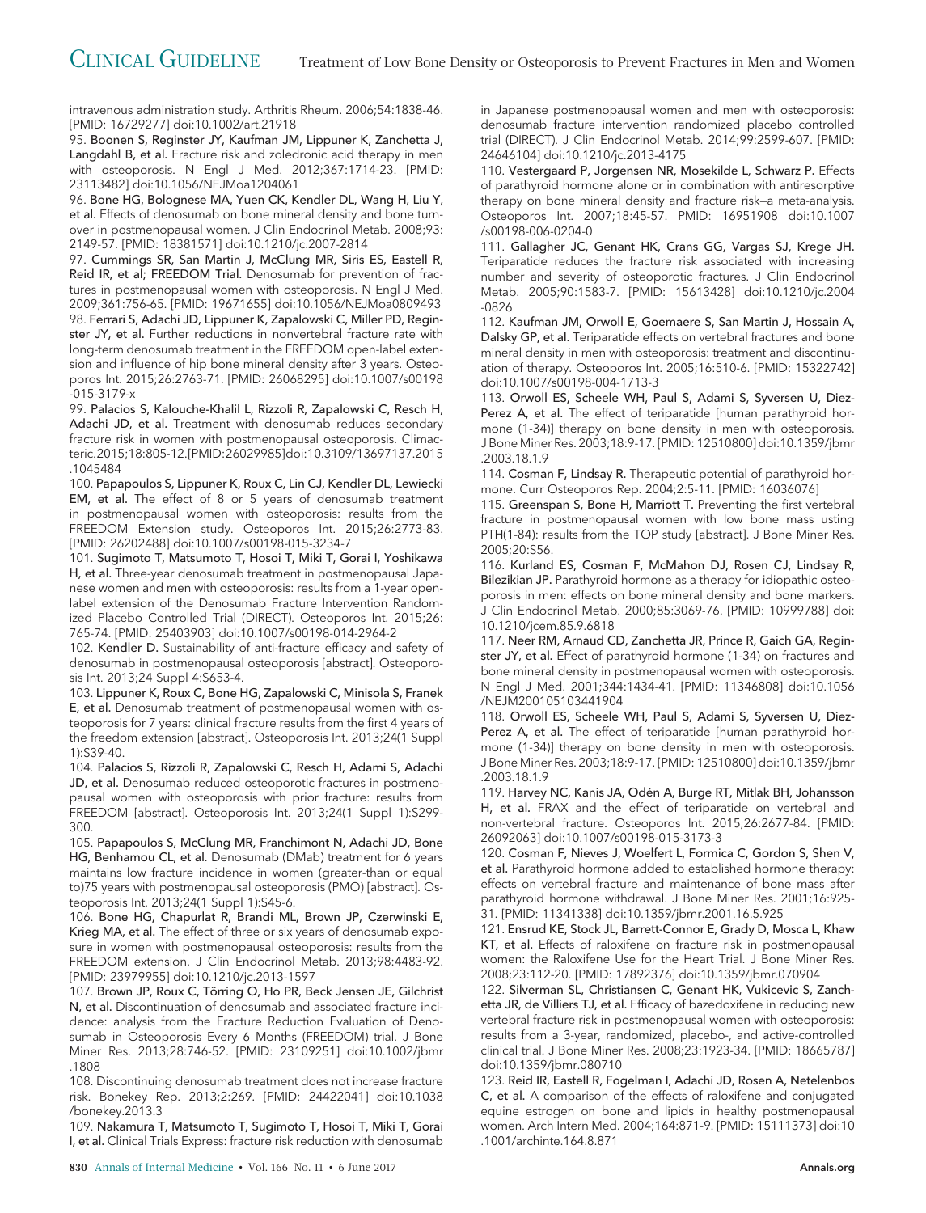intravenous administration study. Arthritis Rheum. 2006;54:1838-46. [PMID: 16729277] doi:10.1002/art.21918

95. **Boonen S, Reginster JY, Kaufman JM, Lippuner K, Zanchetta J, Langdahl B, et al.** Fracture risk and zoledronic acid therapy in men with osteoporosis. N Engl J Med. 2012;367:1714-23. [PMID: 23113482] doi:10.1056/NEJMoa1204061

96. **Bone HG, Bolognese MA, Yuen CK, Kendler DL, Wang H, Liu Y, et al.** Effects of denosumab on bone mineral density and bone turnover in postmenopausal women. J Clin Endocrinol Metab. 2008;93: 2149-57. [PMID: 18381571] doi:10.1210/jc.2007-2814

97. **Cummings SR, San Martin J, McClung MR, Siris ES, Eastell R, Reid IR, et al; FREEDOM Trial.** Denosumab for prevention of fractures in postmenopausal women with osteoporosis. N Engl J Med. 2009;361:756-65. [PMID: 19671655] doi:10.1056/NEJMoa0809493

98. **Ferrari S, Adachi JD, Lippuner K, Zapalowski C, Miller PD, Reginster JY, et al.** Further reductions in nonvertebral fracture rate with long-term denosumab treatment in the FREEDOM open-label extension and influence of hip bone mineral density after 3 years. Osteoporos Int. 2015;26:2763-71. [PMID: 26068295] doi:10.1007/s00198-015-3179-x

99. **Palacios S, Kalouche-Khalil L, Rizzoli R, Zapalowski C, Resch H, Adachi JD, et al.** Treatment with denosumab reduces secondary fracture risk in women with postmenopausal osteoporosis. Climacteric.2015;18:805-12.[PMID:26029985]doi:10.3109/13697137.2015.1045484

100. **Papapoulos S, Lippuner K, Roux C, Lin CJ, Kendler DL, Lewiecki EM, et al.** The effect of 8 or 5 years of denosumab treatment in postmenopausal women with osteoporosis: results from the FREEDOM Extension study. Osteoporos Int. 2015;26:2773-83. [PMID: 26202488] doi:10.1007/s00198-015-3234-7

101. **Sugimoto T, Matsumoto T, Hosoi T, Miki T, Gorai I, Yoshikawa H, et al.** Three-year denosumab treatment in postmenopausal Japanese women and men with osteoporosis: results from a 1-year open-label extension of the Denosumab Fracture Intervention Randomized Placebo Controlled Trial (DIRECT). Osteoporos Int. 2015;26: 765-74. [PMID: 25403903] doi:10.1007/s00198-014-2964-2

102. **Kendler D.** Sustainability of anti-fracture efficacy and safety of denosumab in postmenopausal osteoporosis [abstract]. Osteoporosis Int. 2013;24 Suppl 4:S653-4.

103. **Lippuner K, Roux C, Bone HG, Zapalowski C, Minisola S, Franek E, et al.** Denosumab treatment of postmenopausal women with osteoporosis for 7 years: clinical fracture results from the first 4 years of the freedom extension [abstract]. Osteoporosis Int. 2013;24(1 Suppl 1):S39-40.

104. **Palacios S, Rizzoli R, Zapalowski C, Resch H, Adami S, Adachi JD, et al.** Denosumab reduced osteoporotic fractures in postmenopausal women with osteoporosis with prior fracture: results from FREEDOM [abstract]. Osteoporosis Int. 2013;24(1 Suppl 1):S299-300.

105. **Papapoulos S, McClung MR, Franchimont N, Adachi JD, Bone HG, Benhamou CL, et al.** Denosumab (DMab) treatment for 6 years maintains low fracture incidence in women (greater-than or equal to)75 years with postmenopausal osteoporosis (PMO) [abstract]. Osteoporosis Int. 2013;24(1 Suppl 1):S45-6.

106. **Bone HG, Chapurlat R, Brandi ML, Brown JP, Czerwinski E, Krieg MA, et al.** The effect of three or six years of denosumab exposure in women with postmenopausal osteoporosis: results from the FREEDOM extension. J Clin Endocrinol Metab. 2013;98:4483-92. [PMID: 23979955] doi:10.1210/jc.2013-1597

107. **Brown JP, Roux C, Törring O, Ho PR, Beck Jensen JE, Gilchrist N, et al.** Discontinuation of denosumab and associated fracture incidence: analysis from the Fracture Reduction Evaluation of Denosumab in Osteoporosis Every 6 Months (FREEDOM) trial. J Bone Miner Res. 2013;28:746-52. [PMID: 23109251] doi:10.1002/jbmr.1808

108. Discontinuing denosumab treatment does not increase fracture risk. Bonekey Rep. 2013;2:269. [PMID: 24422041] doi:10.1038/bonekey.2013.3

109. **Nakamura T, Matsumoto T, Sugimoto T, Hosoi T, Miki T, Gorai I, et al.** Clinical Trials Express: fracture risk reduction with denosumab in Japanese postmenopausal women and men with osteoporosis: denosumab fracture intervention randomized placebo controlled trial (DIRECT). J Clin Endocrinol Metab. 2014;99:2599-607. [PMID: 24646104] doi:10.1210/jc.2013-4175

110. **Vestergaard P, Jorgensen NR, Mosekilde L, Schwarz P.** Effects of parathyroid hormone alone or in combination with antiresorptive therapy on bone mineral density and fracture risk—a meta-analysis. Osteoporos Int. 2007;18:45-57. PMID: 16951908 doi:10.1007/s00198-006-0204-0

111. **Gallagher JC, Genant HK, Crans GG, Vargas SJ, Krege JH.** Teriparatide reduces the fracture risk associated with increasing number and severity of osteoporotic fractures. J Clin Endocrinol Metab. 2005;90:1583-7. [PMID: 15613428] doi:10.1210/jc.2004-0826

112. **Kaufman JM, Orwoll E, Goemaere S, San Martin J, Hossain A, Dalsky GP, et al.** Teriparatide effects on vertebral fractures and bone mineral density in men with osteoporosis: treatment and discontinuation of therapy. Osteoporos Int. 2005;16:510-6. [PMID: 15322742] doi:10.1007/s00198-004-1713-3

113. **Orwoll ES, Scheele WH, Paul S, Adami S, Syversen U, Diez-Perez A, et al.** The effect of teriparatide [human parathyroid hormone (1-34)] therapy on bone density in men with osteoporosis. J Bone Miner Res. 2003;18:9-17. [PMID: 12510800] doi:10.1359/jbmr.2003.18.1.9

114. **Cosman F, Lindsay R.** Therapeutic potential of parathyroid hormone. Curr Osteoporos Rep. 2004;2:5-11. [PMID: 16036076]

115. **Greenspan S, Bone H, Marriott T.** Preventing the first vertebral fracture in postmenopausal women with low bone mass using PTH(1-84): results from the TOP study [abstract]. J Bone Miner Res. 2005;20:S56.

116. **Kurland ES, Cosman F, McMahon DJ, Rosen CJ, Lindsay R, Bilezikian JP.** Parathyroid hormone as a therapy for idiopathic osteoporosis in men: effects on bone mineral density and bone markers. J Clin Endocrinol Metab. 2000;85:3069-76. [PMID: 10999788] doi:10.1210/jcem.85.9.6818

117. **Neer RM, Arnaud CD, Zanchetta JR, Prince R, Gaich GA, Reginster JY, et al.** Effect of parathyroid hormone (1-34) on fractures and bone mineral density in postmenopausal women with osteoporosis. N Engl J Med. 2001;344:1434-41. [PMID: 11346808] doi:10.1056/NEJM200105103441904

118. **Orwoll ES, Scheele WH, Paul S, Adami S, Syversen U, Diez-Perez A, et al.** The effect of teriparatide [human parathyroid hormone (1-34)] therapy on bone density in men with osteoporosis. J Bone Miner Res. 2003;18:9-17. [PMID: 12510800] doi:10.1359/jbmr.2003.18.1.9

119. **Harvey NC, Kanis JA, Odén A, Burge RT, Mitlak BH, Johansson H, et al.** FRAX and the effect of teriparatide on vertebral and non-vertebral fracture. Osteoporos Int. 2015;26:2677-84. [PMID: 26092063] doi:10.1007/s00198-015-3173-3

120. **Cosman F, Nieves J, Woelfert L, Formica C, Gordon S, Shen V, et al.** Parathyroid hormone added to established hormone therapy: effects on vertebral fracture and maintenance of bone mass after parathyroid hormone withdrawal. J Bone Miner Res. 2001;16:925-31. [PMID: 11341338] doi:10.1359/jbmr.2001.16.5.925

121. **Ensrud KE, Stock JL, Barrett-Connor E, Grady D, Mosca L, Khaw KT, et al.** Effects of raloxifene on fracture risk in postmenopausal women: the Raloxifene Use for the Heart Trial. J Bone Miner Res. 2008;23:112-20. [PMID: 17892376] doi:10.1359/jbmr.070904

122. **Silverman SL, Christiansen C, Genant HK, Vukicevic S, Zanchetta JR, de Villiers TJ, et al.** Efficacy of bazedoxifene in reducing new vertebral fracture risk in postmenopausal women with osteoporosis: results from a 3-year, randomized, placebo-, and active-controlled clinical trial. J Bone Miner Res. 2008;23:1923-34. [PMID: 18665787] doi:10.1359/jbmr.080710

123. **Reid IR, Eastell R, Fogelman I, Adachi JD, Rosen A, Netelenbos C, et al.** A comparison of the effects of raloxifene and conjugated equine estrogen on bone and lipids in healthy postmenopausal women. Arch Intern Med. 2004;164:871-9. [PMID: 15111373] doi:10.1001/archinte.164.8.871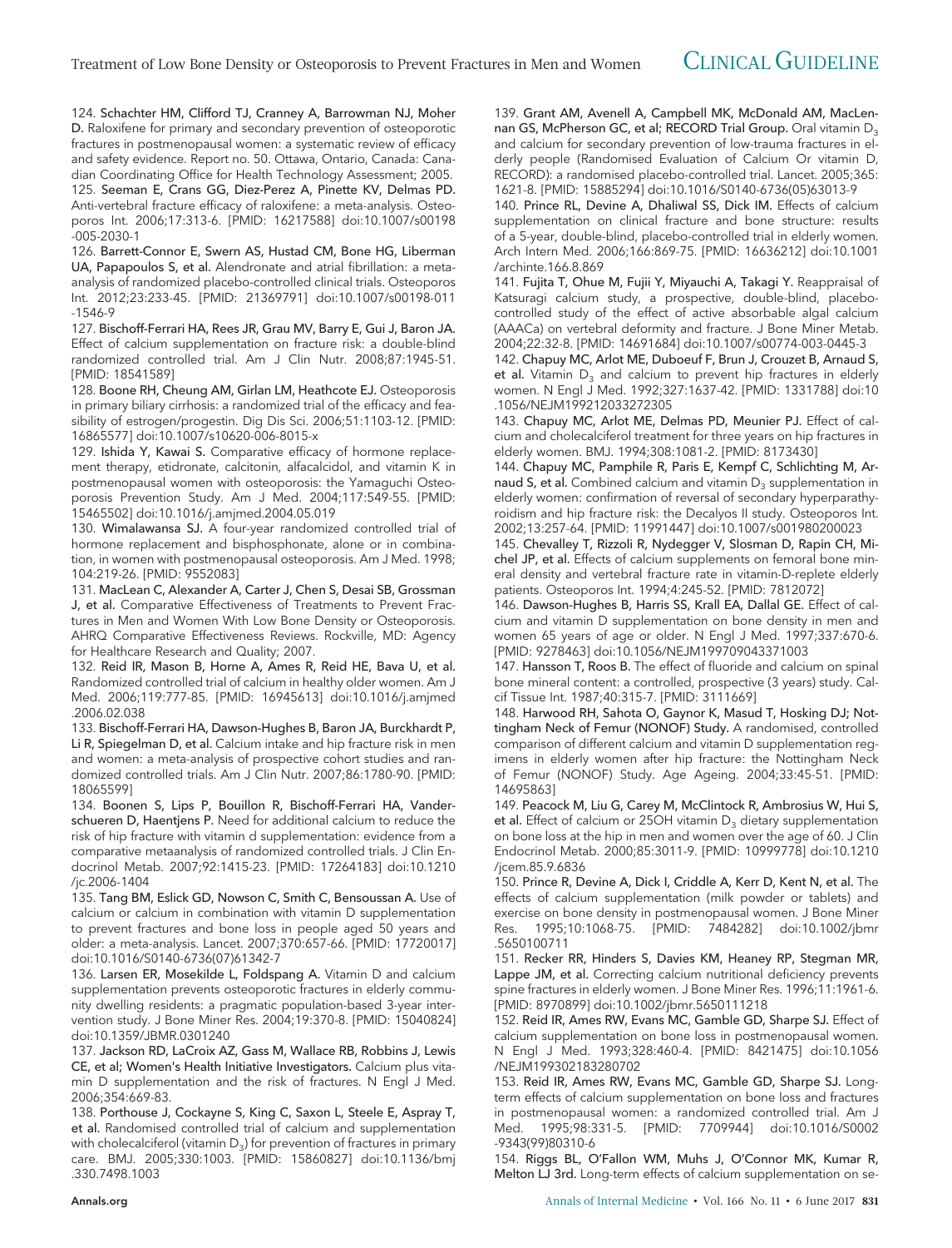124. **Schachter HM, Clifford TJ, Cranney A, Barrowman NJ, Moher D.** Raloxifene for primary and secondary prevention of osteoporotic fractures in postmenopausal women: a systematic review of efficacy and safety evidence. Report no. 50. Ottawa, Ontario, Canada: Canadian Coordinating Office for Health Technology Assessment; 2005.

125. **Seeman E, Crans GG, Diez-Perez A, Pinette KV, Delmas PD.** Anti-vertebral fracture efficacy of raloxifene: a meta-analysis. Osteoporos Int. 2006;17:313-6. [PMID: 16217588] doi:10.1007/s00198-005-2030-1

126. **Barrett-Connor E, Swern AS, Hustad CM, Bone HG, Liberman UA, Papapoulos S, et al.** Alendronate and atrial fibrillation: a meta-analysis of randomized placebo-controlled clinical trials. Osteoporos Int. 2012;23:233-45. [PMID: 21369791] doi:10.1007/s00198-011-1546-9

127. **Bischoff-Ferrari HA, Rees JR, Grau MV, Barry E, Gui J, Baron JA.** Effect of calcium supplementation on fracture risk: a double-blind randomized controlled trial. Am J Clin Nutr. 2008;87:1945-51. [PMID: 18541589]

128. **Boone RH, Cheung AM, Girlan LM, Heathcote EJ.** Osteoporosis in primary biliary cirrhosis: a randomized trial of the efficacy and feasibility of estrogen/progestin. Dig Dis Sci. 2006;51:1103-12. [PMID: 16865577] doi:10.1007/s10620-006-8015-x

129. **Ishida Y, Kawai S.** Comparative efficacy of hormone replacement therapy, etidronate, calcitonin, alfacalcidol, and vitamin K in postmenopausal women with osteoporosis: the Yamaguchi Osteoporosis Prevention Study. Am J Med. 2004;117:549-55. [PMID: 15465502] doi:10.1016/j.amjmed.2004.05.019

130. **Wimalawansa SJ.** A four-year randomized controlled trial of hormone replacement and bisphosphonate, alone or in combination, in women with postmenopausal osteoporosis. Am J Med. 1998;104:219-26. [PMID: 9552083]

131. **MacLean C, Alexander A, Carter J, Chen S, Desai SB, Grossman J, et al.** Comparative Effectiveness of Treatments to Prevent Fractures in Men and Women With Low Bone Density or Osteoporosis. AHRQ Comparative Effectiveness Reviews. Rockville, MD: Agency for Healthcare Research and Quality; 2007.

132. **Reid IR, Mason B, Horne A, Ames R, Reid HE, Bava U, et al.** Randomized controlled trial of calcium in healthy older women. Am J Med. 2006;119:777-85. [PMID: 16945613] doi:10.1016/j.amjmed.2006.02.038

133. **Bischoff-Ferrari HA, Dawson-Hughes B, Baron JA, Burckhardt P, Li R, Spiegelman D, et al.** Calcium intake and hip fracture risk in men and women: a meta-analysis of prospective cohort studies and randomized controlled trials. Am J Clin Nutr. 2007;86:1780-90. [PMID: 18065599]

134. **Boonen S, Lips P, Bouillon R, Bischoff-Ferrari HA, Vanderschueren D, Haentjens P.** Need for additional calcium to reduce the risk of hip fracture with vitamin d supplementation: evidence from a comparative metaanalysis of randomized controlled trials. J Clin Endocrinol Metab. 2007;92:1415-23. [PMID: 17264183] doi:10.1210/jc.2006-1404

135. **Tang BM, Eslick GD, Nowson C, Smith C, Bensoussan A.** Use of calcium or calcium in combination with vitamin D supplementation to prevent fractures and bone loss in people aged 50 years and older: a meta-analysis. Lancet. 2007;370:657-66. [PMID: 17720017] doi:10.1016/S0140-6736(07)61342-7

136. **Larsen ER, Mosekilde L, Foldspang A.** Vitamin D and calcium supplementation prevents osteoporotic fractures in elderly community dwelling residents: a pragmatic population-based 3-year intervention study. J Bone Miner Res. 2004;19:370-8. [PMID: 15040824] doi:10.1359/JBMR.0301240

137. **Jackson RD, LaCroix AZ, Gass M, Wallace RB, Robbins J, Lewis CE, et al; Women's Health Initiative Investigators.** Calcium plus vitamin D supplementation and the risk of fractures. N Engl J Med. 2006;354:669-83.

138. **Porthouse J, Cockayne S, King C, Saxon L, Steele E, Aspray T, et al.** Randomised controlled trial of calcium and supplementation with cholecalciferol (vitamin $D_3$) for prevention of fractures in primary care. BMJ. 2005;330:1003. [PMID: 15860827] doi:10.1136/bmj.330.7498.1003

139. **Grant AM, Avenell A, Campbell MK, McDonald AM, MacLennan GS, McPherson GC, et al; RECORD Trial Group.** Oral vitamin $D_3$ and calcium for secondary prevention of low-trauma fractures in elderly people (Randomised Evaluation of Calcium Or vitamin D, RECORD): a randomised placebo-controlled trial. Lancet. 2005;365:1621-8. [PMID: 15885294] doi:10.1016/S0140-6736(05)63013-9

140. **Prince RL, Devine A, Dhaliwal SS, Dick IM.** Effects of calcium supplementation on clinical fracture and bone structure: results of a 5-year, double-blind, placebo-controlled trial in elderly women. Arch Intern Med. 2006;166:869-75. [PMID: 16636212] doi:10.1001/archinte.166.8.869

141. **Fujita T, Ohue M, Fujii Y, Miyauchi A, Takagi Y.** Reappraisal of Katsuragi calcium study, a prospective, double-blind, placebo-controlled study of the effect of active absorbable algal calcium (AAACa) on vertebral deformity and fracture. J Bone Miner Metab. 2004;22:32-8. [PMID: 14691684] doi:10.1007/s00774-003-0445-3

142. **Chapuy MC, Arlot ME, Duboeuf F, Brun J, Crouzet B, Arnaud S, et al.** Vitamin $D_3$ and calcium to prevent hip fractures in elderly women. N Engl J Med. 1992;327:1637-42. [PMID: 1331788] doi:10.1056/NEJM199212033272305

143. **Chapuy MC, Arlot ME, Delmas PD, Meunier PJ.** Effect of calcium and cholecalciferol treatment for three years on hip fractures in elderly women. BMJ. 1994;308:1081-2. [PMID: 8173430]

144. **Chapuy MC, Pamphile R, Paris E, Kempf C, Schlichting M, Arnaud S, et al.** Combined calcium and vitamin $D_3$ supplementation in elderly women: confirmation of reversal of secondary hyperparathyroidism and hip fracture risk: the Decalyos II study. Osteoporos Int. 2002;13:257-64. [PMID: 11991447] doi:10.1007/s001980200023

145. **Chevalley T, Rizzoli R, Nydegger V, Slosman D, Rapin CH, Michel JP, et al.** Effects of calcium supplements on femoral bone mineral density and vertebral fracture rate in vitamin-D-replete elderly patients. Osteoporos Int. 1994;4:245-52. [PMID: 7812072]

146. **Dawson-Hughes B, Harris SS, Krall EA, Dallal GE.** Effect of calcium and vitamin D supplementation on bone density in men and women 65 years of age or older. N Engl J Med. 1997;337:670-6. [PMID: 9278463] doi:10.1056/NEJM199709043371003

147. **Hansson T, Roos B.** The effect of fluoride and calcium on spinal bone mineral content: a controlled, prospective (3 years) study. Calcif Tissue Int. 1987;40:315-7. [PMID: 3111669]

148. **Harwood RH, Sahota O, Gaynor K, Masud T, Hosking DJ; Nottingham Neck of Femur (NONOF) Study.** A randomised, controlled comparison of different calcium and vitamin D supplementation regimens in elderly women after hip fracture: the Nottingham Neck of Femur (NONOF) Study. Age Ageing. 2004;33:45-51. [PMID: 14695863]

149. **Peacock M, Liu G, Carey M, McClintock R, Ambrosius W, Hui S, et al.** Effect of calcium or 25OH vitamin $D_3$ dietary supplementation on bone loss at the hip in men and women over the age of 60. J Clin Endocrinol Metab. 2000;85:3011-9. [PMID: 10999778] doi:10.1210/jcem.85.9.6836

150. **Prince R, Devine A, Dick I, Criddle A, Kerr D, Kent N, et al.** The effects of calcium supplementation (milk powder or tablets) and exercise on bone density in postmenopausal women. J Bone Miner Res. 1995;10:1068-75. [PMID: 7484282] doi:10.1002/jbmr.5650100711

151. **Recker RR, Hinders S, Davies KM, Heaney RP, Stegman MR, Lappe JM, et al.** Correcting calcium nutritional deficiency prevents spine fractures in elderly women. J Bone Miner Res. 1996;11:1961-6. [PMID: 8970899] doi:10.1002/jbmr.5650111218

152. **Reid IR, Ames RW, Evans MC, Gamble GD, Sharpe SJ.** Effect of calcium supplementation on bone loss in postmenopausal women. N Engl J Med. 1993;328:460-4. [PMID: 8421475] doi:10.1056/NEJM199302183280702

153. **Reid IR, Ames RW, Evans MC, Gamble GD, Sharpe SJ.** Long-term effects of calcium supplementation on bone loss and fractures in postmenopausal women: a randomized controlled trial. Am J Med. 1995;98:331-5. [PMID: 7709944] doi:10.1016/S0002-9343(99)80310-6

154. **Riggs BL, O'Fallon WM, Muhs J, O'Connor MK, Kumar R, Melton LJ 3rd.** Long-term effects of calcium supplementation on se-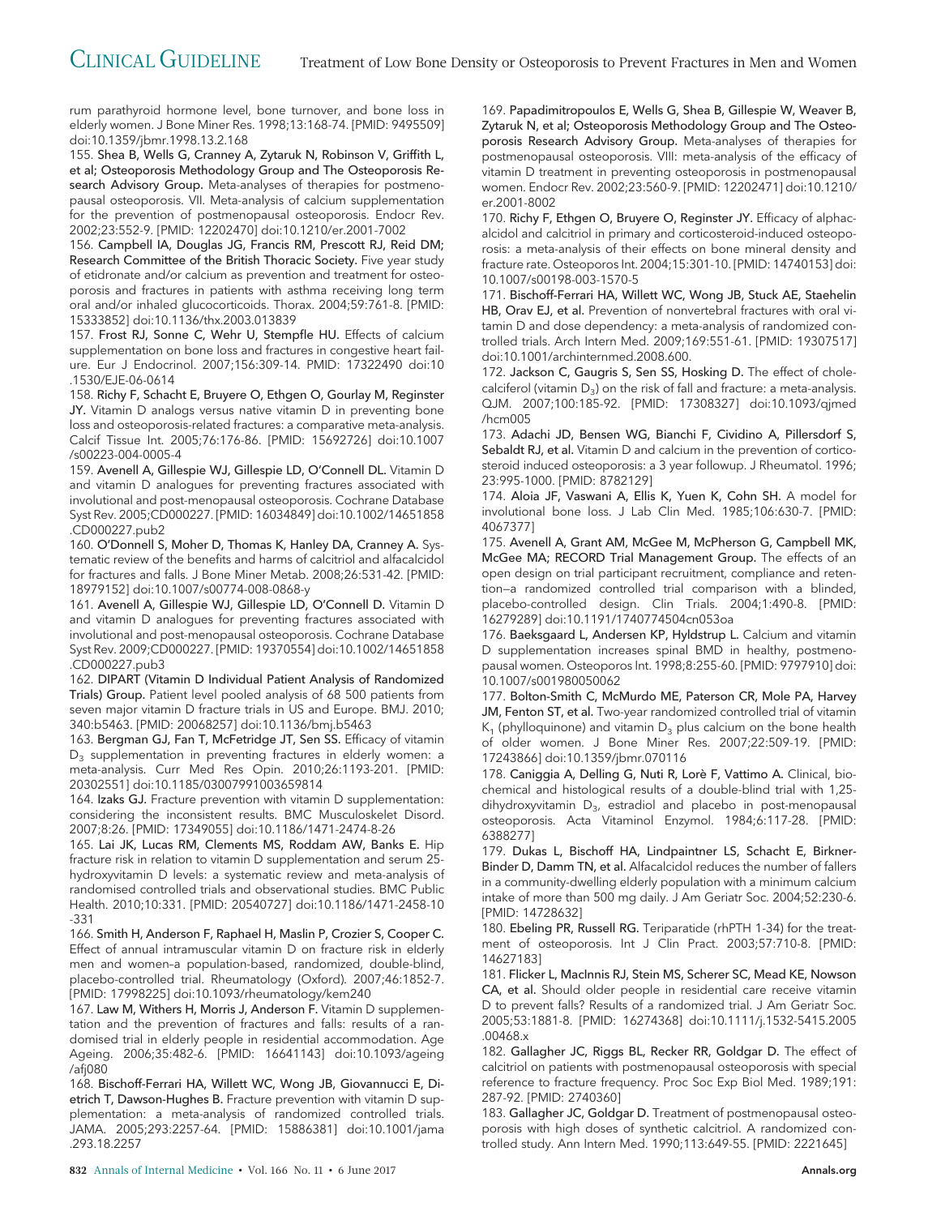rum parathyroid hormone level, bone turnover, and bone loss in elderly women. J Bone Miner Res. 1998;13:168-74. [PMID: 9495509] doi:10.1359/jbmr.1998.13.2.168

155. **Shea B, Wells G, Cranney A, Zytaruk N, Robinson V, Griffith L, et al; Osteoporosis Methodology Group and The Osteoporosis Research Advisory Group.** Meta-analyses of therapies for postmenopausal osteoporosis. VII. Meta-analysis of calcium supplementation for the prevention of postmenopausal osteoporosis. Endocr Rev. 2002;23:552-9. [PMID: 12202470] doi:10.1210/er.2001-7002

156. **Campbell IA, Douglas JG, Francis RM, Prescott RJ, Reid DM; Research Committee of the British Thoracic Society.** Five year study of etidronate and/or calcium as prevention and treatment for osteoporosis and fractures in patients with asthma receiving long term oral and/or inhaled glucocorticoids. Thorax. 2004;59:761-8. [PMID: 15333852] doi:10.1136/thx.2003.013839

157. **Frost RJ, Sonne C, Wehr U, Stempfle HU.** Effects of calcium supplementation on bone loss and fractures in congestive heart failure. Eur J Endocrinol. 2007;156:309-14. PMID: 17322490 doi:10.1530/EJE-06-0614

158. **Richy F, Schacht E, Bruyere O, Ethgen O, Gourlay M, Reginster JY.** Vitamin D analogs versus native vitamin D in preventing bone loss and osteoporosis-related fractures: a comparative meta-analysis. Calcif Tissue Int. 2005;76:176-86. [PMID: 15692726] doi:10.1007/s00223-004-0005-4

159. **Avenell A, Gillespie WJ, Gillespie LD, O'Connell DL.** Vitamin D and vitamin D analogues for preventing fractures associated with involutional and post-menopausal osteoporosis. Cochrane Database Syst Rev. 2005;CD000227. [PMID: 16034849] doi:10.1002/14651858.CD000227.pub2

160. **O'Donnell S, Moher D, Thomas K, Hanley DA, Cranney A.** Systematic review of the benefits and harms of calcitriol and alfacalcidol for fractures and falls. J Bone Miner Metab. 2008;26:531-42. [PMID: 18979152] doi:10.1007/s00774-008-0868-y

161. **Avenell A, Gillespie WJ, Gillespie LD, O'Connell D.** Vitamin D and vitamin D analogues for preventing fractures associated with involutional and post-menopausal osteoporosis. Cochrane Database Syst Rev. 2009;CD000227. [PMID: 19370554] doi:10.1002/14651858.CD000227.pub3

162. **DIPART (Vitamin D Individual Patient Analysis of Randomized Trials) Group.** Patient level pooled analysis of 68 500 patients from seven major vitamin D fracture trials in US and Europe. BMJ. 2010;340:b5463. [PMID: 20068257] doi:10.1136/bmj.b5463

163. **Bergman GJ, Fan T, McFetridge JT, Sen SS.** Efficacy of vitamin $D_3$ supplementation in preventing fractures in elderly women: a meta-analysis. Curr Med Res Opin. 2010;26:1193-201. [PMID: 20302551] doi:10.1185/03007991003659814

164. **Izaks GJ.** Fracture prevention with vitamin D supplementation: considering the inconsistent results. BMC Musculoskelet Disord. 2007;8:26. [PMID: 17349055] doi:10.1186/1471-2474-8-26

165. **Lai JK, Lucas RM, Clements MS, Roddam AW, Banks E.** Hip fracture risk in relation to vitamin D supplementation and serum 25-hydroxyvitamin D levels: a systematic review and meta-analysis of randomised controlled trials and observational studies. BMC Public Health. 2010;10:331. [PMID: 20540727] doi:10.1186/1471-2458-10-331

166. **Smith H, Anderson F, Raphael H, Maslin P, Crozier S, Cooper C.** Effect of annual intramuscular vitamin D on fracture risk in elderly men and women–a population-based, randomized, double-blind, placebo-controlled trial. Rheumatology (Oxford). 2007;46:1852-7. [PMID: 17998225] doi:10.1093/rheumatology/kem240

167. **Law M, Withers H, Morris J, Anderson F.** Vitamin D supplementation and the prevention of fractures and falls: results of a randomised trial in elderly people in residential accommodation. Age Ageing. 2006;35:482-6. [PMID: 16641143] doi:10.1093/ageing/afj080

168. **Bischoff-Ferrari HA, Willett WC, Wong JB, Giovannucci E, Dietrich T, Dawson-Hughes B.** Fracture prevention with vitamin D supplementation: a meta-analysis of randomized controlled trials. JAMA. 2005;293:2257-64. [PMID: 15886381] doi:10.1001/jama.293.18.2257

169. **Papadimitropoulos E, Wells G, Shea B, Gillespie W, Weaver B, Zytaruk N, et al; Osteoporosis Methodology Group and The Osteoporosis Research Advisory Group.** Meta-analyses of therapies for postmenopausal osteoporosis. VIII: meta-analysis of the efficacy of vitamin D treatment in preventing osteoporosis in postmenopausal women. Endocr Rev. 2002;23:560-9. [PMID: 12202471] doi:10.1210/er.2001-8002

170. **Richy F, Ethgen O, Bruyere O, Reginster JY.** Efficacy of alphacalcidol and calcitriol in primary and corticosteroid-induced osteoporosis: a meta-analysis of their effects on bone mineral density and fracture rate. Osteoporos Int. 2004;15:301-10. [PMID: 14740153] doi:10.1007/s00198-003-1570-5

171. **Bischoff-Ferrari HA, Willett WC, Wong JB, Stuck AE, Staehelin HB, Orav EJ, et al.** Prevention of nonvertebral fractures with oral vitamin D and dose dependency: a meta-analysis of randomized controlled trials. Arch Intern Med. 2009;169:551-61. [PMID: 19307517] doi:10.1001/archinternmed.2008.600.

172. **Jackson C, Gaugris S, Sen SS, Hosking D.** The effect of cholecalciferol (vitamin $D_3$) on the risk of fall and fracture: a meta-analysis. QJM. 2007;100:185-92. [PMID: 17308327] doi:10.1093/qjmed/hcm005

173. **Adachi JD, Bensen WG, Bianchi F, Cividino A, Pillersdorf S, Sebaldt RJ, et al.** Vitamin D and calcium in the prevention of corticosteroid induced osteoporosis: a 3 year followup. J Rheumatol. 1996;23:995-1000. [PMID: 8782129]

174. **Aloia JF, Vaswani A, Ellis K, Yuen K, Cohn SH.** A model for involutional bone loss. J Lab Clin Med. 1985;106:630-7. [PMID: 4067377]

175. **Avenell A, Grant AM, McGee M, McPherson G, Campbell MK, McGee MA; RECORD Trial Management Group.** The effects of an open design on trial participant recruitment, compliance and retention—a randomized controlled trial comparison with a blinded, placebo-controlled design. Clin Trials. 2004;1:490-8. [PMID: 16279289] doi:10.1191/1740774504cn053oa

176. **Baeksgaard L, Andersen KP, Hyldstrup L.** Calcium and vitamin D supplementation increases spinal BMD in healthy, postmenopausal women. Osteoporos Int. 1998;8:255-60. [PMID: 9797910] doi:10.1007/s001980050062

177. **Bolton-Smith C, McMurdo ME, Paterson CR, Mole PA, Harvey JM, Fenton ST, et al.** Two-year randomized controlled trial of vitamin $K_1$ (phylloquinone) and vitamin $D_3$ plus calcium on the bone health of older women. J Bone Miner Res. 2007;22:509-19. [PMID: 17243866] doi:10.1359/jbmr.070116

178. **Caniggia A, Delling G, Nuti R, Lorè F, Vattimo A.** Clinical, biochemical and histological results of a double-blind trial with 1,25-dihydroxyvitamin $D_3$, estradiol and placebo in post-menopausal osteoporosis. Acta Vitaminol Enzymol. 1984;6:117-28. [PMID: 6388277]

179. **Dukas L, Bischoff HA, Lindpaintner LS, Schacht E, Birkner-Binder D, Damm TN, et al.** Alfacalcidol reduces the number of fallers in a community-dwelling elderly population with a minimum calcium intake of more than 500 mg daily. J Am Geriatr Soc. 2004;52:230-6. [PMID: 14728632]

180. **Ebeling PR, Russell RG.** Teriparatide (rhPTH 1-34) for the treatment of osteoporosis. Int J Clin Pract. 2003;57:710-8. [PMID: 14627183]

181. **Flicker L, MacInnis RJ, Stein MS, Scherer SC, Mead KE, Nowson CA, et al.** Should older people in residential care receive vitamin D to prevent falls? Results of a randomized trial. J Am Geriatr Soc. 2005;53:1881-8. [PMID: 16274368] doi:10.1111/j.1532-5415.2005.00468.x

182. **Gallagher JC, Riggs BL, Recker RR, Goldgar D.** The effect of calcitriol on patients with postmenopausal osteoporosis with special reference to fracture frequency. Proc Soc Exp Biol Med. 1989;191:287-92. [PMID: 2740360]

183. **Gallagher JC, Goldgar D.** Treatment of postmenopausal osteoporosis with high doses of synthetic calcitriol. A randomized controlled study. Ann Intern Med. 1990;113:649-55. [PMID: 2221645]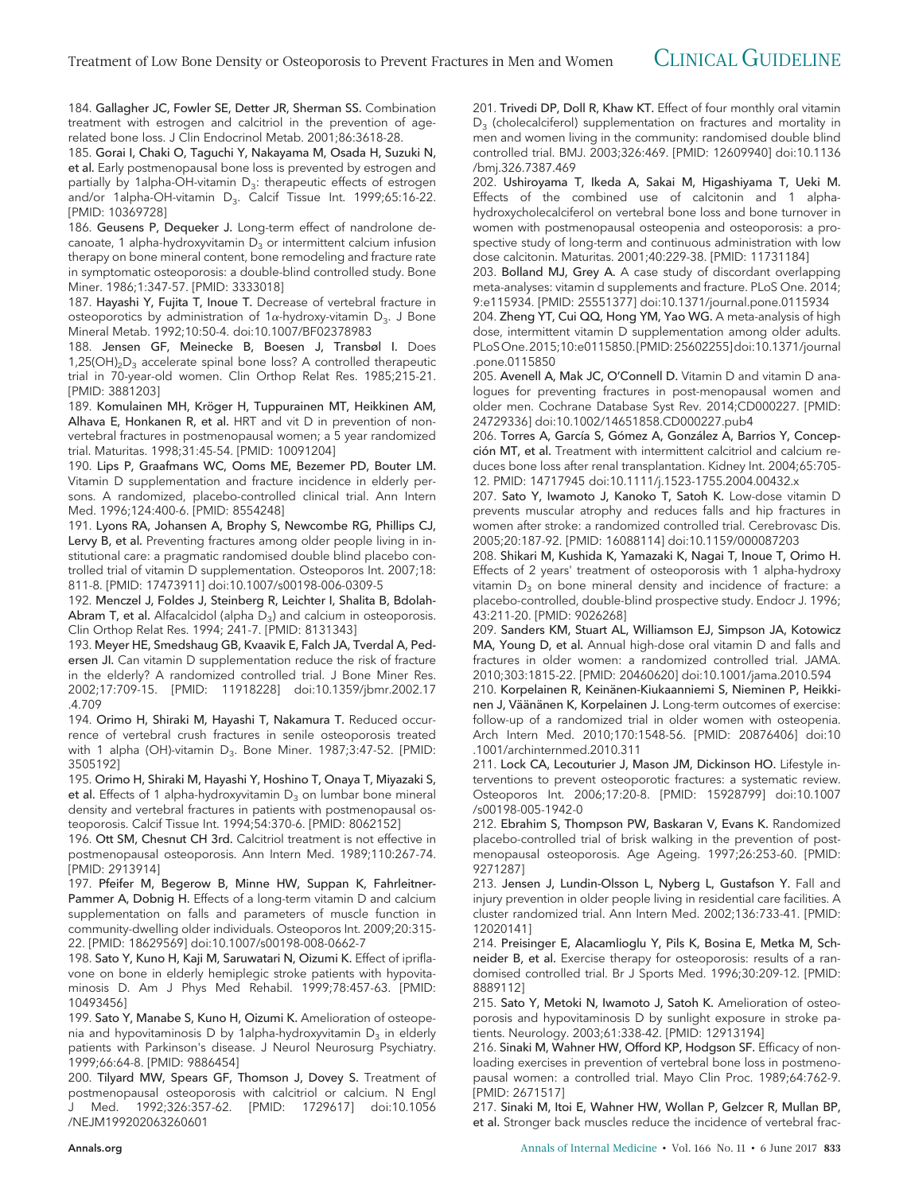184. **Gallagher JC, Fowler SE, Detter JR, Sherman SS.** Combination treatment with estrogen and calcitriol in the prevention of age-related bone loss. J Clin Endocrinol Metab. 2001;86:3618-28.

185. **Gorai I, Chaki O, Taguchi Y, Nakayama M, Osada H, Suzuki N, et al.** Early postmenopausal bone loss is prevented by estrogen and partially by 1alpha-OH-vitamin $D_3$: therapeutic effects of estrogen and/or 1alpha-OH-vitamin $D_3$. Calcif Tissue Int. 1999;65:16-22. [PMID: 10369728]

186. **Geusens P, Dequeker J.** Long-term effect of nandrolone decanoate, 1 alpha-hydroxyvitamin $D_3$ or intermittent calcium infusion therapy on bone mineral content, bone remodeling and fracture rate in symptomatic osteoporosis: a double-blind controlled study. Bone Miner. 1986;1:347-57. [PMID: 3333018]

187. **Hayashi Y, Fujita T, Inoue T.** Decrease of vertebral fracture in osteoporotics by administration of 1α-hydroxy-vitamin $D_3$. J Bone Mineral Metab. 1992;10:50-4. doi:10.1007/BF02378983

188. **Jensen GF, Meinecke B, Boesen J, Transbøl I.** Does $1,25(OH)_2D_3$ accelerate spinal bone loss? A controlled therapeutic trial in 70-year-old women. Clin Orthop Relat Res. 1985;215-21. [PMID: 3881203]

189. **Komulainen MH, Kröger H, Tuppurainen MT, Heikkinen AM, Alhava E, Honkanen R, et al.** HRT and vit D in prevention of non-vertebral fractures in postmenopausal women; a 5 year randomized trial. Maturitas. 1998;31:45-54. [PMID: 10091204]

190. **Lips P, Graafmans WC, Ooms ME, Bezemer PD, Bouter LM.** Vitamin D supplementation and fracture incidence in elderly persons. A randomized, placebo-controlled clinical trial. Ann Intern Med. 1996;124:400-6. [PMID: 8554248]

191. **Lyons RA, Johansen A, Brophy S, Newcombe RG, Phillips CJ, Lervy B, et al.** Preventing fractures among older people living in institutional care: a pragmatic randomised double blind placebo controlled trial of vitamin D supplementation. Osteoporos Int. 2007;18: 811-8. [PMID: 17473911] doi:10.1007/s00198-006-0309-5

192. **Menczel J, Foldes J, Steinberg R, Leichter I, Shalita B, Bdolah-Abram T, et al.** Alfacalcidol (alpha $D_3$) and calcium in osteoporosis. Clin Orthop Relat Res. 1994; 241-7. [PMID: 8131343]

193. **Meyer HE, Smedshaug GB, Kvaavik E, Falch JA, Tverdal A, Pedersen JI.** Can vitamin D supplementation reduce the risk of fracture in the elderly? A randomized controlled trial. J Bone Miner Res. 2002;17:709-15. [PMID: 11918228] doi:10.1359/jbmr.2002.17.4.709

194. **Orimo H, Shiraki M, Hayashi T, Nakamura T.** Reduced occurrence of vertebral crush fractures in senile osteoporosis treated with 1 alpha (OH)-vitamin $D_3$. Bone Miner. 1987;3:47-52. [PMID: 3505192]

195. **Orimo H, Shiraki M, Hayashi Y, Hoshino T, Onaya T, Miyazaki S, et al.** Effects of 1 alpha-hydroxyvitamin $D_3$ on lumbar bone mineral density and vertebral fractures in patients with postmenopausal osteoporosis. Calcif Tissue Int. 1994;54:370-6. [PMID: 8062152]

196. **Ott SM, Chesnut CH 3rd.** Calcitriol treatment is not effective in postmenopausal osteoporosis. Ann Intern Med. 1989;110:267-74. [PMID: 2913914]

197. **Pfeifer M, Begerow B, Minne HW, Suppan K, Fahrleitner-Pammer A, Dobnig H.** Effects of a long-term vitamin D and calcium supplementation on falls and parameters of muscle function in community-dwelling older individuals. Osteoporos Int. 2009;20:315-22. [PMID: 18629569] doi:10.1007/s00198-008-0662-7

198. **Sato Y, Kuno H, Kaji M, Saruwatari N, Oizumi K.** Effect of ipriflavone on bone in elderly hemiplegic stroke patients with hypovitaminosis D. Am J Phys Med Rehabil. 1999;78:457-63. [PMID: 10493456]

199. **Sato Y, Manabe S, Kuno H, Oizumi K.** Amelioration of osteopenia and hypovitaminosis D by 1alpha-hydroxyvitamin $D_3$ in elderly patients with Parkinson's disease. J Neurol Neurosurg Psychiatry. 1999;66:64-8. [PMID: 9886454]

200. **Tilyard MW, Spears GF, Thomson J, Dovey S.** Treatment of postmenopausal osteoporosis with calcitriol or calcium. N Engl J Med. 1992;326:357-62. [PMID: 1729617] doi:10.1056/NEJM199202063260601

201. **Trivedi DP, Doll R, Khaw KT.** Effect of four monthly oral vitamin $D_3$ (cholecalciferol) supplementation on fractures and mortality in men and women living in the community: randomised double blind controlled trial. BMJ. 2003;326:469. [PMID: 12609940] doi:10.1136/bmj.326.7387.469

202. **Ushiroyama T, Ikeda A, Sakai M, Higashiyama T, Ueki M.** Effects of the combined use of calcitonin and 1 alpha-hydroxycholecalciferol on vertebral bone loss and bone turnover in women with postmenopausal osteopenia and osteoporosis: a prospective study of long-term and continuous administration with low dose calcitonin. Maturitas. 2001;40:229-38. [PMID: 11731184]

203. **Bolland MJ, Grey A.** A case study of discordant overlapping meta-analyses: vitamin d supplements and fracture. PLoS One. 2014; 9:e115934. [PMID: 25551377] doi:10.1371/journal.pone.0115934

204. **Zheng YT, Cui QQ, Hong YM, Yao WG.** A meta-analysis of high dose, intermittent vitamin D supplementation among older adults. PLoS One. 2015;10:e0115850. [PMID: 25602255] doi:10.1371/journal.pone.0115850

205. **Avenell A, Mak JC, O'Connell D.** Vitamin D and vitamin D analogues for preventing fractures in post-menopausal women and older men. Cochrane Database Syst Rev. 2014;CD000227. [PMID: 24729336] doi:10.1002/14651858.CD000227.pub4

206. **Torres A, García S, Gómez A, González A, Barrios Y, Concepción MT, et al.** Treatment with intermittent calcitriol and calcium reduces bone loss after renal transplantation. Kidney Int. 2004;65:705-12. PMID: 14717945 doi:10.1111/j.1523-1755.2004.00432.x

207. **Sato Y, Iwamoto J, Kanoko T, Satoh K.** Low-dose vitamin D prevents muscular atrophy and reduces falls and hip fractures in women after stroke: a randomized controlled trial. Cerebrovasc Dis. 2005;20:187-92. [PMID: 16088114] doi:10.1159/000087203

208. **Shikari M, Kushida K, Yamazaki K, Nagai T, Inoue T, Orimo H.** Effects of 2 years' treatment of osteoporosis with 1 alpha-hydroxy vitamin $D_3$ on bone mineral density and incidence of fracture: a placebo-controlled, double-blind prospective study. Endocr J. 1996; 43:211-20. [PMID: 9026268]

209. **Sanders KM, Stuart AL, Williamson EJ, Simpson JA, Kotowicz MA, Young D, et al.** Annual high-dose oral vitamin D and falls and fractures in older women: a randomized controlled trial. JAMA. 2010;303:1815-22. [PMID: 20460620] doi:10.1001/jama.2010.594

210. **Korpelainen R, Keinänen-Kiukaanniemi S, Nieminen P, Heikkinen J, Väänänen K, Korpelainen J.** Long-term outcomes of exercise: follow-up of a randomized trial in older women with osteopenia. Arch Intern Med. 2010;170:1548-56. [PMID: 20876406] doi:10.1001/archinternmed.2010.311

211. **Lock CA, Lecouturier J, Mason JM, Dickinson HO.** Lifestyle interventions to prevent osteoporotic fractures: a systematic review. Osteoporos Int. 2006;17:20-8. [PMID: 15928799] doi:10.1007/s00198-005-1942-0

212. **Ebrahim S, Thompson PW, Baskaran V, Evans K.** Randomized placebo-controlled trial of brisk walking in the prevention of postmenopausal osteoporosis. Age Ageing. 1997;26:253-60. [PMID: 9271287]

213. **Jensen J, Lundin-Olsson L, Nyberg L, Gustafson Y.** Fall and injury prevention in older people living in residential care facilities. A cluster randomized trial. Ann Intern Med. 2002;136:733-41. [PMID: 12020141]

214. **Preisinger E, Alacamlioglu Y, Pils K, Bosina E, Metka M, Schneider B, et al.** Exercise therapy for osteoporosis: results of a randomised controlled trial. Br J Sports Med. 1996;30:209-12. [PMID: 8889112]

215. **Sato Y, Metoki N, Iwamoto J, Satoh K.** Amelioration of osteoporosis and hypovitaminosis D by sunlight exposure in stroke patients. Neurology. 2003;61:338-42. [PMID: 12913194]

216. **Sinaki M, Wahner HW, Offord KP, Hodgson SF.** Efficacy of nonloading exercises in prevention of vertebral bone loss in postmenopausal women: a controlled trial. Mayo Clin Proc. 1989;64:762-9. [PMID: 2671517]

217. **Sinaki M, Itoi E, Wahner HW, Wollan P, Gelzcer R, Mullan BP, et al.** Stronger back muscles reduce the incidence of vertebral frac-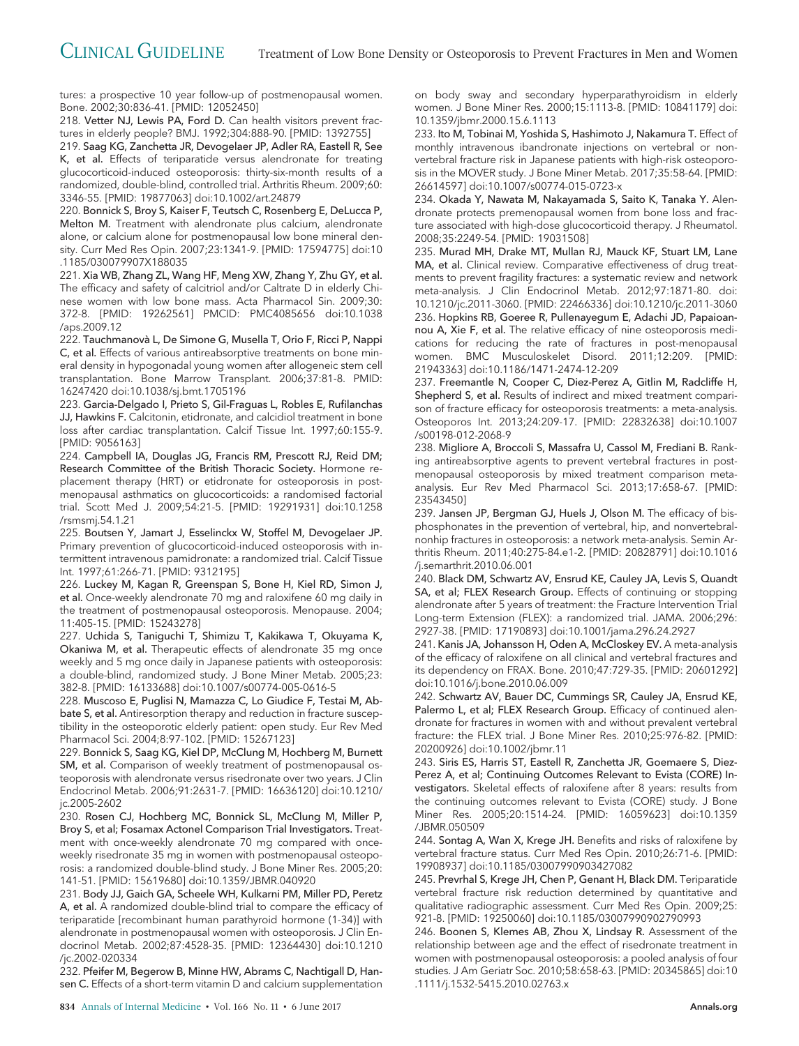tures: a prospective 10 year follow-up of postmenopausal women. Bone. 2002;30:836-41. [PMID: 12052450]

218. Vetter NJ, Lewis PA, Ford D. Can health visitors prevent fractures in elderly people? BMJ. 1992;304:888-90. [PMID: 1392755]

219. Saag KG, Zanchetta JR, Devogelaer JP, Adler RA, Eastell R, See K, et al. Effects of teriparatide versus alendronate for treating glucocorticoid-induced osteoporosis: thirty-six-month results of a randomized, double-blind, controlled trial. Arthritis Rheum. 2009;60: 3346-55. [PMID: 19877063] doi:10.1002/art.24879

220. Bonnick S, Broy S, Kaiser F, Teutsch C, Rosenberg E, DeLucca P, Melton M. Treatment with alendronate plus calcium, alendronate alone, or calcium alone for postmenopausal low bone mineral density. Curr Med Res Opin. 2007;23:1341-9. [PMID: 17594775] doi:10.1185/030079907X188035

221. Xia WB, Zhang ZL, Wang HF, Meng XW, Zhang Y, Zhu GY, et al. The efficacy and safety of calcitriol and/or Caltrate D in elderly Chinese women with low bone mass. Acta Pharmacol Sin. 2009;30: 372-8. [PMID: 19262561] PMCID: PMC4085656 doi:10.1038/aps.2009.12

222. Tauchmanovà L, De Simone G, Musella T, Orio F, Ricci P, Nappi C, et al. Effects of various antireabsorptive treatments on bone mineral density in hypogonadal young women after allogeneic stem cell transplantation. Bone Marrow Transplant. 2006;37:81-8. PMID: 16247420 doi:10.1038/sj.bmt.1705196

223. Garcia-Delgado I, Prieto S, Gil-Fraguas L, Robles E, Rufilanchas JJ, Hawkins F. Calcitonin, etidronate, and calcidiol treatment in bone loss after cardiac transplantation. Calcif Tissue Int. 1997;60:155-9. [PMID: 9056163]

224. Campbell IA, Douglas JG, Francis RM, Prescott RJ, Reid DM; Research Committee of the British Thoracic Society. Hormone replacement therapy (HRT) or etidronate for osteoporosis in postmenopausal asthmatics on glucocorticoids: a randomised factorial trial. Scott Med J. 2009;54:21-5. [PMID: 19291931] doi:10.1258/rsmsmj.54.1.21

225. Boutsen Y, Jamart J, Esselinckx W, Stoffel M, Devogelaer JP. Primary prevention of glucocorticoid-induced osteoporosis with intermittent intravenous pamidronate: a randomized trial. Calcif Tissue Int. 1997;61:266-71. [PMID: 9312195]

226. Luckey M, Kagan R, Greenspan S, Bone H, Kiel RD, Simon J, et al. Once-weekly alendronate 70 mg and raloxifene 60 mg daily in the treatment of postmenopausal osteoporosis. Menopause. 2004; 11:405-15. [PMID: 15243278]

227. Uchida S, Taniguchi T, Shimizu T, Kakikawa T, Okuyama K, Okaniwa M, et al. Therapeutic effects of alendronate 35 mg once weekly and 5 mg once daily in Japanese patients with osteoporosis: a double-blind, randomized study. J Bone Miner Metab. 2005;23: 382-8. [PMID: 16133688] doi:10.1007/s00774-005-0616-5

228. Muscoso E, Puglisi N, Mamazza C, Lo Giudice F, Testai M, Abbate S, et al. Antiresorption therapy and reduction in fracture susceptibility in the osteoporotic elderly patient: open study. Eur Rev Med Pharmacol Sci. 2004;8:97-102. [PMID: 15267123]

229. Bonnick S, Saag KG, Kiel DP, McClung M, Hochberg M, Burnett SM, et al. Comparison of weekly treatment of postmenopausal osteoporosis with alendronate versus risedronate over two years. J Clin Endocrinol Metab. 2006;91:2631-7. [PMID: 16636120] doi:10.1210/jc.2005-2602

230. Rosen CJ, Hochberg MC, Bonnick SL, McClung M, Miller P, Broy S, et al; Fosamax Actonel Comparison Trial Investigators. Treatment with once-weekly alendronate 70 mg compared with once-weekly risedronate 35 mg in women with postmenopausal osteoporosis: a randomized double-blind study. J Bone Miner Res. 2005;20: 141-51. [PMID: 15619680] doi:10.1359/JBMR.040920

231. Body JJ, Gaich GA, Scheele WH, Kulkarni PM, Miller PD, Peretz A, et al. A randomized double-blind trial to compare the efficacy of teriparatide [recombinant human parathyroid hormone (1-34)] with alendronate in postmenopausal women with osteoporosis. J Clin Endocrinol Metab. 2002;87:4528-35. [PMID: 12364430] doi:10.1210/jc.2002-020334

232. Pfeifer M, Begerow B, Minne HW, Abrams C, Nachtigall D, Hansen C. Effects of a short-term vitamin D and calcium supplementation on body sway and secondary hyperparathyroidism in elderly women. J Bone Miner Res. 2000;15:1113-8. [PMID: 10841179] doi:10.1359/jbmr.2000.15.6.1113

233. Ito M, Tobinai M, Yoshida S, Hashimoto J, Nakamura T. Effect of monthly intravenous ibandronate injections on vertebral or non-vertebral fracture risk in Japanese patients with high-risk osteoporosis in the MOVER study. J Bone Miner Metab. 2017;35:58-64. [PMID: 26614597] doi:10.1007/s00774-015-0723-x

234. Okada Y, Nawata M, Nakayamada S, Saito K, Tanaka Y. Alendronate protects premenopausal women from bone loss and fracture associated with high-dose glucocorticoid therapy. J Rheumatol. 2008;35:2249-54. [PMID: 19031508]

235. Murad MH, Drake MT, Mullan RJ, Mauck KF, Stuart LM, Lane MA, et al. Clinical review. Comparative effectiveness of drug treatments to prevent fragility fractures: a systematic review and network meta-analysis. J Clin Endocrinol Metab. 2012;97:1871-80. doi: 10.1210/jc.2011-3060. [PMID: 22466336] doi:10.1210/jc.2011-3060

236. Hopkins RB, Goeree R, Pullenayegum E, Adachi JD, Papaioannou A, Xie F, et al. The relative efficacy of nine osteoporosis medications for reducing the rate of fractures in post-menopausal women. BMC Musculoskelet Disord. 2011;12:209. [PMID: 21943363] doi:10.1186/1471-2474-12-209

237. Freemantle N, Cooper C, Diez-Perez A, Gitlin M, Radcliffe H, Shepherd S, et al. Results of indirect and mixed treatment comparison of fracture efficacy for osteoporosis treatments: a meta-analysis. Osteoporos Int. 2013;24:209-17. [PMID: 22832638] doi:10.1007/s00198-012-2068-9

238. Migliore A, Broccoli S, Massafra U, Cassol M, Frediani B. Ranking antireabsorptive agents to prevent vertebral fractures in postmenopausal osteoporosis by mixed treatment comparison meta-analysis. Eur Rev Med Pharmacol Sci. 2013;17:658-67. [PMID: 23543450]

239. Jansen JP, Bergman GJ, Huels J, Olson M. The efficacy of bisphosphonates in the prevention of vertebral, hip, and nonvertebral-nonhip fractures in osteoporosis: a network meta-analysis. Semin Arthritis Rheum. 2011;40:275-84.e1-2. [PMID: 20828791] doi:10.1016/j.semarthrit.2010.06.001

240. Black DM, Schwartz AV, Ensrud KE, Cauley JA, Levis S, Quandt SA, et al; FLEX Research Group. Effects of continuing or stopping alendronate after 5 years of treatment: the Fracture Intervention Trial Long-term Extension (FLEX): a randomized trial. JAMA. 2006;296: 2927-38. [PMID: 17190893] doi:10.1001/jama.296.24.2927

241. Kanis JA, Johansson H, Oden A, McCloskey EV. A meta-analysis of the efficacy of raloxifene on all clinical and vertebral fractures and its dependency on FRAX. Bone. 2010;47:729-35. [PMID: 20601292] doi:10.1016/j.bone.2010.06.009

242. Schwartz AV, Bauer DC, Cummings SR, Cauley JA, Ensrud KE, Palermo L, et al; FLEX Research Group. Efficacy of continued alendronate for fractures in women with and without prevalent vertebral fracture: the FLEX trial. J Bone Miner Res. 2010;25:976-82. [PMID: 20200926] doi:10.1002/jbmr.11

243. Siris ES, Harris ST, Eastell R, Zanchetta JR, Goemaere S, Diez-Perez A, et al; Continuing Outcomes Relevant to Evista (CORE) Investigators. Skeletal effects of raloxifene after 8 years: results from the continuing outcomes relevant to Evista (CORE) study. J Bone Miner Res. 2005;20:1514-24. [PMID: 16059623] doi:10.1359/JBMR.050509

244. Sontag A, Wan X, Krege JH. Benefits and risks of raloxifene by vertebral fracture status. Curr Med Res Opin. 2010;26:71-6. [PMID: 19908937] doi:10.1185/03007990903427082

245. Prevrhal S, Krege JH, Chen P, Genant H, Black DM. Teriparatide vertebral fracture risk reduction determined by quantitative and qualitative radiographic assessment. Curr Med Res Opin. 2009;25: 921-8. [PMID: 19250060] doi:10.1185/03007990902790993

246. Boonen S, Klemes AB, Zhou X, Lindsay R. Assessment of the relationship between age and the effect of risedronate treatment in women with postmenopausal osteoporosis: a pooled analysis of four studies. J Am Geriatr Soc. 2010;58:658-63. [PMID: 20345865] doi:10.1111/j.1532-5415.2010.02763.x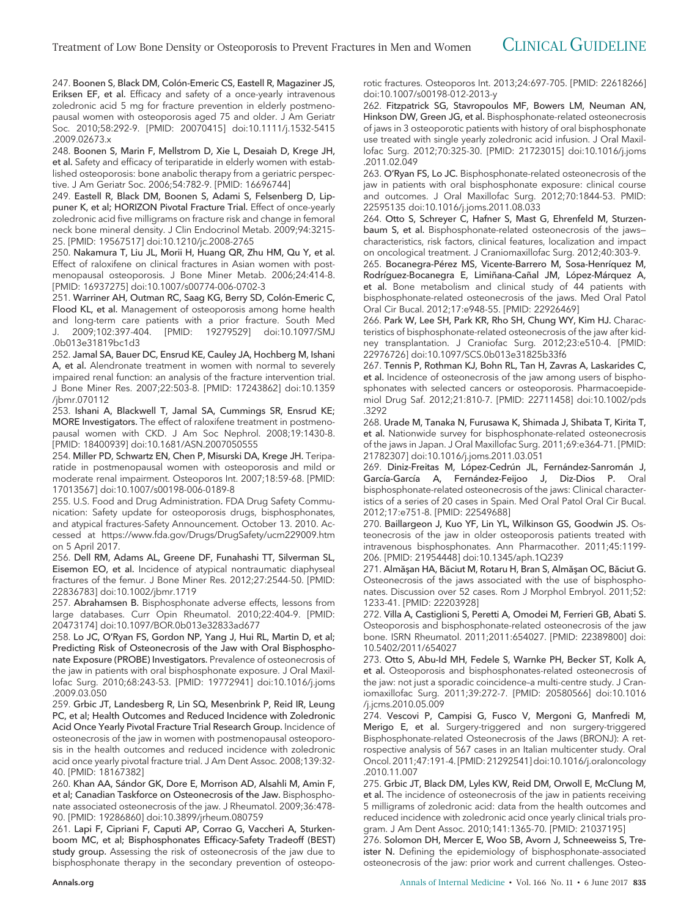247. **Boonen S, Black DM, Colón-Emeric CS, Eastell R, Magaziner JS, Eriksen EF, et al.** Efficacy and safety of a once-yearly intravenous zoledronic acid 5 mg for fracture prevention in elderly postmenopausal women with osteoporosis aged 75 and older. J Am Geriatr Soc. 2010;58:292-9. [PMID: 20070415] doi:10.1111/j.1532-5415.2009.02673.x

248. **Boonen S, Marin F, Mellstrom D, Xie L, Desaiah D, Krege JH, et al.** Safety and efficacy of teriparatide in elderly women with established osteoporosis: bone anabolic therapy from a geriatric perspective. J Am Geriatr Soc. 2006;54:782-9. [PMID: 16696744]

249. **Eastell R, Black DM, Boonen S, Adami S, Felsenberg D, Lippuner K, et al; HORIZON Pivotal Fracture Trial.** Effect of once-yearly zoledronic acid five milligrams on fracture risk and change in femoral neck bone mineral density. J Clin Endocrinol Metab. 2009;94:3215-25. [PMID: 19567517] doi:10.1210/jc.2008-2765

250. **Nakamura T, Liu JL, Morii H, Huang QR, Zhu HM, Qu Y, et al.** Effect of raloxifene on clinical fractures in Asian women with postmenopausal osteoporosis. J Bone Miner Metab. 2006;24:414-8. [PMID: 16937275] doi:10.1007/s00774-006-0702-3

251. **Warriner AH, Outman RC, Saag KG, Berry SD, Colón-Emeric C, Flood KL, et al.** Management of osteoporosis among home health and long-term care patients with a prior fracture. South Med J. 2009;102:397-404. [PMID: 19279529] doi:10.1097/SMJ.0b013e31819bc1d3

252. **Jamal SA, Bauer DC, Ensrud KE, Cauley JA, Hochberg M, Ishani A, et al.** Alendronate treatment in women with normal to severely impaired renal function: an analysis of the fracture intervention trial. J Bone Miner Res. 2007;22:503-8. [PMID: 17243862] doi:10.1359/jbmr.070112

253. **Ishani A, Blackwell T, Jamal SA, Cummings SR, Ensrud KE; MORE Investigators.** The effect of raloxifene treatment in postmenopausal women with CKD. J Am Soc Nephrol. 2008;19:1430-8. [PMID: 18400939] doi:10.1681/ASN.2007050555

254. **Miller PD, Schwartz EN, Chen P, Misurski DA, Krege JH.** Teriparatide in postmenopausal women with osteoporosis and mild or moderate renal impairment. Osteoporos Int. 2007;18:59-68. [PMID: 17013567] doi:10.1007/s00198-006-0189-8

255. **U.S. Food and Drug Administration.** FDA Drug Safety Communication: Safety update for osteoporosis drugs, bisphosphonates, and atypical fractures-Safety Announcement. October 13. 2010. Accessed at https://www.fda.gov/Drugs/DrugSafety/ucm229009.htm on 5 April 2017.

256. **Dell RM, Adams AL, Greene DF, Funahashi TT, Silverman SL, Eisemon EO, et al.** Incidence of atypical nontraumatic diaphyseal fractures of the femur. J Bone Miner Res. 2012;27:2544-50. [PMID: 22836783] doi:10.1002/jbmr.1719

257. **Abrahamsen B.** Bisphosphonate adverse effects, lessons from large databases. Curr Opin Rheumatol. 2010;22:404-9. [PMID: 20473174] doi:10.1097/BOR.0b013e32833ad677

258. **Lo JC, O'Ryan FS, Gordon NP, Yang J, Hui RL, Martin D, et al; Predicting Risk of Osteonecrosis of the Jaw with Oral Bisphosphonate Exposure (PROBE) Investigators.** Prevalence of osteonecrosis of the jaw in patients with oral bisphosphonate exposure. J Oral Maxillofac Surg. 2010;68:243-53. [PMID: 19772941] doi:10.1016/j.joms.2009.03.050

259. **Grbic JT, Landesberg R, Lin SQ, Mesenbrink P, Reid IR, Leung PC, et al; Health Outcomes and Reduced Incidence with Zoledronic Acid Once Yearly Pivotal Fracture Trial Research Group.** Incidence of osteonecrosis of the jaw in women with postmenopausal osteoporosis in the health outcomes and reduced incidence with zoledronic acid once yearly pivotal fracture trial. J Am Dent Assoc. 2008;139:32-40. [PMID: 18167382]

260. **Khan AA, Sándor GK, Dore E, Morrison AD, Alsahli M, Amin F, et al; Canadian Taskforce on Osteonecrosis of the Jaw.** Bisphosphonate associated osteonecrosis of the jaw. J Rheumatol. 2009;36:478-90. [PMID: 19286860] doi:10.3899/jrheum.080759

261. **Lapi F, Cipriani F, Caputi AP, Corrao G, Vaccheri A, Sturkenboom MC, et al; Bisphosphonates Efficacy-Safety Tradeoff (BEST) study group.** Assessing the risk of osteonecrosis of the jaw due to bisphosphonate therapy in the secondary prevention of osteoporotic fractures. Osteoporos Int. 2013;24:697-705. [PMID: 22618266] doi:10.1007/s00198-012-2013-y

262. **Fitzpatrick SG, Stavropoulos MF, Bowers LM, Neuman AN, Hinkson DW, Green JG, et al.** Bisphosphonate-related osteonecrosis of jaws in 3 osteoporotic patients with history of oral bisphosphonate use treated with single yearly zoledronic acid infusion. J Oral Maxillofac Surg. 2012;70:325-30. [PMID: 21723015] doi:10.1016/j.joms.2011.02.049

263. **O'Ryan FS, Lo JC.** Bisphosphonate-related osteonecrosis of the jaw in patients with oral bisphosphonate exposure: clinical course and outcomes. J Oral Maxillofac Surg. 2012;70:1844-53. PMID: 22595135 doi:10.1016/j.joms.2011.08.033

264. **Otto S, Schreyer C, Hafner S, Mast G, Ehrenfeld M, Sturzenbaum S, et al.** Bisphosphonate-related osteonecrosis of the jaws—characteristics, risk factors, clinical features, localization and impact on oncological treatment. J Craniomaxillofac Surg. 2012;40:303-9.

265. **Bocanegra-Pérez MS, Vicente-Barrero M, Sosa-Henríquez M, Rodríguez-Bocanegra E, Limiñana-Cañal JM, López-Márquez A, et al.** Bone metabolism and clinical study of 44 patients with bisphosphonate-related osteonecrosis of the jaws. Med Oral Patol Oral Cir Bucal. 2012;17:e948-55. [PMID: 22926469]

266. **Park W, Lee SH, Park KR, Rho SH, Chung WY, Kim HJ.** Characteristics of bisphosphonate-related osteonecrosis of the jaw after kidney transplantation. J Craniofac Surg. 2012;23:e510-4. [PMID: 22976726] doi:10.1097/SCS.0b013e31825b33f6

267. **Tennis P, Rothman KJ, Bohn RL, Tan H, Zavras A, Laskarides C, et al.** Incidence of osteonecrosis of the jaw among users of bisphosphonates with selected cancers or osteoporosis. Pharmacoepidemiol Drug Saf. 2012;21:810-7. [PMID: 22711458] doi:10.1002/pds.3292

268. **Urade M, Tanaka N, Furusawa K, Shimada J, Shibata T, Kirita T, et al.** Nationwide survey for bisphosphonate-related osteonecrosis of the jaws in Japan. J Oral Maxillofac Surg. 2011;69:e364-71. [PMID: 21782307] doi:10.1016/j.joms.2011.03.051

269. **Diniz-Freitas M, López-Cedrún JL, Fernández-Sanromán J, García-García A, Fernández-Feijoo J, Diz-Dios P.** Oral bisphosphonate-related osteonecrosis of the jaws: Clinical characteristics of a series of 20 cases in Spain. Med Oral Patol Oral Cir Bucal. 2012;17:e751-8. [PMID: 22549688]

270. **Baillargeon J, Kuo YF, Lin YL, Wilkinson GS, Goodwin JS.** Osteonecrosis of the jaw in older osteoporosis patients treated with intravenous bisphosphonates. Ann Pharmacother. 2011;45:1199-206. [PMID: 21954448] doi:10.1345/aph.1Q239

271. **Almăşan HA, Băciut M, Rotaru H, Bran S, Almăşan OC, Băciut G.** Osteonecrosis of the jaws associated with the use of bisphosphonates. Discussion over 52 cases. Rom J Morphol Embryol. 2011;52:1233-41. [PMID: 22203928]

272. **Villa A, Castiglioni S, Peretti A, Omodei M, Ferrieri GB, Abati S.** Osteoporosis and bisphosphonate-related osteonecrosis of the jaw bone. ISRN Rheumatol. 2011;2011:654027. [PMID: 22389800] doi:10.5402/2011/654027

273. **Otto S, Abu-Id MH, Fedele S, Warnke PH, Becker ST, Kolk A, et al.** Osteoporosis and bisphosphonates-related osteonecrosis of the jaw: not just a sporadic coincidence–a multi-centre study. J Craniomaxillofac Surg. 2011;39:272-7. [PMID: 20580566] doi:10.1016/j.jcms.2010.05.009

274. **Vescovi P, Campisi G, Fusco V, Mergoni G, Manfredi M, Merigo E, et al.** Surgery-triggered and non surgery-triggered Bisphosphonate-related Osteonecrosis of the Jaws (BRONJ): A retrospective analysis of 567 cases in an Italian multicenter study. Oral Oncol. 2011;47:191-4. [PMID: 21292541] doi:10.1016/j.oraloncology.2010.11.007

275. **Grbic JT, Black DM, Lyles KW, Reid DM, Orwoll E, McClung M, et al.** The incidence of osteonecrosis of the jaw in patients receiving 5 milligrams of zoledronic acid: data from the health outcomes and reduced incidence with zoledronic acid once yearly clinical trials program. J Am Dent Assoc. 2010;141:1365-70. [PMID: 21037195]

276. **Solomon DH, Mercer E, Woo SB, Avorn J, Schneeweiss S, Treister N.** Defining the epidemiology of bisphosphonate-associated osteonecrosis of the jaw: prior work and current challenges. Osteo-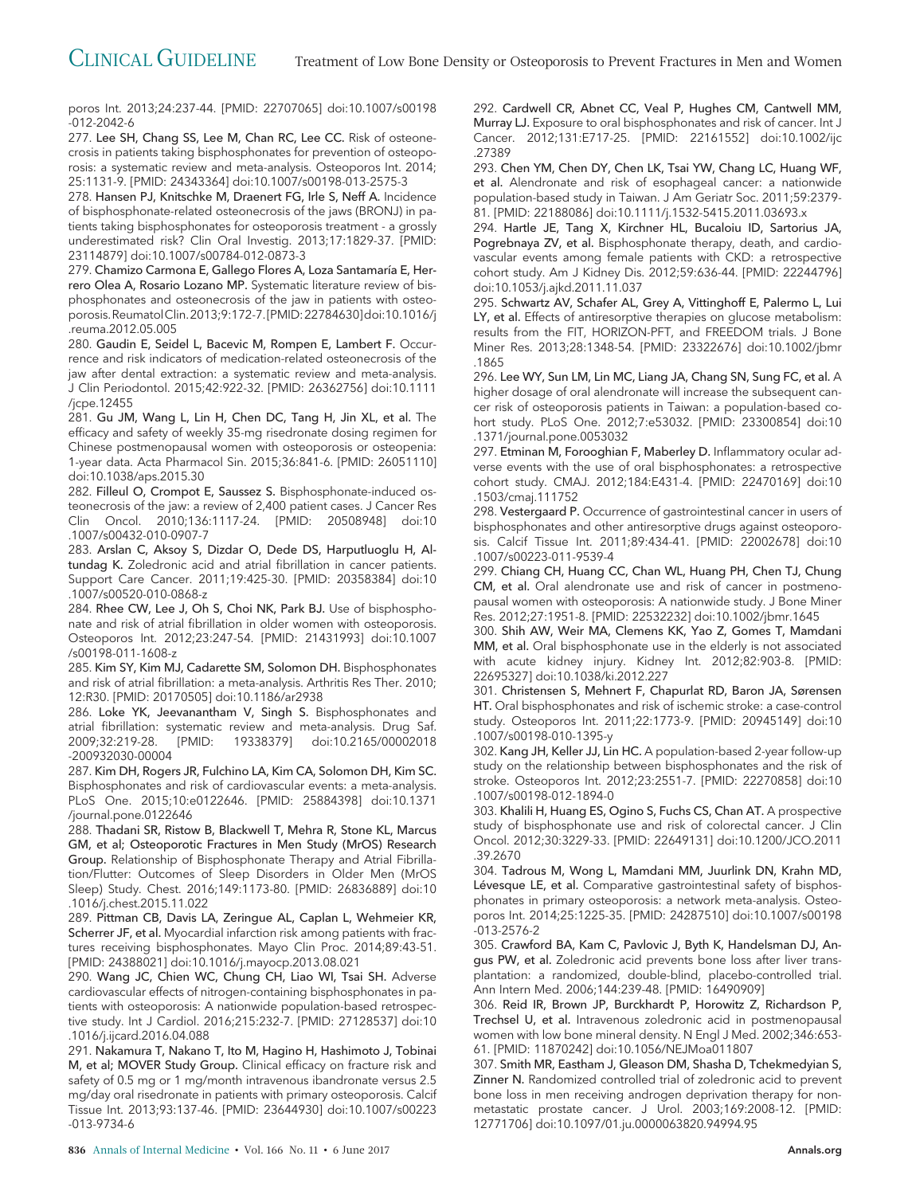poros Int. 2013;24:237-44. [PMID: 22707065] doi:10.1007/s00198-012-2042-6

277. **Lee SH, Chang SS, Lee M, Chan RC, Lee CC.** Risk of osteonecrosis in patients taking bisphosphonates for prevention of osteoporosis: a systematic review and meta-analysis. Osteoporos Int. 2014;25:1131-9. [PMID: 24343364] doi:10.1007/s00198-013-2575-3

278. **Hansen PJ, Knitschke M, Draenert FG, Irle S, Neff A.** Incidence of bisphosphonate-related osteonecrosis of the jaws (BRONJ) in patients taking bisphosphonates for osteoporosis treatment - a grossly underestimated risk? Clin Oral Investig. 2013;17:1829-37. [PMID: 23114879] doi:10.1007/s00784-012-0873-3

279. **Chamizo Carmona E, Gallego Flores A, Loza Santamaría E, Herrero Olea A, Rosario Lozano MP.** Systematic literature review of bisphosphonates and osteonecrosis of the jaw in patients with osteoporosis. Reumatol Clin. 2013;9:172-7. [PMID: 22784630] doi:10.1016/j.reuma.2012.05.005

280. **Gaudin E, Seidel L, Bacevic M, Rompen E, Lambert F.** Occurrence and risk indicators of medication-related osteonecrosis of the jaw after dental extraction: a systematic review and meta-analysis. J Clin Periodontol. 2015;42:922-32. [PMID: 26362756] doi:10.1111/jcpe.12455

281. **Gu JM, Wang L, Lin H, Chen DC, Tang H, Jin XL, et al.** The efficacy and safety of weekly 35-mg risedronate dosing regimen for Chinese postmenopausal women with osteoporosis or osteopenia: 1-year data. Acta Pharmacol Sin. 2015;36:841-6. [PMID: 26051110] doi:10.1038/aps.2015.30

282. **Filleul O, Crompot E, Saussez S.** Bisphosphonate-induced osteonecrosis of the jaw: a review of 2,400 patient cases. J Cancer Res Clin Oncol. 2010;136:1117-24. [PMID: 20508948] doi:10.1007/s00432-010-0907-7

283. **Arslan C, Aksoy S, Dizdar O, Dede DS, Harputluoglu H, Altundag K.** Zoledronic acid and atrial fibrillation in cancer patients. Support Care Cancer. 2011;19:425-30. [PMID: 20358384] doi:10.1007/s00520-010-0868-z

284. **Rhee CW, Lee J, Oh S, Choi NK, Park BJ.** Use of bisphosphonate and risk of atrial fibrillation in older women with osteoporosis. Osteoporos Int. 2012;23:247-54. [PMID: 21431993] doi:10.1007/s00198-011-1608-z

285. **Kim SY, Kim MJ, Cadarette SM, Solomon DH.** Bisphosphonates and risk of atrial fibrillation: a meta-analysis. Arthritis Res Ther. 2010;12:R30. [PMID: 20170505] doi:10.1186/ar2938

286. **Loke YK, Jeevanantham V, Singh S.** Bisphosphonates and atrial fibrillation: systematic review and meta-analysis. Drug Saf. 2009;32:219-28. [PMID: 19338379] doi:10.2165/00002018-200932030-00004

287. **Kim DH, Rogers JR, Fulchino LA, Kim CA, Solomon DH, Kim SC.** Bisphosphonates and risk of cardiovascular events: a meta-analysis. PLoS One. 2015;10:e0122646. [PMID: 25884398] doi:10.1371/journal.pone.0122646

288. **Thadani SR, Ristow B, Blackwell T, Mehra R, Stone KL, Marcus GM, et al; Osteoporotic Fractures in Men Study (MrOS) Research Group.** Relationship of Bisphosphonate Therapy and Atrial Fibrillation/Flutter: Outcomes of Sleep Disorders in Older Men (MrOS Sleep) Study. Chest. 2016;149:1173-80. [PMID: 26836889] doi:10.1016/j.chest.2015.11.022

289. **Pittman CB, Davis LA, Zeringue AL, Caplan L, Wehmeier KR, Scherrer JF, et al.** Myocardial infarction risk among patients with fractures receiving bisphosphonates. Mayo Clin Proc. 2014;89:43-51. [PMID: 24388021] doi:10.1016/j.mayocp.2013.08.021

290. **Wang JC, Chien WC, Chung CH, Liao WI, Tsai SH.** Adverse cardiovascular effects of nitrogen-containing bisphosphonates in patients with osteoporosis: A nationwide population-based retrospective study. Int J Cardiol. 2016;215:232-7. [PMID: 27128537] doi:10.1016/j.ijcard.2016.04.088

291. **Nakamura T, Nakano T, Ito M, Hagino H, Hashimoto J, Tobinai M, et al; MOVER Study Group.** Clinical efficacy on fracture risk and safety of 0.5 mg or 1 mg/month intravenous ibandronate versus 2.5 mg/day oral risedronate in patients with primary osteoporosis. Calcif Tissue Int. 2013;93:137-46. [PMID: 23644930] doi:10.1007/s00223-013-9734-6

292. **Cardwell CR, Abnet CC, Veal P, Hughes CM, Cantwell MM, Murray LJ.** Exposure to oral bisphosphonates and risk of cancer. Int J Cancer. 2012;131:E717-25. [PMID: 22161552] doi:10.1002/ijc.27389

293. **Chen YM, Chen DY, Chen LK, Tsai YW, Chang LC, Huang WF, et al.** Alendronate and risk of esophageal cancer: a nationwide population-based study in Taiwan. J Am Geriatr Soc. 2011;59:2379-81. [PMID: 22188086] doi:10.1111/j.1532-5415.2011.03693.x

294. **Hartle JE, Tang X, Kirchner HL, Bucaloiu ID, Sartorius JA, Pogrebnaya ZV, et al.** Bisphosphonate therapy, death, and cardiovascular events among female patients with CKD: a retrospective cohort study. Am J Kidney Dis. 2012;59:636-44. [PMID: 22244796] doi:10.1053/j.ajkd.2011.11.037

295. **Schwartz AV, Schafer AL, Grey A, Vittinghoff E, Palermo L, Lui LY, et al.** Effects of antiresorptive therapies on glucose metabolism: results from the FIT, HORIZON-PFT, and FREEDOM trials. J Bone Miner Res. 2013;28:1348-54. [PMID: 23322676] doi:10.1002/jbmr.1865

296. **Lee WY, Sun LM, Lin MC, Liang JA, Chang SN, Sung FC, et al.** A higher dosage of oral alendronate will increase the subsequent cancer risk of osteoporosis patients in Taiwan: a population-based cohort study. PLoS One. 2012;7:e53032. [PMID: 23300854] doi:10.1371/journal.pone.0053032

297. **Etminan M, Forooghian F, Maberley D.** Inflammatory ocular adverse events with the use of oral bisphosphonates: a retrospective cohort study. CMAJ. 2012;184:E431-4. [PMID: 22470169] doi:10.1503/cmaj.111752

298. **Vestergaard P.** Occurrence of gastrointestinal cancer in users of bisphosphonates and other antiresorptive drugs against osteoporosis. Calcif Tissue Int. 2011;89:434-41. [PMID: 22002678] doi:10.1007/s00223-011-9539-4

299. **Chiang CH, Huang CC, Chan WL, Huang PH, Chen TJ, Chung CM, et al.** Oral alendronate use and risk of cancer in postmenopausal women with osteoporosis: A nationwide study. J Bone Miner Res. 2012;27:1951-8. [PMID: 22532232] doi:10.1002/jbmr.1645

300. **Shih AW, Weir MA, Clemens KK, Yao Z, Gomes T, Mamdani MM, et al.** Oral bisphosphonate use in the elderly is not associated with acute kidney injury. Kidney Int. 2012;82:903-8. [PMID: 22695327] doi:10.1038/ki.2012.227

301. **Christensen S, Mehnert F, Chapurlat RD, Baron JA, Sørensen HT.** Oral bisphosphonates and risk of ischemic stroke: a case-control study. Osteoporos Int. 2011;22:1773-9. [PMID: 20945149] doi:10.1007/s00198-010-1395-y

302. **Kang JH, Keller JJ, Lin HC.** A population-based 2-year follow-up study on the relationship between bisphosphonates and the risk of stroke. Osteoporos Int. 2012;23:2551-7. [PMID: 22270858] doi:10.1007/s00198-012-1894-0

303. **Khalili H, Huang ES, Ogino S, Fuchs CS, Chan AT.** A prospective study of bisphosphonate use and risk of colorectal cancer. J Clin Oncol. 2012;30:3229-33. [PMID: 22649131] doi:10.1200/JCO.2011.39.2670

304. **Tadrous M, Wong L, Mamdani MM, Juurlink DN, Krahn MD, Lévesque LE, et al.** Comparative gastrointestinal safety of bisphosphonates in primary osteoporosis: a network meta-analysis. Osteoporos Int. 2014;25:1225-35. [PMID: 24287510] doi:10.1007/s00198-013-2576-2

305. **Crawford BA, Kam C, Pavlovic J, Byth K, Handelsman DJ, Angus PW, et al.** Zoledronic acid prevents bone loss after liver transplantation: a randomized, double-blind, placebo-controlled trial. Ann Intern Med. 2006;144:239-48. [PMID: 16490909]

306. **Reid IR, Brown JP, Burckhardt P, Horowitz Z, Richardson P, Trechsel U, et al.** Intravenous zoledronic acid in postmenopausal women with low bone mineral density. N Engl J Med. 2002;346:653-61. [PMID: 11870242] doi:10.1056/NEJMoa011807

307. **Smith MR, Eastham J, Gleason DM, Shasha D, Tchekmedyian S, Zinner N.** Randomized controlled trial of zoledronic acid to prevent bone loss in men receiving androgen deprivation therapy for nonmetastatic prostate cancer. J Urol. 2003;169:2008-12. [PMID: 12771706] doi:10.1097/01.ju.0000063820.94994.95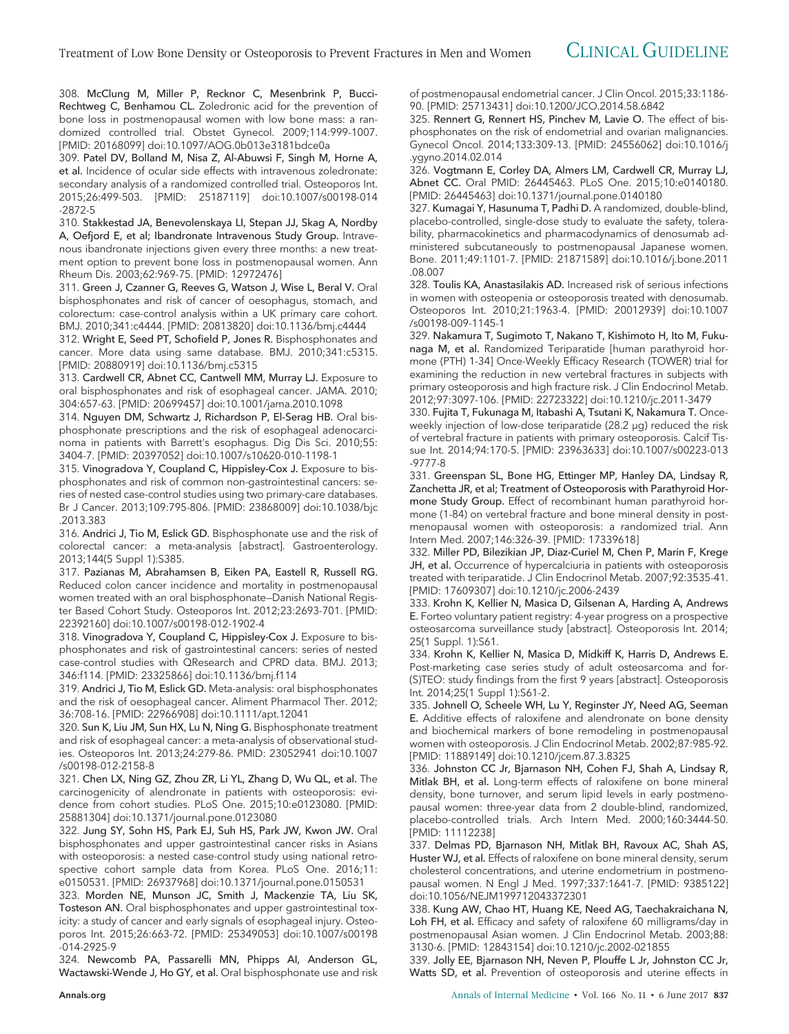308. **McClung M, Miller P, Recknor C, Mesenbrink P, Bucci-Rechtweg C, Benhamou CL.** Zoledronic acid for the prevention of bone loss in postmenopausal women with low bone mass: a randomized controlled trial. Obstet Gynecol. 2009;114:999-1007. [PMID: 20168099] doi:10.1097/AOG.0b013e3181bdce0a

309. **Patel DV, Bolland M, Nisa Z, Al-Abuwsi F, Singh M, Horne A, et al.** Incidence of ocular side effects with intravenous zoledronate: secondary analysis of a randomized controlled trial. Osteoporos Int. 2015;26:499-503. [PMID: 25187119] doi:10.1007/s00198-014-2872-5

310. **Stakkestad JA, Benevolenskaya LI, Stepan JJ, Skag A, Nordby A, Oefjord E, et al; Ibandronate Intravenous Study Group.** Intravenous ibandronate injections given every three months: a new treatment option to prevent bone loss in postmenopausal women. Ann Rheum Dis. 2003;62:969-75. [PMID: 12972476]

311. **Green J, Czanner G, Reeves G, Watson J, Wise L, Beral V.** Oral bisphosphonates and risk of cancer of oesophagus, stomach, and colorectum: case-control analysis within a UK primary care cohort. BMJ. 2010;341:c4444. [PMID: 20813820] doi:10.1136/bmj.c4444

312. **Wright E, Seed PT, Schofield P, Jones R.** Bisphosphonates and cancer. More data using same database. BMJ. 2010;341:c5315. [PMID: 20880919] doi:10.1136/bmj.c5315

313. **Cardwell CR, Abnet CC, Cantwell MM, Murray LJ.** Exposure to oral bisphosphonates and risk of esophageal cancer. JAMA. 2010; 304:657-63. [PMID: 20699457] doi:10.1001/jama.2010.1098

314. **Nguyen DM, Schwartz J, Richardson P, El-Serag HB.** Oral bisphosphonate prescriptions and the risk of esophageal adenocarcinoma in patients with Barrett's esophagus. Dig Dis Sci. 2010;55: 3404-7. [PMID: 20397052] doi:10.1007/s10620-010-1198-1

315. **Vinogradova Y, Coupland C, Hippisley-Cox J.** Exposure to bisphosphonates and risk of common non-gastrointestinal cancers: series of nested case-control studies using two primary-care databases. Br J Cancer. 2013;109:795-806. [PMID: 23868009] doi:10.1038/bjc.2013.383

316. **Andrici J, Tio M, Eslick GD.** Bisphosphonate use and the risk of colorectal cancer: a meta-analysis [abstract]. Gastroenterology. 2013;144(5 Suppl 1):S385.

317. **Pazianas M, Abrahamsen B, Eiken PA, Eastell R, Russell RG.** Reduced colon cancer incidence and mortality in postmenopausal women treated with an oral bisphosphonate—Danish National Register Based Cohort Study. Osteoporos Int. 2012;23:2693-701. [PMID: 22392160] doi:10.1007/s00198-012-1902-4

318. **Vinogradova Y, Coupland C, Hippisley-Cox J.** Exposure to bisphosphonates and risk of gastrointestinal cancers: series of nested case-control studies with QResearch and CPRD data. BMJ. 2013; 346:f114. [PMID: 23325866] doi:10.1136/bmj.f114

319. **Andrici J, Tio M, Eslick GD.** Meta-analysis: oral bisphosphonates and the risk of oesophageal cancer. Aliment Pharmacol Ther. 2012; 36:708-16. [PMID: 22966908] doi:10.1111/apt.12041

320. **Sun K, Liu JM, Sun HX, Lu N, Ning G.** Bisphosphonate treatment and risk of esophageal cancer: a meta-analysis of observational studies. Osteoporos Int. 2013;24:279-86. PMID: 23052941 doi:10.1007/s00198-012-2158-8

321. **Chen LX, Ning GZ, Zhou ZR, Li YL, Zhang D, Wu QL, et al.** The carcinogenicity of alendronate in patients with osteoporosis: evidence from cohort studies. PLoS One. 2015;10:e0123080. [PMID: 25881304] doi:10.1371/journal.pone.0123080

322. **Jung SY, Sohn HS, Park EJ, Suh HS, Park JW, Kwon JW.** Oral bisphosphonates and upper gastrointestinal cancer risks in Asians with osteoporosis: a nested case-control study using national retrospective cohort sample data from Korea. PLoS One. 2016;11: e0150531. [PMID: 26937968] doi:10.1371/journal.pone.0150531

323. **Morden NE, Munson JC, Smith J, Mackenzie TA, Liu SK, Tosteson AN.** Oral bisphosphonates and upper gastrointestinal toxicity: a study of cancer and early signals of esophageal injury. Osteoporos Int. 2015;26:663-72. [PMID: 25349053] doi:10.1007/s00198-014-2925-9

324. **Newcomb PA, Passarelli MN, Phipps AI, Anderson GL, Wactawski-Wende J, Ho GY, et al.** Oral bisphosphonate use and risk of postmenopausal endometrial cancer. J Clin Oncol. 2015;33:1186-90. [PMID: 25713431] doi:10.1200/JCO.2014.58.6842

325. **Rennert G, Rennert HS, Pinchev M, Lavie O.** The effect of bisphosphonates on the risk of endometrial and ovarian malignancies. Gynecol Oncol. 2014;133:309-13. [PMID: 24556062] doi:10.1016/j.ygyno.2014.02.014

326. **Vogtmann E, Corley DA, Almers LM, Cardwell CR, Murray LJ, Abnet CC.** Oral PMID: 26445463. PLoS One. 2015;10:e0140180. [PMID: 26445463] doi:10.1371/journal.pone.0140180

327. **Kumagai Y, Hasunuma T, Padhi D.** A randomized, double-blind, placebo-controlled, single-dose study to evaluate the safety, tolerability, pharmacokinetics and pharmacodynamics of denosumab administered subcutaneously to postmenopausal Japanese women. Bone. 2011;49:1101-7. [PMID: 21871589] doi:10.1016/j.bone.2011.08.007

328. **Toulis KA, Anastasilakis AD.** Increased risk of serious infections in women with osteopenia or osteoporosis treated with denosumab. Osteoporos Int. 2010;21:1963-4. [PMID: 20012939] doi:10.1007/s00198-009-1145-1

329. **Nakamura T, Sugimoto T, Nakano T, Kishimoto H, Ito M, Fukunaga M, et al.** Randomized Teriparatide [human parathyroid hormone (PTH) 1-34] Once-Weekly Efficacy Research (TOWER) trial for examining the reduction in new vertebral fractures in subjects with primary osteoporosis and high fracture risk. J Clin Endocrinol Metab. 2012;97:3097-106. [PMID: 22723322] doi:10.1210/jc.2011-3479

330. **Fujita T, Fukunaga M, Itabashi A, Tsutani K, Nakamura T.** Once-weekly injection of low-dose teriparatide (28.2 μg) reduced the risk of vertebral fracture in patients with primary osteoporosis. Calcif Tissue Int. 2014;94:170-5. [PMID: 23963633] doi:10.1007/s00223-013-9777-8

331. **Greenspan SL, Bone HG, Ettinger MP, Hanley DA, Lindsay R, Zanchetta JR, et al; Treatment of Osteoporosis with Parathyroid Hormone Study Group.** Effect of recombinant human parathyroid hormone (1-84) on vertebral fracture and bone mineral density in postmenopausal women with osteoporosis: a randomized trial. Ann Intern Med. 2007;146:326-39. [PMID: 17339618]

332. **Miller PD, Bilezikian JP, Diaz-Curiel M, Chen P, Marin F, Krege JH, et al.** Occurrence of hypercalciuria in patients with osteoporosis treated with teriparatide. J Clin Endocrinol Metab. 2007;92:3535-41. [PMID: 17609307] doi:10.1210/jc.2006-2439

333. **Krohn K, Kellier N, Masica D, Gilsenan A, Harding A, Andrews E.** Forteo voluntary patient registry: 4-year progress on a prospective osteosarcoma surveillance study [abstract]. Osteoporosis Int. 2014; 25(1 Suppl. 1):S61.

334. **Krohn K, Kellier N, Masica D, Midkiff K, Harris D, Andrews E.** Post-marketing case series study of adult osteosarcoma and for-(S)TEO: study findings from the first 9 years [abstract]. Osteoporosis Int. 2014;25(1 Suppl 1):S61-2.

335. **Johnell O, Scheele WH, Lu Y, Reginster JY, Need AG, Seeman E.** Additive effects of raloxifene and alendronate on bone density and biochemical markers of bone remodeling in postmenopausal women with osteoporosis. J Clin Endocrinol Metab. 2002;87:985-92. [PMID: 11889149] doi:10.1210/jcem.87.3.8325

336. **Johnston CC Jr, Bjarnason NH, Cohen FJ, Shah A, Lindsay R, Mitlak BH, et al.** Long-term effects of raloxifene on bone mineral density, bone turnover, and serum lipid levels in early postmenopausal women: three-year data from 2 double-blind, randomized, placebo-controlled trials. Arch Intern Med. 2000;160:3444-50. [PMID: 11112238]

337. **Delmas PD, Bjarnason NH, Mitlak BH, Ravoux AC, Shah AS, Huster WJ, et al.** Effects of raloxifene on bone mineral density, serum cholesterol concentrations, and uterine endometrium in postmenopausal women. N Engl J Med. 1997;337:1641-7. [PMID: 9385122] doi:10.1056/NEJM199712043372301

338. **Kung AW, Chao HT, Huang KE, Need AG, Taechakraichana N, Loh FH, et al.** Efficacy and safety of raloxifene 60 milligrams/day in postmenopausal Asian women. J Clin Endocrinol Metab. 2003;88: 3130-6. [PMID: 12843154] doi:10.1210/jc.2002-021855

339. **Jolly EE, Bjarnason NH, Neven P, Plouffe L Jr, Johnston CC Jr, Watts SD, et al.** Prevention of osteoporosis and uterine effects in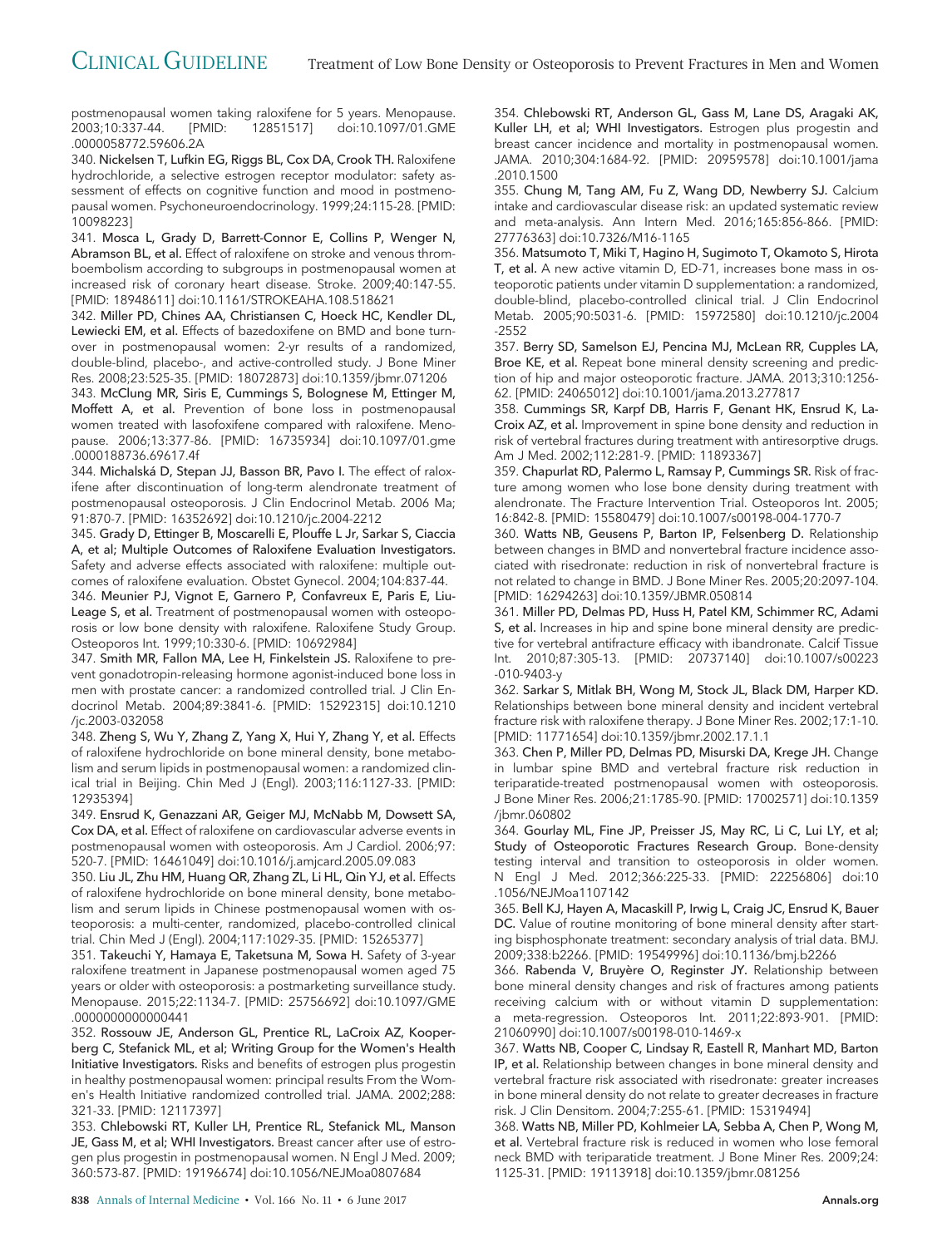postmenopausal women taking raloxifene for 5 years. Menopause. 2003;10:337-44. [PMID: 12851517] doi:10.1097/01.GME.0000058772.59606.2A

340. Nickelsen T, Lufkin EG, Riggs BL, Cox DA, Crook TH. Raloxifene hydrochloride, a selective estrogen receptor modulator: safety assessment of effects on cognitive function and mood in postmenopausal women. Psychoneuroendocrinology. 1999;24:115-28. [PMID: 10098223]

341. Mosca L, Grady D, Barrett-Connor E, Collins P, Wenger N, Abramson BL, et al. Effect of raloxifene on stroke and venous thromboembolism according to subgroups in postmenopausal women at increased risk of coronary heart disease. Stroke. 2009;40:147-55. [PMID: 18948611] doi:10.1161/STROKEAHA.108.518621

342. Miller PD, Chines AA, Christiansen C, Hoeck HC, Kendler DL, Lewiecki EM, et al. Effects of bazedoxifene on BMD and bone turnover in postmenopausal women: 2-yr results of a randomized, double-blind, placebo-, and active-controlled study. J Bone Miner Res. 2008;23:525-35. [PMID: 18072873] doi:10.1359/jbmr.071206

343. McClung MR, Siris E, Cummings S, Bolognese M, Ettinger M, Moffett A, et al. Prevention of bone loss in postmenopausal women treated with lasofoxifene compared with raloxifene. Menopause. 2006;13:377-86. [PMID: 16735934] doi:10.1097/01.gme.0000188736.69617.4f

344. Michalská D, Stepan JJ, Basson BR, Pavo I. The effect of raloxifene after discontinuation of long-term alendronate treatment of postmenopausal osteoporosis. J Clin Endocrinol Metab. 2006 Ma; 91:870-7. [PMID: 16352692] doi:10.1210/jc.2004-2212

345. Grady D, Ettinger B, Moscarelli E, Plouffe L Jr, Sarkar S, Ciaccia A, et al; Multiple Outcomes of Raloxifene Evaluation Investigators. Safety and adverse effects associated with raloxifene: multiple outcomes of raloxifene evaluation. Obstet Gynecol. 2004;104:837-44.

346. Meunier PJ, Vignot E, Garnero P, Confavreux E, Paris E, Liu-Leage S, et al. Treatment of postmenopausal women with osteoporosis or low bone density with raloxifene. Raloxifene Study Group. Osteoporos Int. 1999;10:330-6. [PMID: 10692984]

347. Smith MR, Fallon MA, Lee H, Finkelstein JS. Raloxifene to prevent gonadotropin-releasing hormone agonist-induced bone loss in men with prostate cancer: a randomized controlled trial. J Clin Endocrinol Metab. 2004;89:3841-6. [PMID: 15292315] doi:10.1210/jc.2003-032058

348. Zheng S, Wu Y, Zhang Z, Yang X, Hui Y, Zhang Y, et al. Effects of raloxifene hydrochloride on bone mineral density, bone metabolism and serum lipids in postmenopausal women: a randomized clinical trial in Beijing. Chin Med J (Engl). 2003;116:1127-33. [PMID: 12935394]

349. Ensrud K, Genazzani AR, Geiger MJ, McNabb M, Dowsett SA, Cox DA, et al. Effect of raloxifene on cardiovascular adverse events in postmenopausal women with osteoporosis. Am J Cardiol. 2006;97:520-7. [PMID: 16461049] doi:10.1016/j.amjcard.2005.09.083

350. Liu JL, Zhu HM, Huang QR, Zhang ZL, Li HL, Qin YJ, et al. Effects of raloxifene hydrochloride on bone mineral density, bone metabolism and serum lipids in Chinese postmenopausal women with osteoporosis: a multi-center, randomized, placebo-controlled clinical trial. Chin Med J (Engl). 2004;117:1029-35. [PMID: 15265377]

351. Takeuchi Y, Hamaya E, Taketsuna M, Sowa H. Safety of 3-year raloxifene treatment in Japanese postmenopausal women aged 75 years or older with osteoporosis: a postmarketing surveillance study. Menopause. 2015;22:1134-7. [PMID: 25756692] doi:10.1097/GME.0000000000000441

352. Rossouw JE, Anderson GL, Prentice RL, LaCroix AZ, Kooperberg C, Stefanick ML, et al; Writing Group for the Women's Health Initiative Investigators. Risks and benefits of estrogen plus progestin in healthy postmenopausal women: principal results From the Women's Health Initiative randomized controlled trial. JAMA. 2002;288:321-33. [PMID: 12117397]

353. Chlebowski RT, Kuller LH, Prentice RL, Stefanick ML, Manson JE, Gass M, et al; WHI Investigators. Breast cancer after use of estrogen plus progestin in postmenopausal women. N Engl J Med. 2009;360:573-87. [PMID: 19196674] doi:10.1056/NEJMoa0807684

354. Chlebowski RT, Anderson GL, Gass M, Lane DS, Aragaki AK, Kuller LH, et al; WHI Investigators. Estrogen plus progestin and breast cancer incidence and mortality in postmenopausal women. JAMA. 2010;304:1684-92. [PMID: 20959578] doi:10.1001/jama.2010.1500

355. Chung M, Tang AM, Fu Z, Wang DD, Newberry SJ. Calcium intake and cardiovascular disease risk: an updated systematic review and meta-analysis. Ann Intern Med. 2016;165:856-866. [PMID: 27776363] doi:10.7326/M16-1165

356. Matsumoto T, Miki T, Hagino H, Sugimoto T, Okamoto S, Hirota T, et al. A new active vitamin D, ED-71, increases bone mass in osteoporotic patients under vitamin D supplementation: a randomized, double-blind, placebo-controlled clinical trial. J Clin Endocrinol Metab. 2005;90:5031-6. [PMID: 15972580] doi:10.1210/jc.2004-2552

357. Berry SD, Samelson EJ, Pencina MJ, McLean RR, Cupples LA, Broe KE, et al. Repeat bone mineral density screening and prediction of hip and major osteoporotic fracture. JAMA. 2013;310:1256-62. [PMID: 24065012] doi:10.1001/jama.2013.277817

358. Cummings SR, Karpf DB, Harris F, Genant HK, Ensrud K, LaCroix AZ, et al. Improvement in spine bone density and reduction in risk of vertebral fractures during treatment with antiresorptive drugs. Am J Med. 2002;112:281-9. [PMID: 11893367]

359. Chapurlat RD, Palermo L, Ramsay P, Cummings SR. Risk of fracture among women who lose bone density during treatment with alendronate. The Fracture Intervention Trial. Osteoporos Int. 2005;16:842-8. [PMID: 15580479] doi:10.1007/s00198-004-1770-7

360. Watts NB, Geusens P, Barton IP, Felsenberg D. Relationship between changes in BMD and nonvertebral fracture incidence associated with risedronate: reduction in risk of nonvertebral fracture is not related to change in BMD. J Bone Miner Res. 2005;20:2097-104. [PMID: 16294263] doi:10.1359/JBMR.050814

361. Miller PD, Delmas PD, Huss H, Patel KM, Schimmer RC, Adami S, et al. Increases in hip and spine bone mineral density are predictive for vertebral antifracture efficacy with ibandronate. Calcif Tissue Int. 2010;87:305-13. [PMID: 20737140] doi:10.1007/s00223-010-9403-y

362. Sarkar S, Mitlak BH, Wong M, Stock JL, Black DM, Harper KD. Relationships between bone mineral density and incident vertebral fracture risk with raloxifene therapy. J Bone Miner Res. 2002;17:1-10. [PMID: 11771654] doi:10.1359/jbmr.2002.17.1.1

363. Chen P, Miller PD, Delmas PD, Misurski DA, Krege JH. Change in lumbar spine BMD and vertebral fracture risk reduction in teriparatide-treated postmenopausal women with osteoporosis. J Bone Miner Res. 2006;21:1785-90. [PMID: 17002571] doi:10.1359/jbmr.060802

364. Gourlay ML, Fine JP, Preisser JS, May RC, Li C, Lui LY, et al; Study of Osteoporotic Fractures Research Group. Bone-density testing interval and transition to osteoporosis in older women. N Engl J Med. 2012;366:225-33. [PMID: 22256806] doi:10.1056/NEJMoa1107142

365. Bell KJ, Hayen A, Macaskill P, Irwig L, Craig JC, Ensrud K, Bauer DC. Value of routine monitoring of bone mineral density after starting bisphosphonate treatment: secondary analysis of trial data. BMJ. 2009;338:b2266. [PMID: 19549996] doi:10.1136/bmj.b2266

366. Rabenda V, Bruyère O, Reginster JY. Relationship between bone mineral density changes and risk of fractures among patients receiving calcium with or without vitamin D supplementation: a meta-regression. Osteoporos Int. 2011;22:893-901. [PMID: 21060990] doi:10.1007/s00198-010-1469-x

367. Watts NB, Cooper C, Lindsay R, Eastell R, Manhart MD, Barton IP, et al. Relationship between changes in bone mineral density and vertebral fracture risk associated with risedronate: greater increases in bone mineral density do not relate to greater decreases in fracture risk. J Clin Densitom. 2004;7:255-61. [PMID: 15319494]

368. Watts NB, Miller PD, Kohlmeier LA, Sebba A, Chen P, Wong M, et al. Vertebral fracture risk is reduced in women who lose femoral neck BMD with teriparatide treatment. J Bone Miner Res. 2009;24:1125-31. [PMID: 19113918] doi:10.1359/jbmr.081256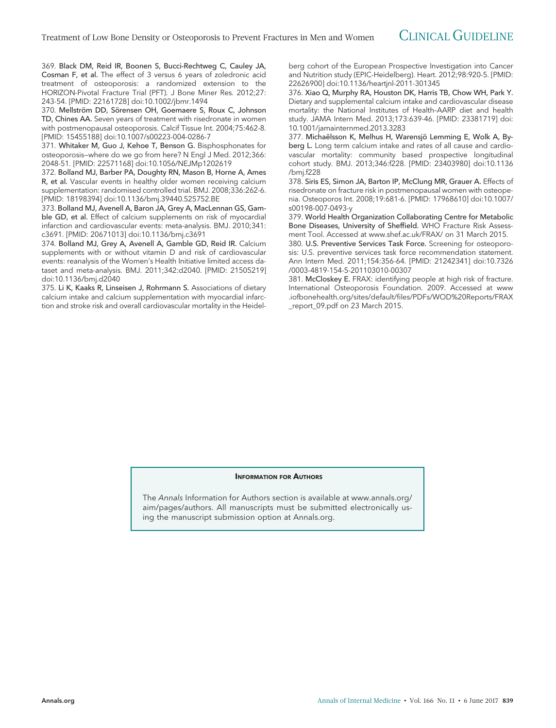369. **Black DM, Reid IR, Boonen S, Bucci-Rechtweg C, Cauley JA, Cosman F, et al.** The effect of 3 versus 6 years of zoledronic acid treatment of osteoporosis: a randomized extension to the HORIZON-Pivotal Fracture Trial (PFT). J Bone Miner Res. 2012;27:243-54. [PMID: 22161728] doi:10.1002/jbmr.1494

370. **Mellström DD, Sörensen OH, Goemaere S, Roux C, Johnson TD, Chines AA.** Seven years of treatment with risedronate in women with postmenopausal osteoporosis. Calcif Tissue Int. 2004;75:462-8. [PMID: 15455188] doi:10.1007/s00223-004-0286-7

371. **Whitaker M, Guo J, Kehoe T, Benson G.** Bisphosphonates for osteoporosis—where do we go from here? N Engl J Med. 2012;366:2048-51. [PMID: 22571168] doi:10.1056/NEJMp1202619

372. **Bolland MJ, Barber PA, Doughty RN, Mason B, Horne A, Ames R, et al.** Vascular events in healthy older women receiving calcium supplementation: randomised controlled trial. BMJ. 2008;336:262-6. [PMID: 18198394] doi:10.1136/bmj.39440.525752.BE

373. **Bolland MJ, Avenell A, Baron JA, Grey A, MacLennan GS, Gamble GD, et al.** Effect of calcium supplements on risk of myocardial infarction and cardiovascular events: meta-analysis. BMJ. 2010;341:c3691. [PMID: 20671013] doi:10.1136/bmj.c3691

374. **Bolland MJ, Grey A, Avenell A, Gamble GD, Reid IR.** Calcium supplements with or without vitamin D and risk of cardiovascular events: reanalysis of the Women's Health Initiative limited access dataset and meta-analysis. BMJ. 2011;342:d2040. [PMID: 21505219] doi:10.1136/bmj.d2040

375. **Li K, Kaaks R, Linseisen J, Rohrmann S.** Associations of dietary calcium intake and calcium supplementation with myocardial infarction and stroke risk and overall cardiovascular mortality in the Heidelberg cohort of the European Prospective Investigation into Cancer and Nutrition study (EPIC-Heidelberg). Heart. 2012;98:920-5. [PMID: 22626900] doi:10.1136/heartjnl-2011-301345

376. **Xiao Q, Murphy RA, Houston DK, Harris TB, Chow WH, Park Y.** Dietary and supplemental calcium intake and cardiovascular disease mortality: the National Institutes of Health–AARP diet and health study. JAMA Intern Med. 2013;173:639-46. [PMID: 23381719] doi:10.1001/jamainternmed.2013.3283

377. **Michaëlsson K, Melhus H, Warensjö Lemming E, Wolk A, Byberg L.** Long term calcium intake and rates of all cause and cardiovascular mortality: community based prospective longitudinal cohort study. BMJ. 2013;346:f228. [PMID: 23403980] doi:10.1136/bmj.f228

378. **Siris ES, Simon JA, Barton IP, McClung MR, Grauer A.** Effects of risedronate on fracture risk in postmenopausal women with osteopenia. Osteoporos Int. 2008;19:681-6. [PMID: 17968610] doi:10.1007/s00198-007-0493-y

379. **World Health Organization Collaborating Centre for Metabolic Bone Diseases, University of Sheffield.** WHO Fracture Risk Assessment Tool. Accessed at www.shef.ac.uk/FRAX/ on 31 March 2015.

380. **U.S. Preventive Services Task Force.** Screening for osteoporosis: U.S. preventive services task force recommendation statement. Ann Intern Med. 2011;154:356-64. [PMID: 21242341] doi:10.7326/0003-4819-154-5-201103010-00307

381. **McCloskey E.** FRAX: identifying people at high risk of fracture. International Osteoporosis Foundation. 2009. Accessed at www.iofbonehealth.org/sites/default/files/PDFs/WOD%20Reports/FRAX_report_09.pdf on 23 March 2015.

**Information for Authors**

The *Annals* Information for Authors section is available at www.annals.org/aim/pages/authors. All manuscripts must be submitted electronically using the manuscript submission option at Annals.org.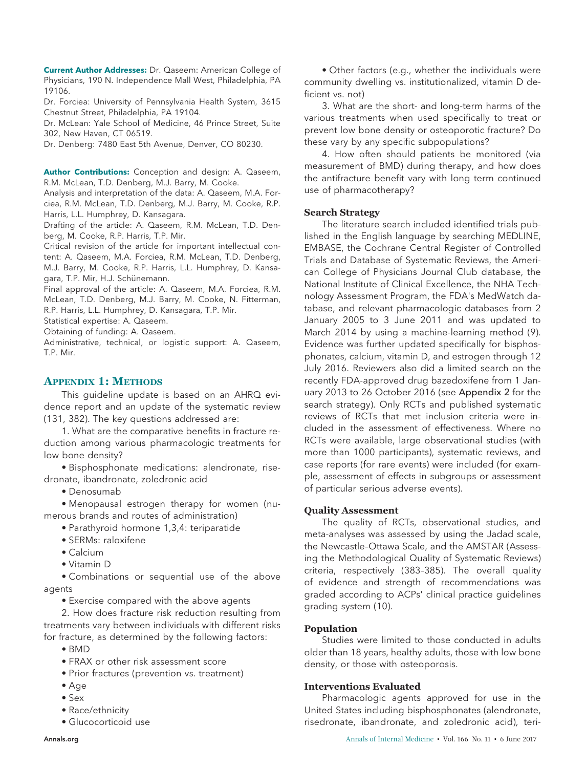**Current Author Addresses:** Dr. Qaseem: American College of Physicians, 190 N. Independence Mall West, Philadelphia, PA 19106.

Dr. Forciea: University of Pennsylvania Health System, 3615 Chestnut Street, Philadelphia, PA 19104.

Dr. McLean: Yale School of Medicine, 46 Prince Street, Suite 302, New Haven, CT 06519.

Dr. Denberg: 7480 East 5th Avenue, Denver, CO 80230.

**Author Contributions:** Conception and design: A. Qaseem, R.M. McLean, T.D. Denberg, M.J. Barry, M. Cooke.

Analysis and interpretation of the data: A. Qaseem, M.A. Forciea, R.M. McLean, T.D. Denberg, M.J. Barry, M. Cooke, R.P. Harris, L.L. Humphrey, D. Kansagara.

Drafting of the article: A. Qaseem, R.M. McLean, T.D. Denberg, M. Cooke, R.P. Harris, T.P. Mir.

Critical revision of the article for important intellectual content: A. Qaseem, M.A. Forciea, R.M. McLean, T.D. Denberg, M.J. Barry, M. Cooke, R.P. Harris, L.L. Humphrey, D. Kansagara, T.P. Mir, H.J. Schünemann.

Final approval of the article: A. Qaseem, M.A. Forciea, R.M. McLean, T.D. Denberg, M.J. Barry, M. Cooke, N. Fitterman, R.P. Harris, L.L. Humphrey, D. Kansagara, T.P. Mir.

Statistical expertise: A. Qaseem.

Obtaining of funding: A. Qaseem.

Administrative, technical, or logistic support: A. Qaseem, T.P. Mir.

## Appendix 1: Methods

This guideline update is based on an AHRQ evidence report and an update of the systematic review (131, 382). The key questions addressed are:

1. What are the comparative benefits in fracture reduction among various pharmacologic treatments for low bone density?

- Bisphosphonate medications: alendronate, risedronate, ibandronate, zoledronic acid
- Denosumab
- Menopausal estrogen therapy for women (numerous brands and routes of administration)
- Parathyroid hormone 1,3,4: teriparatide
- SERMs: raloxifene
- Calcium
- Vitamin D
- Combinations or sequential use of the above agents
- Exercise compared with the above agents

2. How does fracture risk reduction resulting from treatments vary between individuals with different risks for fracture, as determined by the following factors:

- BMD
- FRAX or other risk assessment score
- Prior fractures (prevention vs. treatment)
- Age
- Sex
- Race/ethnicity
- Glucocorticoid use
- Other factors (e.g., whether the individuals were community dwelling vs. institutionalized, vitamin D deficient vs. not)

3. What are the short- and long-term harms of the various treatments when used specifically to treat or prevent low bone density or osteoporotic fracture? Do these vary by any specific subpopulations?

4. How often should patients be monitored (via measurement of BMD) during therapy, and how does the antifracture benefit vary with long term continued use of pharmacotherapy?

### Search Strategy

The literature search included identified trials published in the English language by searching MEDLINE, EMBASE, the Cochrane Central Register of Controlled Trials and Database of Systematic Reviews, the American College of Physicians Journal Club database, the National Institute of Clinical Excellence, the NHA Technology Assessment Program, the FDA's MedWatch database, and relevant pharmacologic databases from 2 January 2005 to 3 June 2011 and was updated to March 2014 by using a machine-learning method (9). Evidence was further updated specifically for bisphosphonates, calcium, vitamin D, and estrogen through 12 July 2016. Reviewers also did a limited search on the recently FDA-approved drug bazedoxifene from 1 January 2013 to 26 October 2016 (see Appendix 2 for the search strategy). Only RCTs and published systematic reviews of RCTs that met inclusion criteria were included in the assessment of effectiveness. Where no RCTs were available, large observational studies (with more than 1000 participants), systematic reviews, and case reports (for rare events) were included (for example, assessment of effects in subgroups or assessment of particular serious adverse events).

### Quality Assessment

The quality of RCTs, observational studies, and meta-analyses was assessed by using the Jadad scale, the Newcastle–Ottawa Scale, and the AMSTAR (Assessing the Methodological Quality of Systematic Reviews) criteria, respectively (383–385). The overall quality of evidence and strength of recommendations was graded according to ACPs' clinical practice guidelines grading system (10).

### Population

Studies were limited to those conducted in adults older than 18 years, healthy adults, those with low bone density, or those with osteoporosis.

### Interventions Evaluated

Pharmacologic agents approved for use in the United States including bisphosphonates (alendronate, risedronate, ibandronate, and zoledronic acid), teri-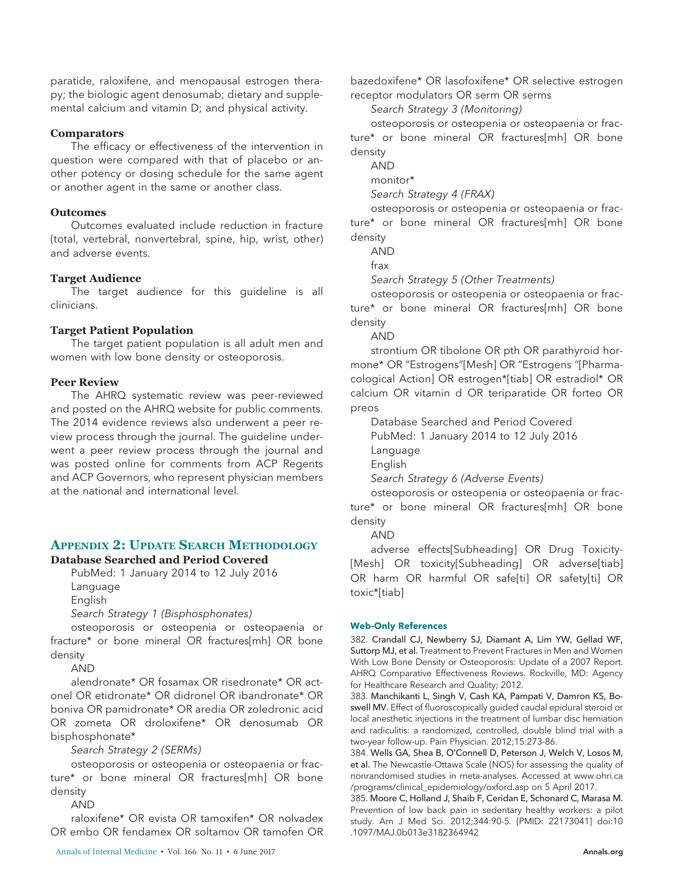paratide, raloxifene, and menopausal estrogen therapy; the biologic agent denosumab; dietary and supplemental calcium and vitamin D; and physical activity.

### Comparators

The efficacy or effectiveness of the intervention in question were compared with that of placebo or another potency or dosing schedule for the same agent or another agent in the same or another class.

### Outcomes

Outcomes evaluated include reduction in fracture (total, vertebral, nonvertebral, spine, hip, wrist, other) and adverse events.

### Target Audience

The target audience for this guideline is all clinicians.

### Target Patient Population

The target patient population is all adult men and women with low bone density or osteoporosis.

### Peer Review

The AHRQ systematic review was peer-reviewed and posted on the AHRQ website for public comments. The 2014 evidence reviews also underwent a peer review process through the journal. The guideline underwent a peer review process through the journal and was posted online for comments from ACP Regents and ACP Governors, who represent physician members at the national and international level.

## Appendix 2: Update Search Methodology

### Database Searched and Period Covered

PubMed: 1 January 2014 to 12 July 2016

Language

English

*Search Strategy 1 (Bisphosphonates)*

osteoporosis or osteopenia or osteopaenia or fracture* or bone mineral OR fractures[mh] OR bone density

AND

alendronate* OR fosamax OR risedronate* OR actonel OR etidronate* OR didronel OR ibandronate* OR boniva OR pamidronate* OR aredia OR zoledronic acid OR zometa OR droloxifene* OR denosumab OR bisphosphonate*

*Search Strategy 2 (SERMs)*

osteoporosis or osteopenia or osteopaenia or fracture* or bone mineral OR fractures[mh] OR bone density

AND

raloxifene* OR evista OR tamoxifen* OR nolvadex OR embo OR fendamex OR soltamov OR tamofen OR bazedoxifene* OR lasofoxifene* OR selective estrogen receptor modulators OR serm OR serms

*Search Strategy 3 (Monitoring)*

osteoporosis or osteopenia or osteopaenia or fracture* or bone mineral OR fractures[mh] OR bone density

AND

monitor*

*Search Strategy 4 (FRAX)*

osteoporosis or osteopenia or osteopaenia or fracture* or bone mineral OR fractures[mh] OR bone density

AND

frax

*Search Strategy 5 (Other Treatments)*

osteoporosis or osteopenia or osteopaenia or fracture* or bone mineral OR fractures[mh] OR bone density

AND

strontium OR tibolone OR pth OR parathyroid hormone* OR "Estrogens"[Mesh] OR "Estrogens "[Pharmacological Action] OR estrogen*[tiab] OR estradiol* OR calcium OR vitamin d OR teriparatide OR forteo OR preos

Database Searched and Period Covered

PubMed: 1 January 2014 to 12 July 2016

Language

English

*Search Strategy 6 (Adverse Events)*

osteoporosis or osteopenia or osteopaenia or fracture* or bone mineral OR fractures[mh] OR bone density

AND

adverse effects[Subheading] OR Drug Toxicity[Mesh] OR toxicity[Subheading] OR adverse[tiab] OR harm OR harmful OR safe[ti] OR safety[ti] OR toxic*[tiab]

### Web-Only References

382. Crandall CJ, Newberry SJ, Diamant A, Lim YW, Gellad WF, Suttorp MJ, et al. Treatment to Prevent Fractures in Men and Women With Low Bone Density or Osteoporosis: Update of a 2007 Report. AHRQ Comparative Effectiveness Reviews. Rockville, MD: Agency for Healthcare Research and Quality; 2012.

383. Manchikanti L, Singh V, Cash KA, Pampati V, Damron KS, Boswell MV. Effect of fluoroscopically guided caudal epidural steroid or local anesthetic injections in the treatment of lumbar disc herniation and radiculitis: a randomized, controlled, double blind trial with a two-year follow-up. Pain Physician. 2012;15:273-86.

384. Wells GA, Shea B, O'Connell D, Peterson J, Welch V, Losos M, et al. The Newcastle-Ottawa Scale (NOS) for assessing the quality of nonrandomised studies in meta-analyses. Accessed at www.ohri.ca/programs/clinical_epidemiology/oxford.asp on 5 April 2017.

385. Moore C, Holland J, Shaib F, Ceridan E, Schonard C, Marasa M. Prevention of low back pain in sedentary healthy workers: a pilot study. Am J Med Sci. 2012;344:90-5. [PMID: 22173041] doi:10.1097/MAJ.0b013e3182364942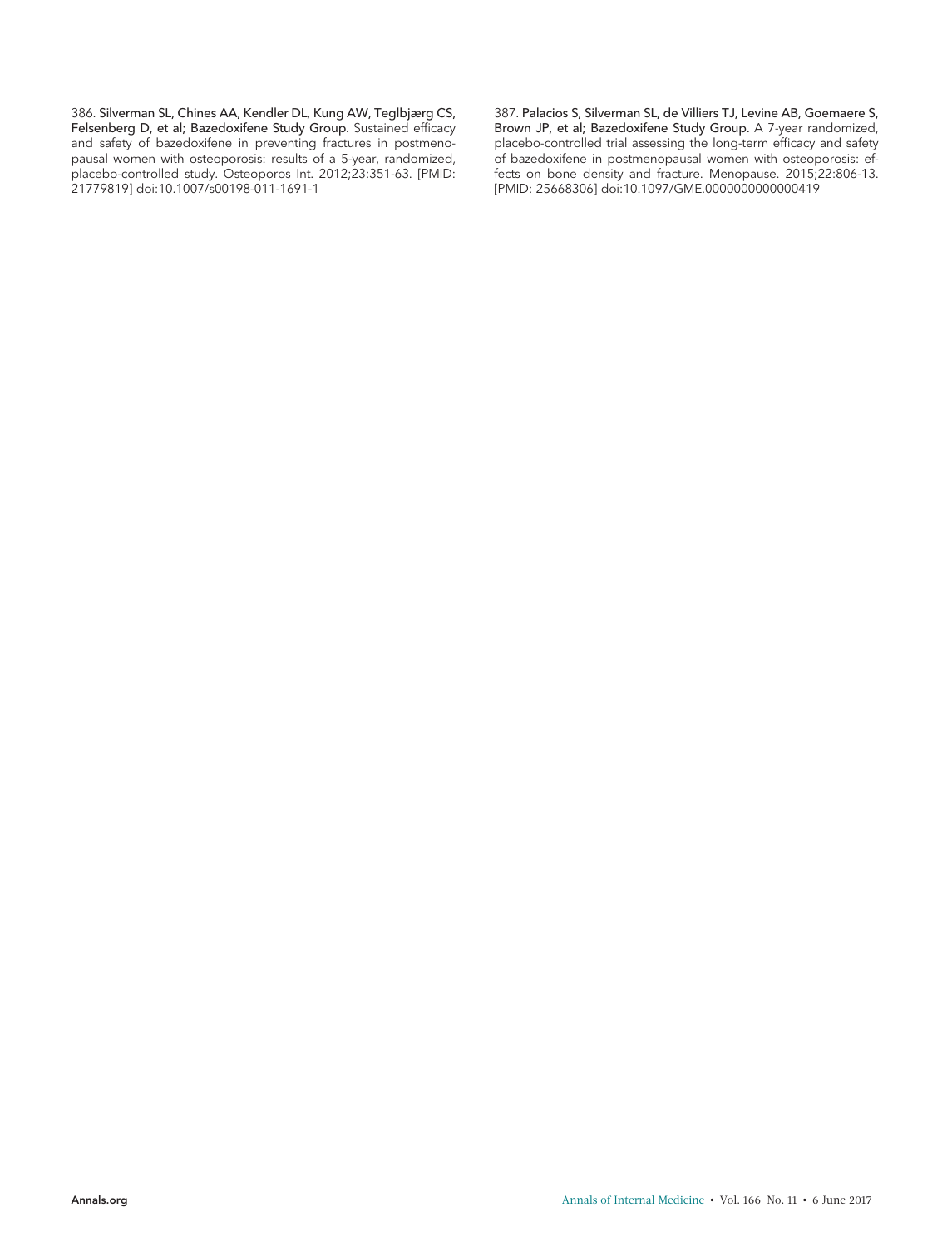386. **Silverman SL, Chines AA, Kendler DL, Kung AW, Teglbjærg CS, Felsenberg D, et al; Bazedoxifene Study Group.** Sustained efficacy and safety of bazedoxifene in preventing fractures in postmenopausal women with osteoporosis: results of a 5-year, randomized, placebo-controlled study. Osteoporos Int. 2012;23:351-63. [PMID: 21779819] doi:10.1007/s00198-011-1691-1

387. **Palacios S, Silverman SL, de Villiers TJ, Levine AB, Goemaere S, Brown JP, et al; Bazedoxifene Study Group.** A 7-year randomized, placebo-controlled trial assessing the long-term efficacy and safety of bazedoxifene in postmenopausal women with osteoporosis: effects on bone density and fracture. Menopause. 2015;22:806-13. [PMID: 25668306] doi:10.1097/GME.0000000000000419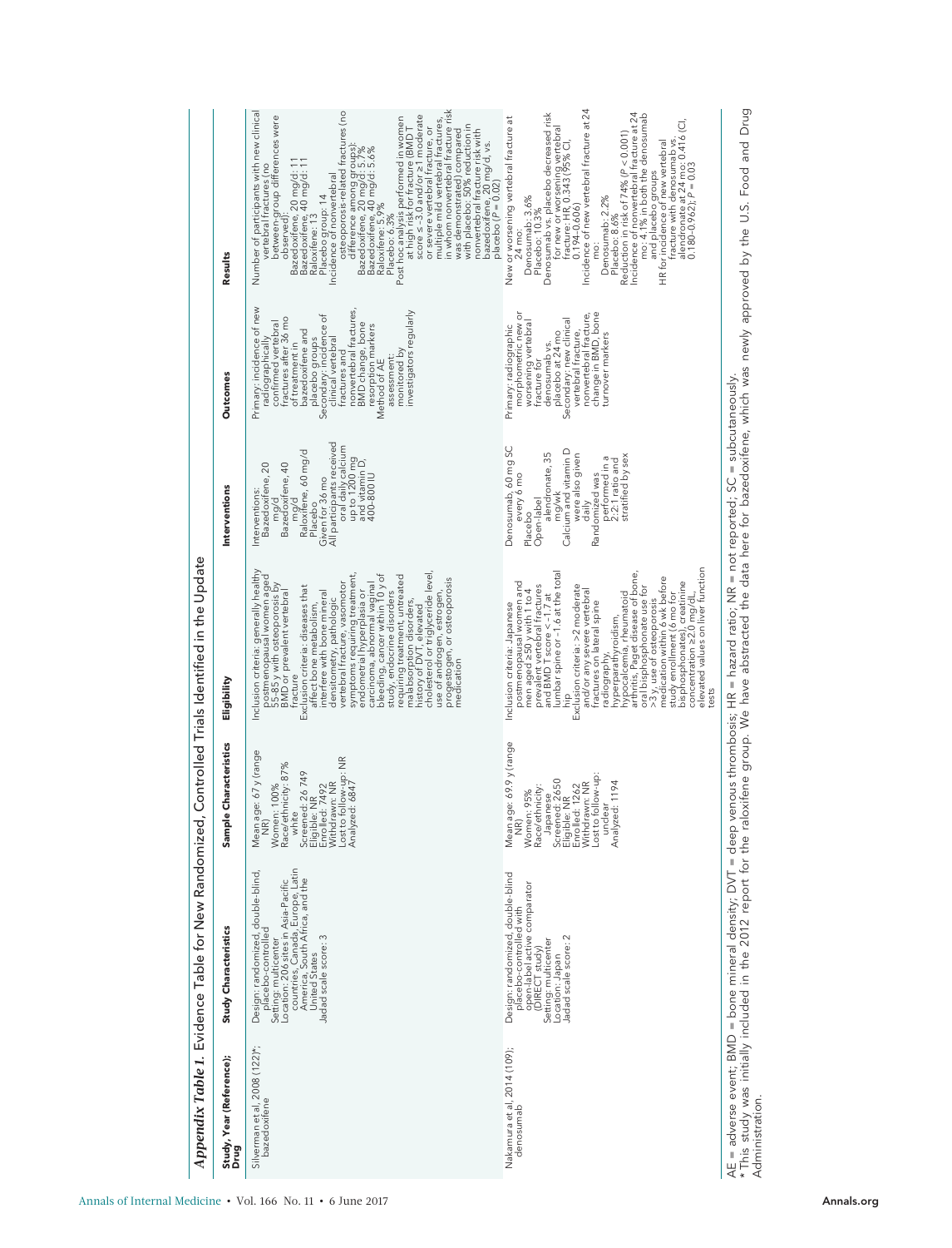*Appendix Table 1.* Evidence Table for New Randomized, Controlled Trials Identified in the Update

| Study, Year (Reference); Drug | Study Characteristics | Sample Characteristics | Eligibility | Interventions | Outcomes | Results |
|---|---|---|---|---|---|---|
| Silverman et al, 2008 (122)*; bazedoxifene | Design: randomized, double-blind, placebo-controlled<br>Setting: multicenter<br>Location: 206 sites in Asia-Pacific countries, Canada, Europe, Latin America, South Africa, and the United States<br>Jadad scale score: 3 | Mean age: 67 y (range NR)<br>Women: 100%<br>Race/ethnicity: 87% white<br>Screened: 26 749<br>Eligible: NR<br>Enrolled: 7492<br>Withdrawn: NR<br>Lost to follow-up: NR<br>Analyzed: 6847 | Inclusion criteria: generally healthy postmenopausal women aged 55–85 y with osteoporosis by BMD or prevalent vertebral fracture<br>Exclusion criteria: diseases that affect bone metabolism, interfere with bone mineral densitometry, pathologic vertebral fracture, vasomotor symptoms requiring treatment, endometrial hyperplasia or carcinoma, abnormal vaginal bleeding, cancer within 10 y of study, endocrine disorders requiring treatment, untreated malabsorption disorders, history of DVT, elevated cholesterol or triglyceride level, use of androgen, estrogen, progestogen, or osteoporosis medication | Interventions:<br>Bazedoxifene, 20 mg/d<br>Bazedoxifene, 40 mg/d<br>Raloxifene, 60 mg/d<br>Placebo<br>Given for 36 mo<br>All participants received oral daily calcium up to 1200 mg and vitamin D, 400–800 IU | Primary: incidence of new radiographically confirmed vertebral fractures after 36 mo of treatment in bazedoxifene and placebo groups<br>Secondary: incidence of clinical vertebral fractures and nonvertebral fractures, BMD change, bone resorption markers<br>Method of AE assessment: monitored by investigators regularly | Number of participants with new clinical vertebral fractures (no between-group differences were observed):<br>Bazedoxifene, 20 mg/d: 11<br>Bazedoxifene, 40 mg/d: 11<br>Raloxifene: 13<br>Placebo group: 14<br>Incidence of nonvertebral osteoporosis-related fractures (no difference among groups):<br>Bazedoxifene, 20 mg/d: 5.7%<br>Bazedoxifene, 40 mg/d: 5.6%<br>Raloxifene: 5.9%<br>Placebo: 6.3%<br>Post hoc analysis performed in women at high risk for fracture (BMD T score ≤ −3.0 and/or ≥1 moderate or severe vertebral fracture, or multiple mild vertebral fractures, in whom nonvertebral fracture risk was demonstrated) compared with placebo; 50% reduction in nonvertebral fracture risk with bazedoxifene, 20 mg/d, vs. placebo (P = 0.02) |
| Nakamura et al, 2014 (109); denosumab | Design: randomized, double-blind placebo-controlled with open-label active comparator (DIRECT study)<br>Setting: multicenter<br>Location: Japan<br>Jadad scale score: 2 | Mean age: 69.9 y (range NR)<br>Women: 95%<br>Race/ethnicity: Japanese<br>Screened: 2650<br>Eligible: NR<br>Enrolled: 1262<br>Withdrawn: NR<br>Lost to follow-up: unclear<br>Analyzed: 1194 | Inclusion criteria: Japanese postmenopausal women and men aged ≥50 y with 1 to 4 prevalent vertebral fractures and BMD T score < −1.7 at lumbar spine or −1.6 at the total hip<br>Exclusion criteria: >2 moderate and/or any severe vertebral fractures on lateral spine radiography, hyperparathyroidism, hypocalcemia, rheumatoid arthritis, Paget disease of bone, >3 y, use of osteoporosis medication within 6 wk before study enrollment (6 mo for oral bisphosphonate use for bisphosphonates), creatinine concentration ≥2.0 mg/dL, elevated values on liver function tests | Denosumab, 60 mg SC every 6 mo<br>Placebo<br>Open-label alendronate, 35 mg/wk<br>Calcium and vitamin D were also given daily<br>Randomized was performed in a 2:2:1 ratio and stratified by sex | Primary: radiographic morphometric new or worsening vertebral fracture for denosumab vs. placebo at 24 mo<br>Secondary: new clinical vertebral fracture, nonvertebral fracture, change in BMD, bone turnover markers | New or worsening vertebral fracture at 24 mo:<br>Denosumab: 3.6%<br>Placebo: 10.3%<br>Denosumab vs. placebo decreased risk for new or worsening vertebral fracture: HR, 0.343 (95% CI, 0.194–0.606)<br>Incidence of new vertebral fracture at 24 mo:<br>Denosumab: 2.2%<br>Placebo: 8.6%<br>Reduction in risk of 74% (P < 0.001)<br>Incidence of nonvertebral fracture at 24 mo: 4.1% in both the denosumab and placebo groups<br>HR for incidence of new vertebral fracture with denosumab vs. alendronate at 24 mo: 0.416 (CI, 0.180–0.962); P = 0.03 |

AE = adverse event; BMD = bone mineral density; DVT = deep venous thrombosis; HR = hazard ratio; NR = not reported; SC = subcutaneously.
* This study was initially included in the 2012 report for the raloxifene group. We have abstracted the data here for bazedoxifene, which was newly approved by the U.S. Food and Drug Administration.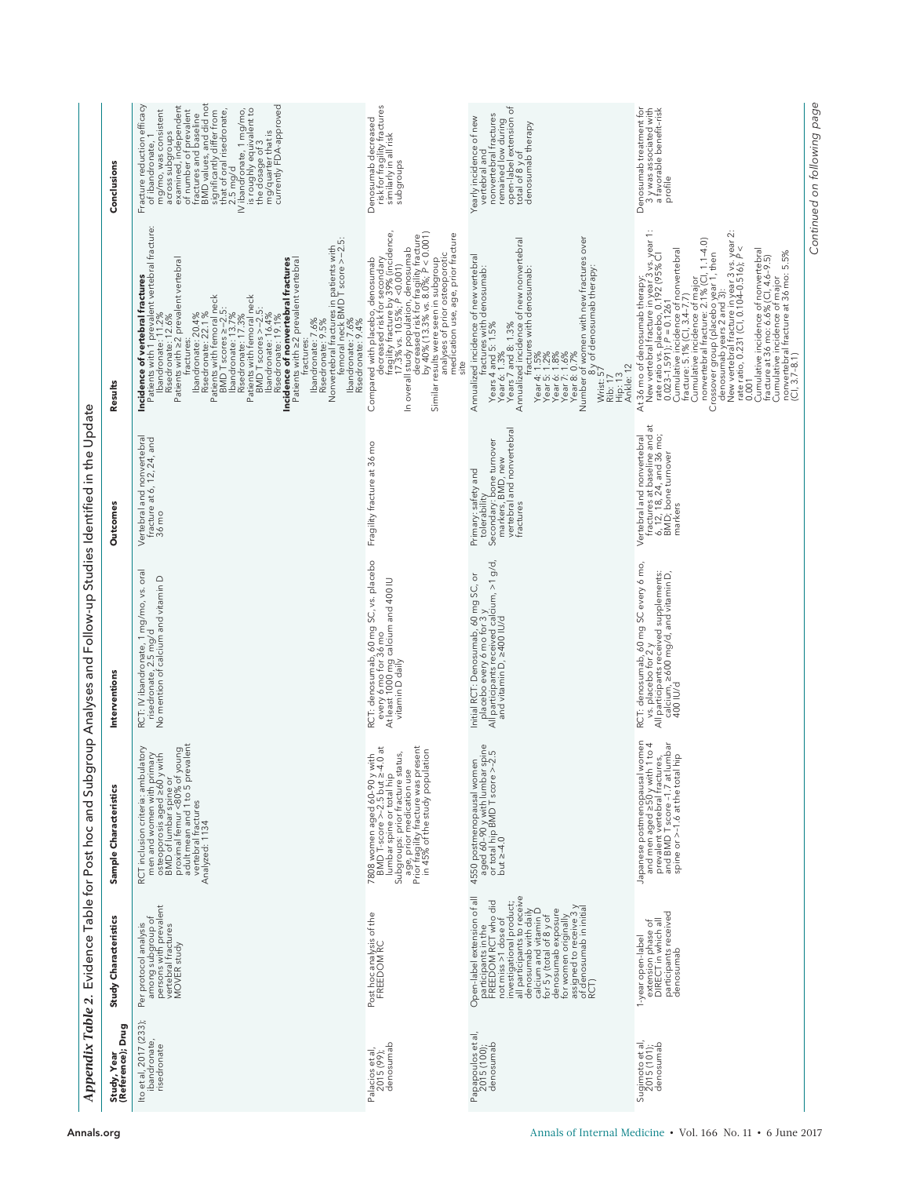*Appendix Table 2.* Evidence Table for Post hoc and Subgroup Analyses and Follow-up Studies Identified in the Update

| Study, Year (Reference); Drug | Study Characteristics | Sample Characteristics | Interventions | Outcomes | Results | Conclusions |
|---|---|---|---|---|---|---|
| Ito et al, 2017 (233); ibandronate, risedronate | Per protocol analysis among subgroup of persons with prevalent vertebral fractures<br>MOVER study | RCT inclusion criteria: ambulatory men and women with primary osteoporosis aged ≥60 y with BMD of lumbar spine or proximal femur <80% of young adult mean and 1 to 5 prevalent vertebral fractures<br>Analyzed: 1134 | RCT: IV ibandronate, 1 mg/mo, vs. oral risedronate, 2.5 mg/d<br>No mention of calcium and vitamin D | Vertebral and nonvertebral fracture at 6, 12, 24, and 36 mo | **Incidence of vertebral fractures**<br>Patients with 1 prevalent vertebral fracture:<br>Ibandronate: 11.2%<br>Risedronate: 12.6%<br>Patients with ≥2 prevalent vertebral fractures:<br>Ibandronate: 20.4%<br>Risedronate: 22.1%<br>Patients with femoral neck BMD T scores ≥−2.5:<br>Ibandronate: 13.7%<br>Risedronate: 17.3%<br>Patients with femoral neck BMD T scores >−2.5:<br>Ibandronate: 16.4%<br>Risedronate: 19.1%<br>**Incidence of nonvertebral fractures**<br>Patients with ≥2 prevalent vertebral fractures:<br>Ibandronate: 7.6%<br>Risedronate: 9.5%<br>Nonvertebral fractures in patients with femoral neck BMD T score >−2.5:<br>Ibandronate: 7.6%<br>Risedronate: 9.4% | Fracture reduction efficacy of ibandronate, 1 mg/mo, was consistent across subgroups examined, independent of number of prevalent fractures and baseline BMD values, and did not significantly differ from that of oral risedronate, 2.5 mg/d<br>IV ibandronate, 1 mg/mo, is roughly equivalent to the dosage of 3 mg/quarter that is currently FDA-approved |
| Palacios et al, 2015 (99); denosumab | Post hoc analysis of the FREEDOM RC | 7808 women aged 60–90 y with BMD T-score >−2.5 but ≥−4.0 at lumbar spine or total hip<br>Subgroups: prior fracture status, age, prior medication use<br>Prior fragility fracture was present in 45% of the study population | RCT: denosumab, 60 mg SC, vs. placebo every 6 mo for 36 mo<br>At least 1000 mg calcium and 400 IU vitamin D daily | Fragility fracture at 36 mo | Compared with placebo, denosumab decreased risk for secondary fragility fracture by 39% (incidence, 17.3% vs. 10.5%; $P$ <0.001)<br>In overall study population, denosumab decreased risk for fragility fracture by 40% (13.3% vs. 8.0%; $P$ < 0.001)<br>Similar results were seen in subgroup analyses of prior osteoporotic medication use, age, prior fracture site | Denosumab decreased risk for fragility fractures similarly in all risk subgroups |
| Papapoulos et al, 2015 (100); denosumab | Open-label extension of all participants in the FREEDOM RCT who did not miss >1 dose of investigational product; all participants to receive denosumab with daily calcium and vitamin D for 5 y (total of 8 y of denosumab exposure for women originally assigned to receive 3 y of denosumab in initial RCT) | 4550 postmenopausal women aged 60–90 y with lumbar spine or total hip BMD T score >−2.5 but ≥−4.0 | Initial RCT: Denosumab, 60 mg SC, or placebo every 6 mo for 3 y<br>All participants received calcium, >1 g/d, and vitamin D, ≥400 IU/d | Primary: safety and tolerability<br>Secondary: bone turnover markers, BMD, new vertebral and nonvertebral fractures | Annualized incidence of new vertebral fractures with denosumab:<br>Years 4 and 5: 1.5%<br>Year 6: 1.3%<br>Years 7 and 8: 1.3%<br>Annualized incidence of new nonvertebral fractures with denosumab:<br>Year 4: 1.5%<br>Year 5: 1.2%<br>Year 6: 1.8%<br>Year 7: 1.6%<br>Year 8: 0.7%<br>Number of women with new fractures over 8 y of denosumab therapy:<br>Wrist: 57<br>Rib: 17<br>Hip: 13<br>Ankle: 12 | Yearly incidence of new vertebral and nonvertebral fractures remained low during open-label extension of total of 8 y of denosumab therapy |
| Sugimoto et al, 2015 (101); denosumab | 1-year open-label extension phase of DIRECT in which all participants received denosumab | Japanese postmenopausal women and men aged ≥50 y with 1 to 4 prevalent vertebral fractures, and BMD T score −1.7 at lumbar spine or >−1.6 at the total hip | RCT: denosumab, 60 mg SC every 6 mo, vs. placebo for 2 y<br>All participants received supplements: calcium, ≥600 mg/d, and vitamin D, 400 IU/d | Vertebral and nonvertebral fractures at baseline and at 6, 12, 18, 24, and 36 mo; BMD; bone turnover markers | At 36 mo of denosumab therapy:<br>New vertebral fracture in year 3 vs. year 1: rate ratio vs. placebo, 0.192 (95% CI 0.023–1.591); $P$ = 0.1261<br>Cumulative incidence of nonvertebral fracture: 5.1% (CI, 3.4–7.7)<br>Cumulative incidence of major nonvertebral fracture: 2.1% (CI, 1.1–4.0)<br>Crossover group (placebo year 1, then denosumab years 2 and 3):<br>New vertebral fracture in year 3 vs. year 2: rate ratio, 0.231 (CI, 0.104–0.516); $P$ < 0.001<br>Cumulative incidence of nonvertebral fracture at 36 mo: 6.6% (CI, 4.6–9.5)<br>Cumulative incidence of major nonvertebral fracture at 36 mo: 5.5% (CI, 3.7–8.1) | Denosumab treatment for 3 y was associated with a favorable benefit–risk profile |

*Continued on following page*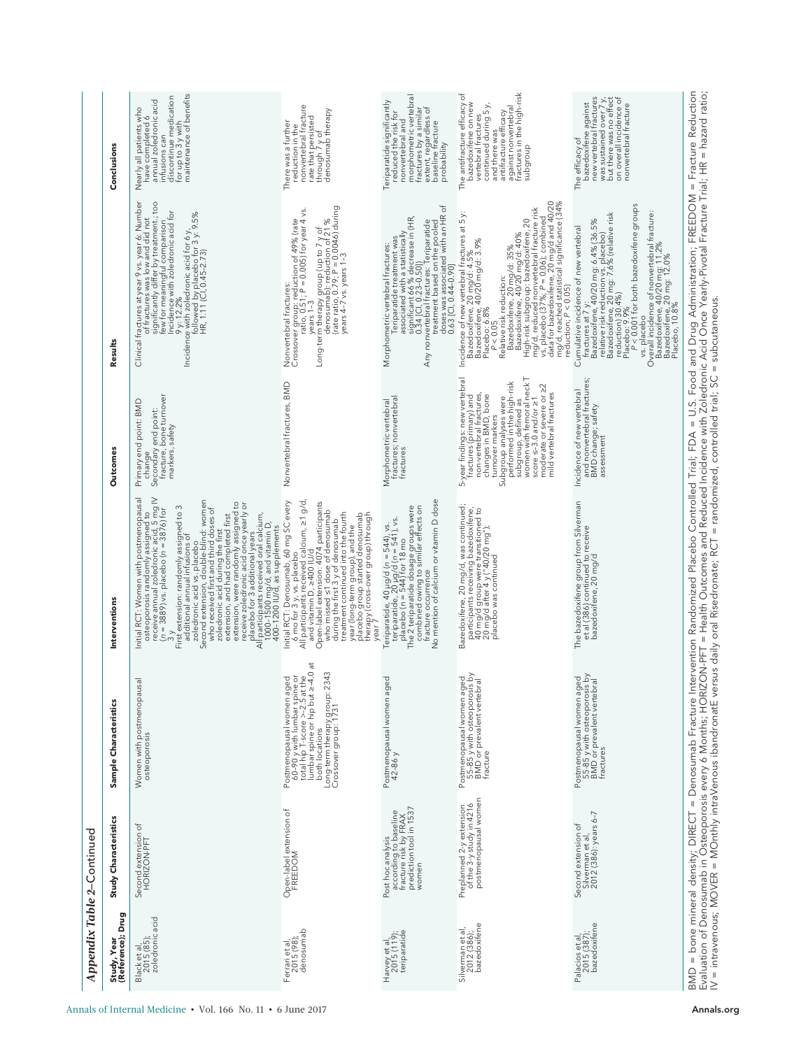*Appendix Table 2*–Continued

| Study, Year (Reference); Drug | Study Characteristics | Sample Characteristics | Interventions | Outcomes | Results | Conclusions |
|---|---|---|---|---|---|---|
| Black et al, 2015 (85); zoledronic acid | Second extension of HORIZON-PFT | Women with postmenopausal osteoporosis | Initial RCT: Women with postmenopausal osteoporosis randomly assigned to receive annual zoledronic acid, 5 mg IV (n = 3889) vs. placebo (n = 3876) for 3 y<br>First extension: randomly assigned to 3 additional annual infusions of zoledronic acid vs. placebo<br>Second extension, double-blind: women who received first and third doses of zoledronic acid during the first extension, and had completed first extension, were randomly assigned to receive zoledronic acid once yearly or placebo for 3 additional years<br>All participants received oral calcium, 1000–1500 mg/d, and vitamin D, 400–1200 IU/d, as supplements | Primary end point: BMD change<br>Secondary end point: fracture, bone turnover markers, safety | Clinical fractures at year 9 vs. year 6: Number of fractures was low and did not significantly differ by treatment; too few for meaningful comparison<br>Incidence with zoledronic acid for 9 y: 12.2%<br>Incidence with zoledronic acid for 6 y, followed by placebo for 3 y: 9.5%<br>HR, 1.11 (CI, 0.45–2.73) | Nearly all patients who have completed 6 annual zoledronic acid infusions can discontinue medication for up to 3 y with maintenance of benefits |
| Ferrari et al, 2015 (98); denosumab | Open-label extension of FREEDOM | Postmenopausal women aged 60–90 y with lumbar spine or total hip T-score <−2.5 at the lumbar spine or hip but ≥−4.0 at both locations<br>Long-term therapy group: 2343<br>Crossover group: 1731 | Initial RCT: Denosumab, 60 mg SC every 6 mo for 3 y, vs. placebo<br>All participants received calcium, ≥1 g/d, and vitamin D, ≥400 IU/d<br>Open-label extension: 4074 participants who missed ≤1 dose of denosumab during the first 3 y of denosumab treatment continued into the fourth year (long-term group), and the placebo group started denosumab therapy (cross-over group) through year 7 | Nonvertebral fractures, BMD | Nonvertebral fractures:<br>Crossover group: reduction of 49% (rate ratio, 0.51; P = 0.005) for year 4 vs. years 1–3<br>Long-term therapy group (up to 7 y of denosumab): reduction of 21% (rate ratio, 0.79; P = 0.0046) during years 4–7 vs. years 1–3 | There was a further reduction in the nonvertebral fracture rate that persisted through 7 y of denosumab therapy |
| Harvey et al, 2015 (119); teriparatide | Post hoc analysis according to baseline fracture risk by FRAX prediction tool in 1537 women | Postmenopausal women aged 42–86 y | Teriparatide, 40 µg/d (n = 544), vs. teriparatide, 20 µg/d (n = 541), vs. placebo (n = 544) for 18 mo<br>The 2 teriparatide dosage groups were combined owing to similar effects on fracture occurrence<br>No mention of calcium or vitamin D dose | Morphometric vertebral fractures; nonvertebral fractures | Morphometric vertebral fractures:<br>Teriparatide treatment was associated with a statistically significant 66% decrease in (HR, 0.34 [CI, 0.23–0.50])<br>Any nonvertebral fractures: Teriparatide treatment based on the pooled doses was associated with an HR of 0.63 (CI, 0.44–0.90) | Teriparatide significantly reduced the risk for nonvertebral and morphometric vertebral fractures by a similar extent, regardless of baseline fracture probability |
| Silverman et al, 2012 (386); bazedoxifene | Preplanned 2-y extension of the 3-y study in 4216 postmenopausal women | Postmenopausal women aged 55–85 y with osteoporosis by BMD or prevalent vertebral fracture | Bazedoxifene, 20 mg/d, was continued; participants receiving bazedoxifene, 40 mg/d were transitioned to 20 mg/d after 4 y ("40/20 mg"); placebo was continued | 5-year findings: new vertebral fractures (primary) and nonvertebral fractures, changes in BMD, bone turnover markers<br>Subgroup analyses were performed in the high-risk subgroup, defined as women with femoral neck T score ≤−3.0 and/or ≥1 moderate or severe or ≥2 mild vertebral fractures | Incidence of new vertebral fractures at 5 y:<br>Bazedoxifene, 20 mg/d: 4.5%<br>Bazedoxifene, 40/20 mg/d: 3.9%<br>Placebo: 6.8%<br>P < 0.05<br>Relative risk reduction:<br>Bazedoxifene, 20 mg/d: 35%<br>Bazedoxifene, 40/20 mg/d: 40%<br>High-risk subgroup: bazedoxifene, 20 mg/d, reduced nonvertebral fracture risk vs. placebo (37%; P = 0.06); combined data for bazedoxifene, 20 mg/d and 40/20 mg/d, reached statistical significance (34% reduction; P < 0.05) | The antifracture efficacy of bazedoxifene on new vertebral fractures continued during 5 y, and there was antifracture efficacy against nonvertebral fractures in the high-risk subgroup |
| Palacios et al, 2015 (387); bazedoxifene | Second extension of Silverman et al, 2012 (386): years 6–7 | Postmenopausal women aged 55–85 y with osteoporosis by BMD or prevalent vertebral fractures | The bazedoxifene group from Silverman et al (386) continued to receive bazedoxifene, 20 mg/d | Incidence of new vertebral and nonvertebral fractures; BMD change; safety assessment | Cumulative incidence of new vertebral fractures at 7 y:<br>Bazedoxifene, 40/20 mg: 6.4% (36.5% relative risk reduction vs. placebo)<br>Bazedoxifene, 20 mg: 7.6% (relative risk reduction) 30.4%)<br>Placebo: 9%<br>P < 0.001 for both bazedoxifene groups vs. placebo<br>Overall incidence of nonvertebral fracture:<br>Bazedoxifene, 40/20 mg: 11.2%<br>Bazedoxifene, 20 mg: 12.0%<br>Placebo, 10.8% | The efficacy of bazedoxifene against new vertebral fractures was sustained over 7 y, but there was no effect on overall incidence of nonvertebral fracture |

BMD = bone mineral density; DIRECT = Denosumab Fracture Intervention Randomized Placebo Controlled Trial; FDA = U.S. Food and Drug Administration; FREEDOM = Fracture Reduction Evaluation of Denosumab in Osteoporosis every 6 Months; HORIZON-PFT = Health Outcomes and Reduced Incidence with Zoledronic Acid Once Yearly-Pivotal Fracture Trial; HR = hazard ratio; IV = intravenous; MOVER = MOnthly intraVenous ibandronatE versus daily oral Risedronate; RCT = randomized, controlled trial; SC = subcutaneous.